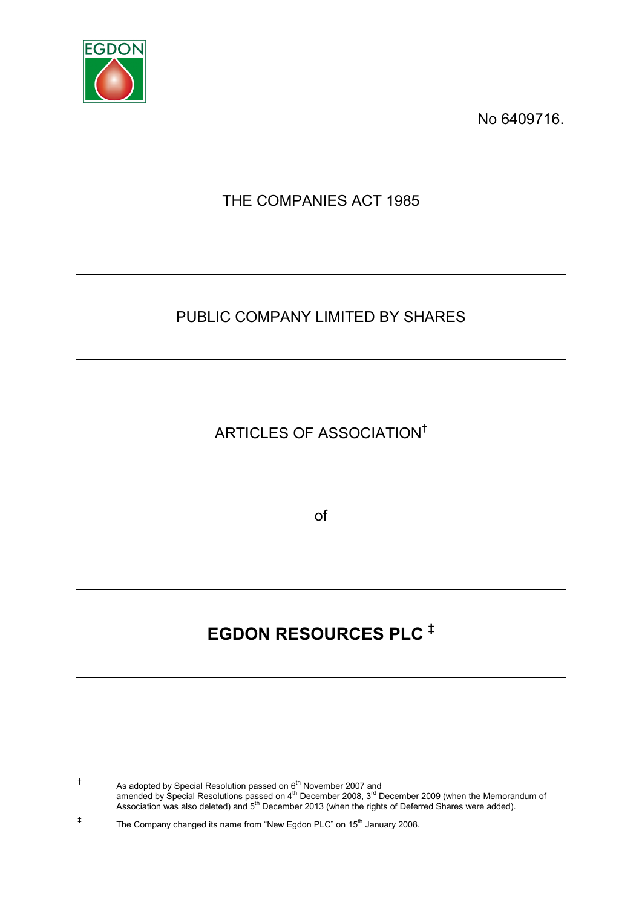No 6409716.

THE COMPANIES ACT 1985

---

PUBLIC COMPANY LIMITED BY SHARES

---

ARTICLES OF ASSOCIATION[†]

of

---

# EGDON RESOURCES PLC [‡]

---

[†] As adopted by Special Resolution passed on 6th November 2007 and amended by Special Resolutions passed on 4th December 2008, 3rd December 2009 (when the Memorandum of Association was also deleted) and 5th December 2013 (when the rights of Deferred Shares were added).

[‡] The Company changed its name from "New Egdon PLC" on 15th January 2008.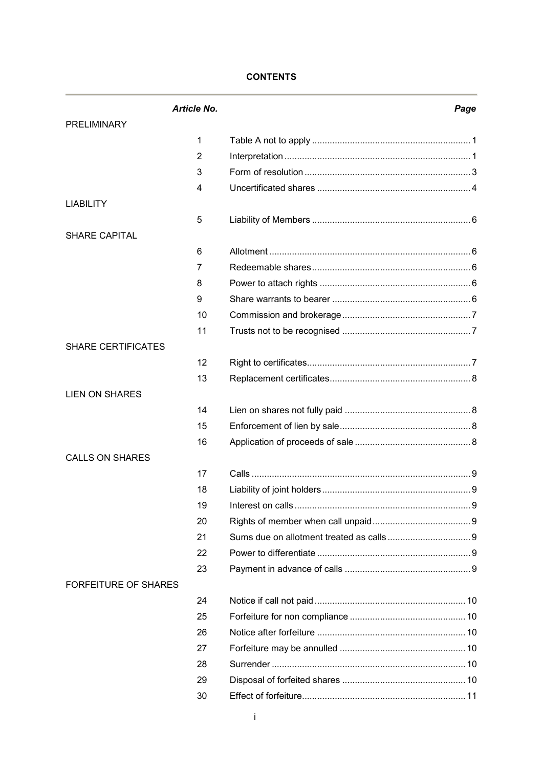**CONTENTS**

| | *Article No.* | | *Page* |
|---|---|---|---|
| PRELIMINARY | | | |
| | 1 | Table A not to apply | 1 |
| | 2 | Interpretation | 1 |
| | 3 | Form of resolution | 3 |
| | 4 | Uncertificated shares | 4 |
| LIABILITY | | | |
| | 5 | Liability of Members | 6 |
| SHARE CAPITAL | | | |
| | 6 | Allotment | 6 |
| | 7 | Redeemable shares | 6 |
| | 8 | Power to attach rights | 6 |
| | 9 | Share warrants to bearer | 6 |
| | 10 | Commission and brokerage | 7 |
| | 11 | Trusts not to be recognised | 7 |
| SHARE CERTIFICATES | | | |
| | 12 | Right to certificates | 7 |
| | 13 | Replacement certificates | 8 |
| LIEN ON SHARES | | | |
| | 14 | Lien on shares not fully paid | 8 |
| | 15 | Enforcement of lien by sale | 8 |
| | 16 | Application of proceeds of sale | 8 |
| CALLS ON SHARES | | | |
| | 17 | Calls | 9 |
| | 18 | Liability of joint holders | 9 |
| | 19 | Interest on calls | 9 |
| | 20 | Rights of member when call unpaid | 9 |
| | 21 | Sums due on allotment treated as calls | 9 |
| | 22 | Power to differentiate | 9 |
| | 23 | Payment in advance of calls | 9 |
| FORFEITURE OF SHARES | | | |
| | 24 | Notice if call not paid | 10 |
| | 25 | Forfeiture for non compliance | 10 |
| | 26 | Notice after forfeiture | 10 |
| | 27 | Forfeiture may be annulled | 10 |
| | 28 | Surrender | 10 |
| | 29 | Disposal of forfeited shares | 10 |
| | 30 | Effect of forfeiture | 11 |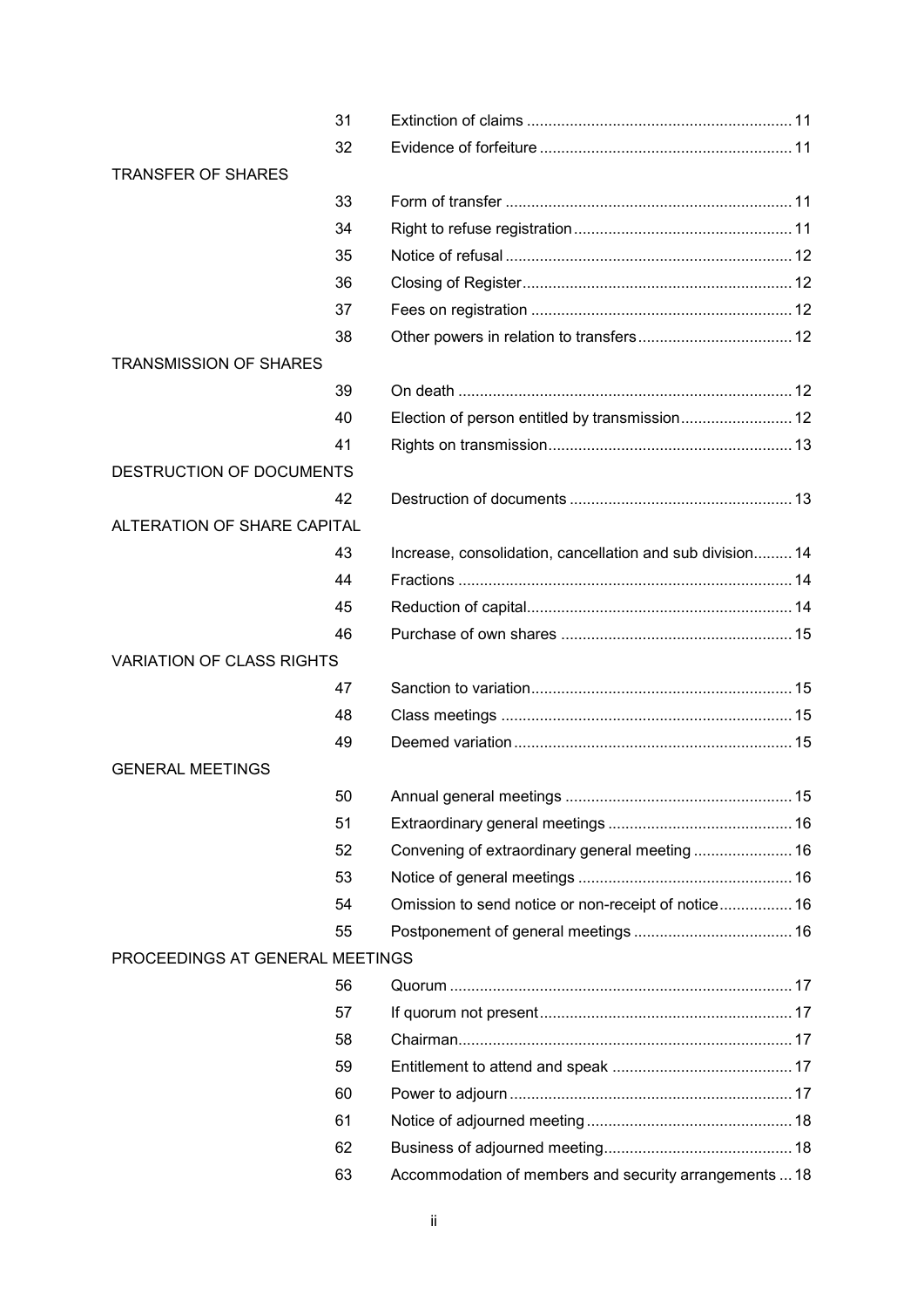| | | | |
|---|---|---|---|
| | 31 | Extinction of claims | 11 |
| | 32 | Evidence of forfeiture | 11 |
| TRANSFER OF SHARES | | | |
| | 33 | Form of transfer | 11 |
| | 34 | Right to refuse registration | 11 |
| | 35 | Notice of refusal | 12 |
| | 36 | Closing of Register | 12 |
| | 37 | Fees on registration | 12 |
| | 38 | Other powers in relation to transfers | 12 |
| TRANSMISSION OF SHARES | | | |
| | 39 | On death | 12 |
| | 40 | Election of person entitled by transmission | 12 |
| | 41 | Rights on transmission | 13 |
| DESTRUCTION OF DOCUMENTS | | | |
| | 42 | Destruction of documents | 13 |
| ALTERATION OF SHARE CAPITAL | | | |
| | 43 | Increase, consolidation, cancellation and sub division | 14 |
| | 44 | Fractions | 14 |
| | 45 | Reduction of capital | 14 |
| | 46 | Purchase of own shares | 15 |
| VARIATION OF CLASS RIGHTS | | | |
| | 47 | Sanction to variation | 15 |
| | 48 | Class meetings | 15 |
| | 49 | Deemed variation | 15 |
| GENERAL MEETINGS | | | |
| | 50 | Annual general meetings | 15 |
| | 51 | Extraordinary general meetings | 16 |
| | 52 | Convening of extraordinary general meeting | 16 |
| | 53 | Notice of general meetings | 16 |
| | 54 | Omission to send notice or non-receipt of notice | 16 |
| | 55 | Postponement of general meetings | 16 |
| PROCEEDINGS AT GENERAL MEETINGS | | | |
| | 56 | Quorum | 17 |
| | 57 | If quorum not present | 17 |
| | 58 | Chairman | 17 |
| | 59 | Entitlement to attend and speak | 17 |
| | 60 | Power to adjourn | 17 |
| | 61 | Notice of adjourned meeting | 18 |
| | 62 | Business of adjourned meeting | 18 |
| | 63 | Accommodation of members and security arrangements | 18 |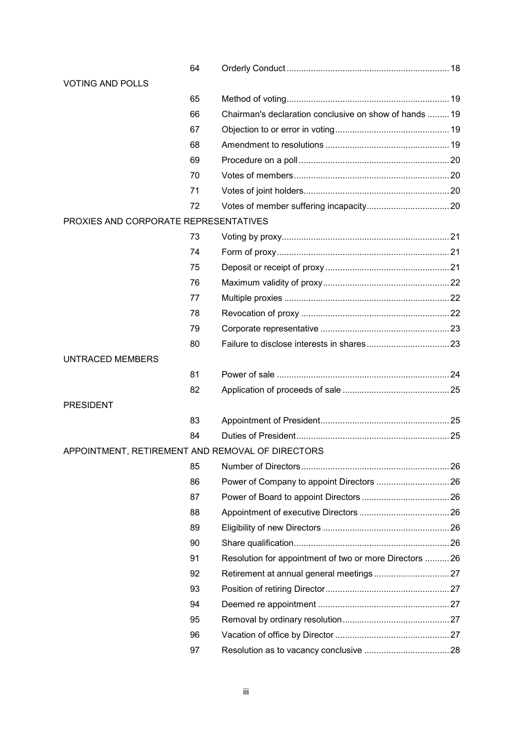| | | | |
|---|---|---|---|
| | 64 | Orderly Conduct | 18 |
| VOTING AND POLLS | | | |
| | 65 | Method of voting | 19 |
| | 66 | Chairman's declaration conclusive on show of hands | 19 |
| | 67 | Objection to or error in voting | 19 |
| | 68 | Amendment to resolutions | 19 |
| | 69 | Procedure on a poll | 20 |
| | 70 | Votes of members | 20 |
| | 71 | Votes of joint holders | 20 |
| | 72 | Votes of member suffering incapacity | 20 |
| PROXIES AND CORPORATE REPRESENTATIVES | | | |
| | 73 | Voting by proxy | 21 |
| | 74 | Form of proxy | 21 |
| | 75 | Deposit or receipt of proxy | 21 |
| | 76 | Maximum validity of proxy | 22 |
| | 77 | Multiple proxies | 22 |
| | 78 | Revocation of proxy | 22 |
| | 79 | Corporate representative | 23 |
| | 80 | Failure to disclose interests in shares | 23 |
| UNTRACED MEMBERS | | | |
| | 81 | Power of sale | 24 |
| | 82 | Application of proceeds of sale | 25 |
| PRESIDENT | | | |
| | 83 | Appointment of President | 25 |
| | 84 | Duties of President | 25 |
| APPOINTMENT, RETIREMENT AND REMOVAL OF DIRECTORS | | | |
| | 85 | Number of Directors | 26 |
| | 86 | Power of Company to appoint Directors | 26 |
| | 87 | Power of Board to appoint Directors | 26 |
| | 88 | Appointment of executive Directors | 26 |
| | 89 | Eligibility of new Directors | 26 |
| | 90 | Share qualification | 26 |
| | 91 | Resolution for appointment of two or more Directors | 26 |
| | 92 | Retirement at annual general meetings | 27 |
| | 93 | Position of retiring Director | 27 |
| | 94 | Deemed re appointment | 27 |
| | 95 | Removal by ordinary resolution | 27 |
| | 96 | Vacation of office by Director | 27 |
| | 97 | Resolution as to vacancy conclusive | 28 |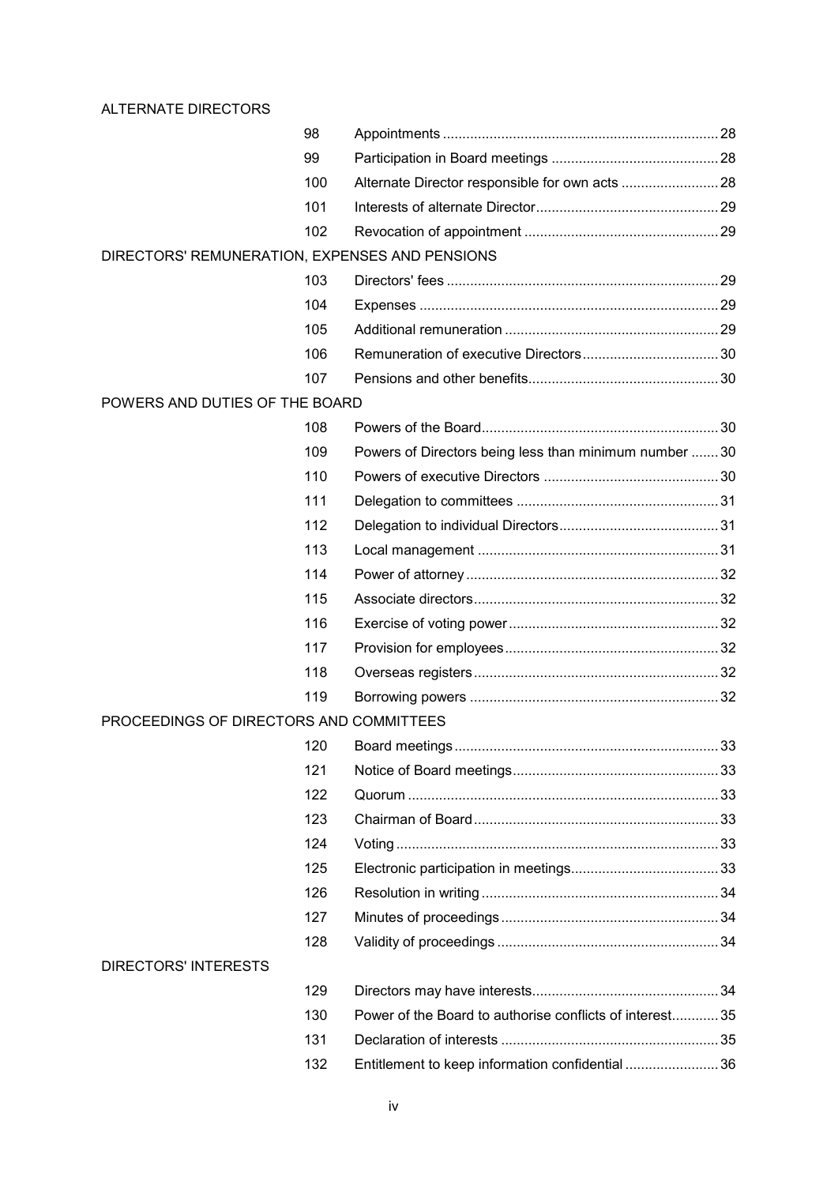ALTERNATE DIRECTORS

| | | |
|---|---|---|
| 98 | Appointments | 28 |
| 99 | Participation in Board meetings | 28 |
| 100 | Alternate Director responsible for own acts | 28 |
| 101 | Interests of alternate Director | 29 |
| 102 | Revocation of appointment | 29 |

DIRECTORS' REMUNERATION, EXPENSES AND PENSIONS

| | | |
|---|---|---|
| 103 | Directors' fees | 29 |
| 104 | Expenses | 29 |
| 105 | Additional remuneration | 29 |
| 106 | Remuneration of executive Directors | 30 |
| 107 | Pensions and other benefits | 30 |

POWERS AND DUTIES OF THE BOARD

| | | |
|---|---|---|
| 108 | Powers of the Board | 30 |
| 109 | Powers of Directors being less than minimum number | 30 |
| 110 | Powers of executive Directors | 30 |
| 111 | Delegation to committees | 31 |
| 112 | Delegation to individual Directors | 31 |
| 113 | Local management | 31 |
| 114 | Power of attorney | 32 |
| 115 | Associate directors | 32 |
| 116 | Exercise of voting power | 32 |
| 117 | Provision for employees | 32 |
| 118 | Overseas registers | 32 |
| 119 | Borrowing powers | 32 |

PROCEEDINGS OF DIRECTORS AND COMMITTEES

| | | |
|---|---|---|
| 120 | Board meetings | 33 |
| 121 | Notice of Board meetings | 33 |
| 122 | Quorum | 33 |
| 123 | Chairman of Board | 33 |
| 124 | Voting | 33 |
| 125 | Electronic participation in meetings | 33 |
| 126 | Resolution in writing | 34 |
| 127 | Minutes of proceedings | 34 |
| 128 | Validity of proceedings | 34 |

DIRECTORS' INTERESTS

| | | |
|---|---|---|
| 129 | Directors may have interests | 34 |
| 130 | Power of the Board to authorise conflicts of interest | 35 |
| 131 | Declaration of interests | 35 |
| 132 | Entitlement to keep information confidential | 36 |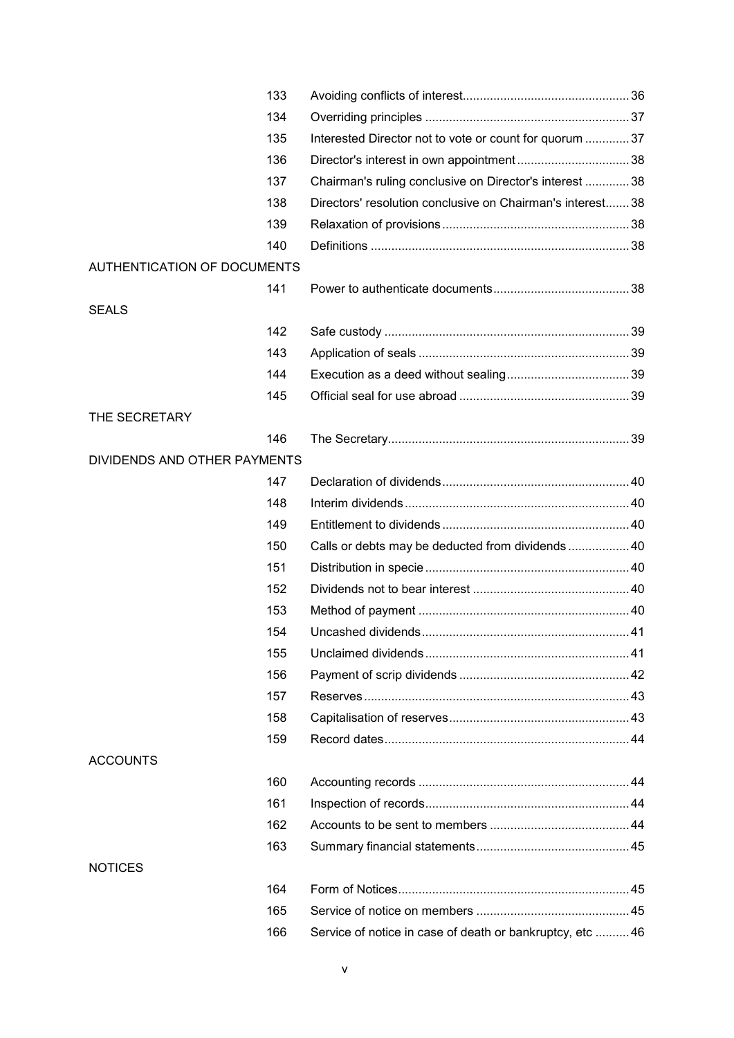| | | | |
|---|---|---|---|
| | 133 | Avoiding conflicts of interest | 36 |
| | 134 | Overriding principles | 37 |
| | 135 | Interested Director not to vote or count for quorum | 37 |
| | 136 | Director's interest in own appointment | 38 |
| | 137 | Chairman's ruling conclusive on Director's interest | 38 |
| | 138 | Directors' resolution conclusive on Chairman's interest | 38 |
| | 139 | Relaxation of provisions | 38 |
| | 140 | Definitions | 38 |
| AUTHENTICATION OF DOCUMENTS | | | |
| | 141 | Power to authenticate documents | 38 |
| SEALS | | | |
| | 142 | Safe custody | 39 |
| | 143 | Application of seals | 39 |
| | 144 | Execution as a deed without sealing | 39 |
| | 145 | Official seal for use abroad | 39 |
| THE SECRETARY | | | |
| | 146 | The Secretary | 39 |
| DIVIDENDS AND OTHER PAYMENTS | | | |
| | 147 | Declaration of dividends | 40 |
| | 148 | Interim dividends | 40 |
| | 149 | Entitlement to dividends | 40 |
| | 150 | Calls or debts may be deducted from dividends | 40 |
| | 151 | Distribution in specie | 40 |
| | 152 | Dividends not to bear interest | 40 |
| | 153 | Method of payment | 40 |
| | 154 | Uncashed dividends | 41 |
| | 155 | Unclaimed dividends | 41 |
| | 156 | Payment of scrip dividends | 42 |
| | 157 | Reserves | 43 |
| | 158 | Capitalisation of reserves | 43 |
| | 159 | Record dates | 44 |
| ACCOUNTS | | | |
| | 160 | Accounting records | 44 |
| | 161 | Inspection of records | 44 |
| | 162 | Accounts to be sent to members | 44 |
| | 163 | Summary financial statements | 45 |
| NOTICES | | | |
| | 164 | Form of Notices | 45 |
| | 165 | Service of notice on members | 45 |
| | 166 | Service of notice in case of death or bankruptcy, etc | 46 |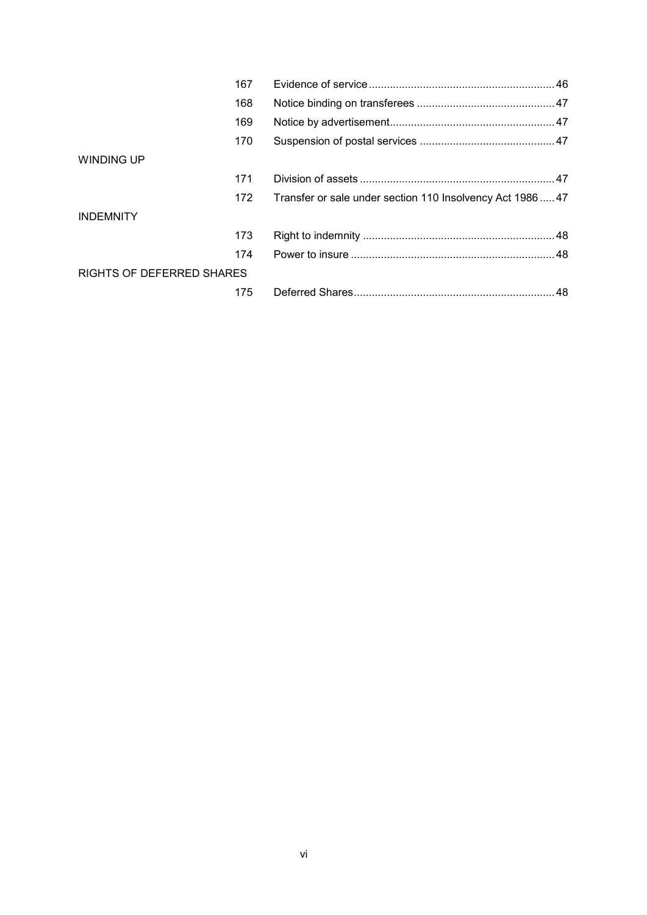| | | | |
|---|---|---|---|
| | 167 | Evidence of service | 46 |
| | 168 | Notice binding on transferees | 47 |
| | 169 | Notice by advertisement | 47 |
| | 170 | Suspension of postal services | 47 |
| WINDING UP | | | |
| | 171 | Division of assets | 47 |
| | 172 | Transfer or sale under section 110 Insolvency Act 1986 | 47 |
| INDEMNITY | | | |
| | 173 | Right to indemnity | 48 |
| | 174 | Power to insure | 48 |
| RIGHTS OF DEFERRED SHARES | | | |
| | 175 | Deferred Shares | 48 |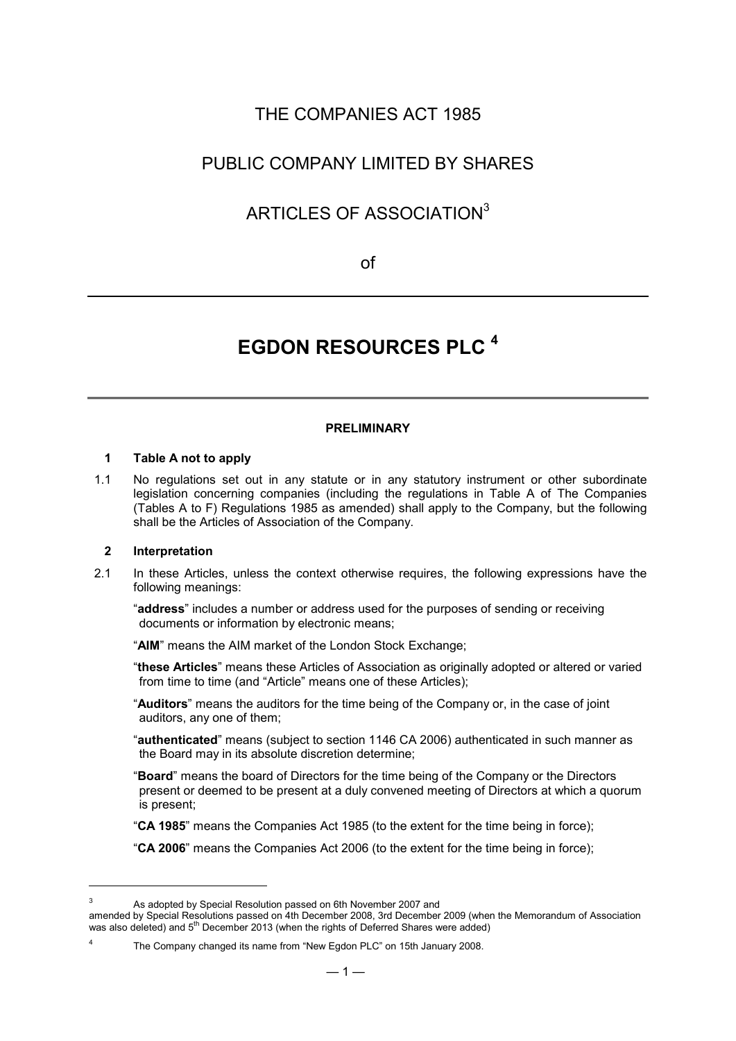THE COMPANIES ACT 1985

PUBLIC COMPANY LIMITED BY SHARES

ARTICLES OF ASSOCIATION[3]

of

# EGDON RESOURCES PLC [4]

**PRELIMINARY**

**1 Table A not to apply**

1.1 No regulations set out in any statute or in any statutory instrument or other subordinate legislation concerning companies (including the regulations in Table A of The Companies (Tables A to F) Regulations 1985 as amended) shall apply to the Company, but the following shall be the Articles of Association of the Company.

**2 Interpretation**

2.1 In these Articles, unless the context otherwise requires, the following expressions have the following meanings:

"**address**" includes a number or address used for the purposes of sending or receiving documents or information by electronic means;

"**AIM**" means the AIM market of the London Stock Exchange;

"**these Articles**" means these Articles of Association as originally adopted or altered or varied from time to time (and "Article" means one of these Articles);

"**Auditors**" means the auditors for the time being of the Company or, in the case of joint auditors, any one of them;

"**authenticated**" means (subject to section 1146 CA 2006) authenticated in such manner as the Board may in its absolute discretion determine;

"**Board**" means the board of Directors for the time being of the Company or the Directors present or deemed to be present at a duly convened meeting of Directors at which a quorum is present;

"**CA 1985**" means the Companies Act 1985 (to the extent for the time being in force);

"**CA 2006**" means the Companies Act 2006 (to the extent for the time being in force);

---

[3] As adopted by Special Resolution passed on 6th November 2007 and amended by Special Resolutions passed on 4th December 2008, 3rd December 2009 (when the Memorandum of Association was also deleted) and 5th December 2013 (when the rights of Deferred Shares were added)

[4] The Company changed its name from "New Egdon PLC" on 15th January 2008.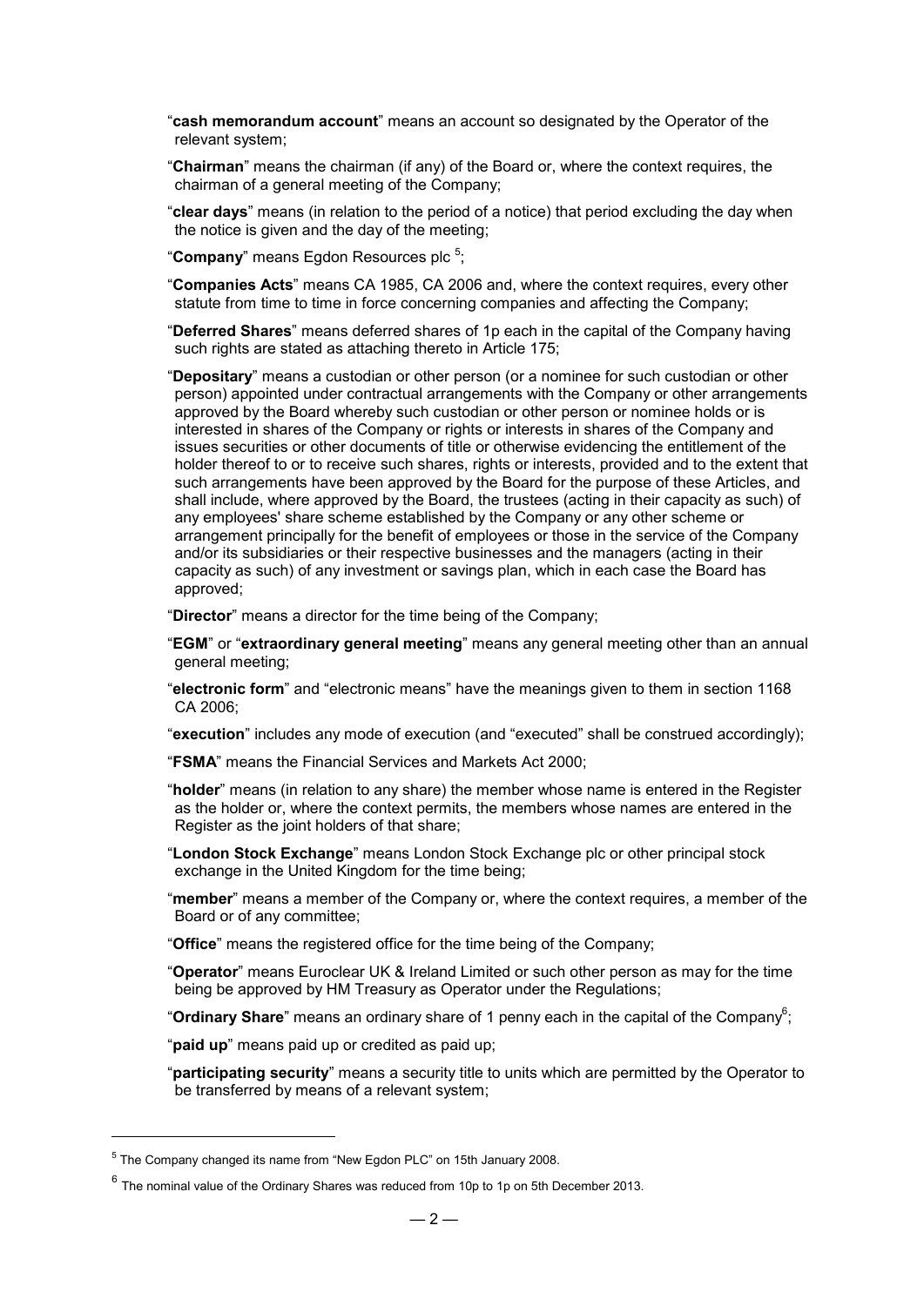"**cash memorandum account**" means an account so designated by the Operator of the relevant system;

"**Chairman**" means the chairman (if any) of the Board or, where the context requires, the chairman of a general meeting of the Company;

"**clear days**" means (in relation to the period of a notice) that period excluding the day when the notice is given and the day of the meeting;

"**Company**" means Egdon Resources plc [5];

"**Companies Acts**" means CA 1985, CA 2006 and, where the context requires, every other statute from time to time in force concerning companies and affecting the Company;

"**Deferred Shares**" means deferred shares of 1p each in the capital of the Company having such rights are stated as attaching thereto in Article 175;

"**Depositary**" means a custodian or other person (or a nominee for such custodian or other person) appointed under contractual arrangements with the Company or other arrangements approved by the Board whereby such custodian or other person or nominee holds or is interested in shares of the Company or rights or interests in shares of the Company and issues securities or other documents of title or otherwise evidencing the entitlement of the holder thereof to or to receive such shares, rights or interests, provided and to the extent that such arrangements have been approved by the Board for the purpose of these Articles, and shall include, where approved by the Board, the trustees (acting in their capacity as such) of any employees' share scheme established by the Company or any other scheme or arrangement principally for the benefit of employees or those in the service of the Company and/or its subsidiaries or their respective businesses and the managers (acting in their capacity as such) of any investment or savings plan, which in each case the Board has approved;

"**Director**" means a director for the time being of the Company;

"**EGM**" or "**extraordinary general meeting**" means any general meeting other than an annual general meeting;

"**electronic form**" and "electronic means" have the meanings given to them in section 1168 CA 2006;

"**execution**" includes any mode of execution (and "executed" shall be construed accordingly);

"**FSMA**" means the Financial Services and Markets Act 2000;

"**holder**" means (in relation to any share) the member whose name is entered in the Register as the holder or, where the context permits, the members whose names are entered in the Register as the joint holders of that share;

"**London Stock Exchange**" means London Stock Exchange plc or other principal stock exchange in the United Kingdom for the time being;

"**member**" means a member of the Company or, where the context requires, a member of the Board or of any committee;

"**Office**" means the registered office for the time being of the Company;

"**Operator**" means Euroclear UK & Ireland Limited or such other person as may for the time being be approved by HM Treasury as Operator under the Regulations;

"**Ordinary Share**" means an ordinary share of 1 penny each in the capital of the Company[6];

"**paid up**" means paid up or credited as paid up;

"**participating security**" means a security title to units which are permitted by the Operator to be transferred by means of a relevant system;

---

[5] The Company changed its name from "New Egdon PLC" on 15th January 2008.

[6] The nominal value of the Ordinary Shares was reduced from 10p to 1p on 5th December 2013.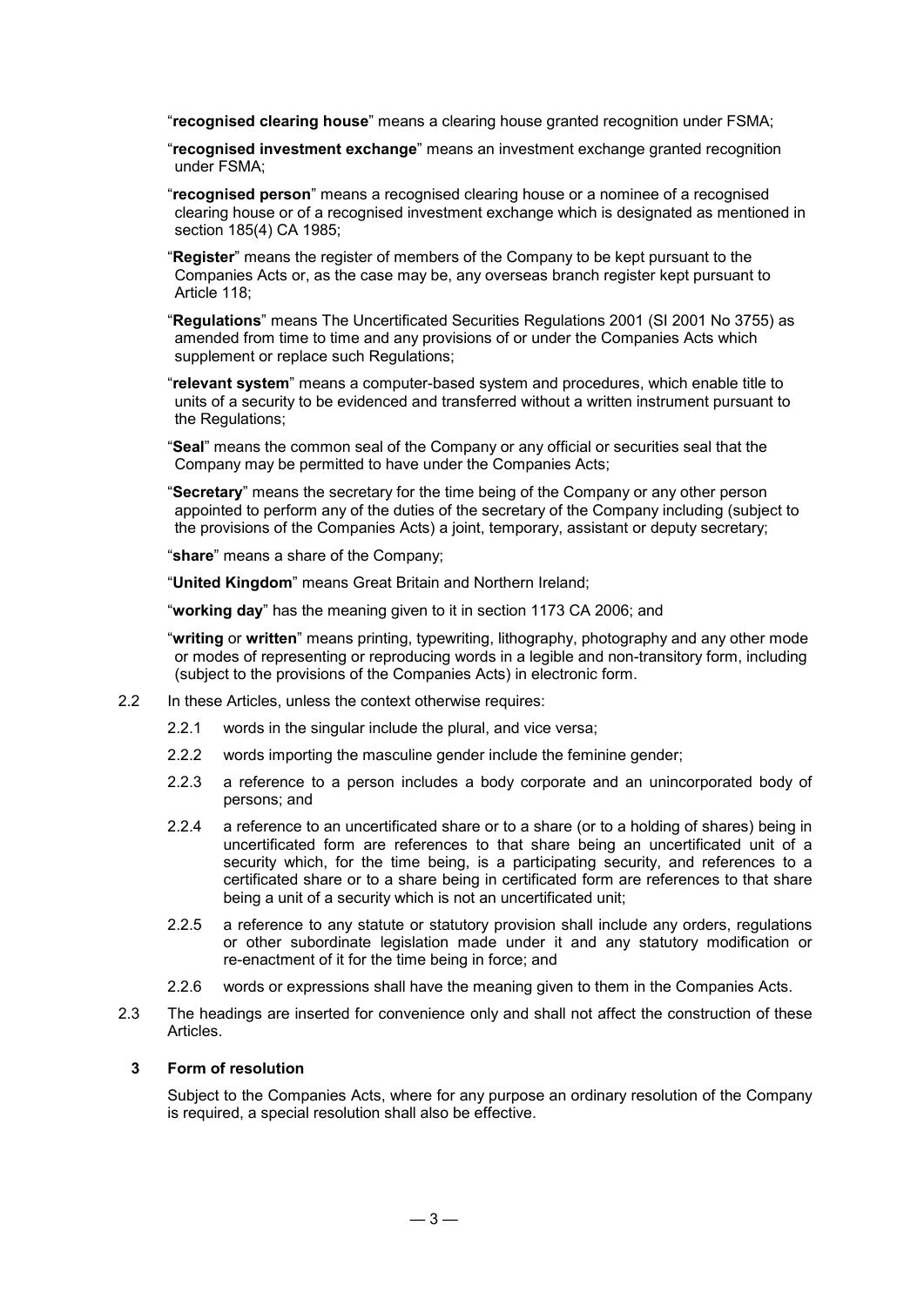"**recognised clearing house**" means a clearing house granted recognition under FSMA;

"**recognised investment exchange**" means an investment exchange granted recognition under FSMA;

"**recognised person**" means a recognised clearing house or a nominee of a recognised clearing house or of a recognised investment exchange which is designated as mentioned in section 185(4) CA 1985;

"**Register**" means the register of members of the Company to be kept pursuant to the Companies Acts or, as the case may be, any overseas branch register kept pursuant to Article 118;

"**Regulations**" means The Uncertificated Securities Regulations 2001 (SI 2001 No 3755) as amended from time to time and any provisions of or under the Companies Acts which supplement or replace such Regulations;

"**relevant system**" means a computer-based system and procedures, which enable title to units of a security to be evidenced and transferred without a written instrument pursuant to the Regulations;

"**Seal**" means the common seal of the Company or any official or securities seal that the Company may be permitted to have under the Companies Acts;

"**Secretary**" means the secretary for the time being of the Company or any other person appointed to perform any of the duties of the secretary of the Company including (subject to the provisions of the Companies Acts) a joint, temporary, assistant or deputy secretary;

"**share**" means a share of the Company;

"**United Kingdom**" means Great Britain and Northern Ireland;

"**working day**" has the meaning given to it in section 1173 CA 2006; and

"**writing** or **written**" means printing, typewriting, lithography, photography and any other mode or modes of representing or reproducing words in a legible and non-transitory form, including (subject to the provisions of the Companies Acts) in electronic form.

2.2 In these Articles, unless the context otherwise requires:

2.2.1 words in the singular include the plural, and vice versa;

2.2.2 words importing the masculine gender include the feminine gender;

2.2.3 a reference to a person includes a body corporate and an unincorporated body of persons; and

2.2.4 a reference to an uncertificated share or to a share (or to a holding of shares) being in uncertificated form are references to that share being an uncertificated unit of a security which, for the time being, is a participating security, and references to a certificated share or to a share being in certificated form are references to that share being a unit of a security which is not an uncertificated unit;

2.2.5 a reference to any statute or statutory provision shall include any orders, regulations or other subordinate legislation made under it and any statutory modification or re-enactment of it for the time being in force; and

2.2.6 words or expressions shall have the meaning given to them in the Companies Acts.

2.3 The headings are inserted for convenience only and shall not affect the construction of these Articles.

### 3 Form of resolution

Subject to the Companies Acts, where for any purpose an ordinary resolution of the Company is required, a special resolution shall also be effective.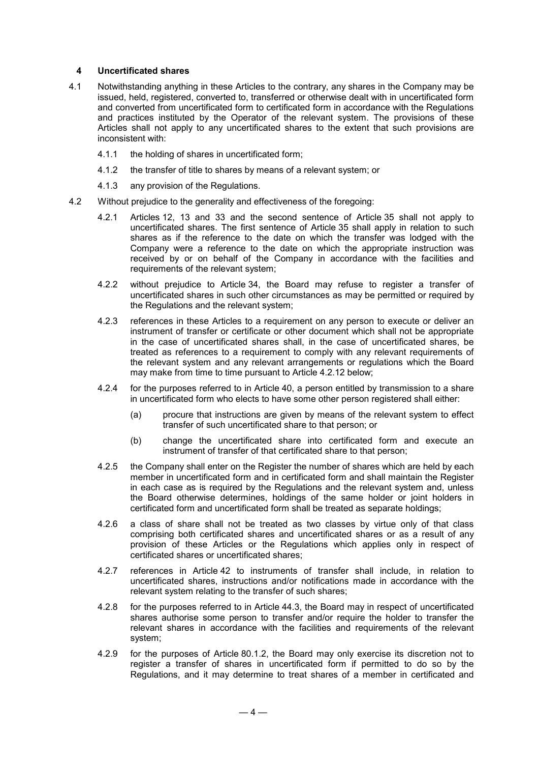## 4 Uncertificated shares

4.1 Notwithstanding anything in these Articles to the contrary, any shares in the Company may be issued, held, registered, converted to, transferred or otherwise dealt with in uncertificated form and converted from uncertificated form to certificated form in accordance with the Regulations and practices instituted by the Operator of the relevant system. The provisions of these Articles shall not apply to any uncertificated shares to the extent that such provisions are inconsistent with:

4.1.1 the holding of shares in uncertificated form;

4.1.2 the transfer of title to shares by means of a relevant system; or

4.1.3 any provision of the Regulations.

4.2 Without prejudice to the generality and effectiveness of the foregoing:

4.2.1 Articles 12, 13 and 33 and the second sentence of Article 35 shall not apply to uncertificated shares. The first sentence of Article 35 shall apply in relation to such shares as if the reference to the date on which the transfer was lodged with the Company were a reference to the date on which the appropriate instruction was received by or on behalf of the Company in accordance with the facilities and requirements of the relevant system;

4.2.2 without prejudice to Article 34, the Board may refuse to register a transfer of uncertificated shares in such other circumstances as may be permitted or required by the Regulations and the relevant system;

4.2.3 references in these Articles to a requirement on any person to execute or deliver an instrument of transfer or certificate or other document which shall not be appropriate in the case of uncertificated shares shall, in the case of uncertificated shares, be treated as references to a requirement to comply with any relevant requirements of the relevant system and any relevant arrangements or regulations which the Board may make from time to time pursuant to Article 4.2.12 below;

4.2.4 for the purposes referred to in Article 40, a person entitled by transmission to a share in uncertificated form who elects to have some other person registered shall either:

(a) procure that instructions are given by means of the relevant system to effect transfer of such uncertificated share to that person; or

(b) change the uncertificated share into certificated form and execute an instrument of transfer of that certificated share to that person;

4.2.5 the Company shall enter on the Register the number of shares which are held by each member in uncertificated form and in certificated form and shall maintain the Register in each case as is required by the Regulations and the relevant system and, unless the Board otherwise determines, holdings of the same holder or joint holders in certificated form and uncertificated form shall be treated as separate holdings;

4.2.6 a class of share shall not be treated as two classes by virtue only of that class comprising both certificated shares and uncertificated shares or as a result of any provision of these Articles or the Regulations which applies only in respect of certificated shares or uncertificated shares;

4.2.7 references in Article 42 to instruments of transfer shall include, in relation to uncertificated shares, instructions and/or notifications made in accordance with the relevant system relating to the transfer of such shares;

4.2.8 for the purposes referred to in Article 44.3, the Board may in respect of uncertificated shares authorise some person to transfer and/or require the holder to transfer the relevant shares in accordance with the facilities and requirements of the relevant system;

4.2.9 for the purposes of Article 80.1.2, the Board may only exercise its discretion not to register a transfer of shares in uncertificated form if permitted to do so by the Regulations, and it may determine to treat shares of a member in certificated and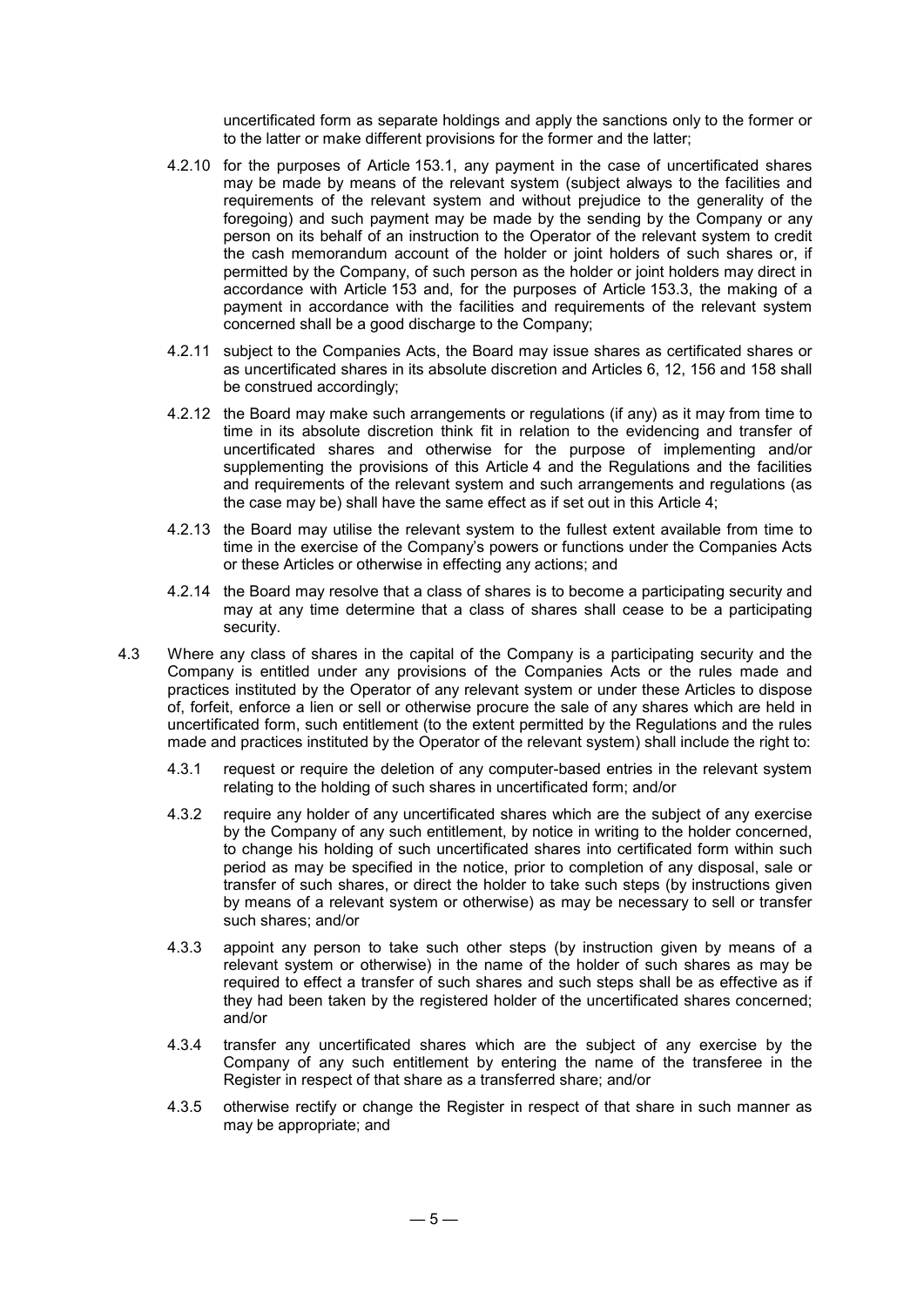uncertificated form as separate holdings and apply the sanctions only to the former or to the latter or make different provisions for the former and the latter;

4.2.10 for the purposes of Article 153.1, any payment in the case of uncertificated shares may be made by means of the relevant system (subject always to the facilities and requirements of the relevant system and without prejudice to the generality of the foregoing) and such payment may be made by the sending by the Company or any person on its behalf of an instruction to the Operator of the relevant system to credit the cash memorandum account of the holder or joint holders of such shares or, if permitted by the Company, of such person as the holder or joint holders may direct in accordance with Article 153 and, for the purposes of Article 153.3, the making of a payment in accordance with the facilities and requirements of the relevant system concerned shall be a good discharge to the Company;

4.2.11 subject to the Companies Acts, the Board may issue shares as certificated shares or as uncertificated shares in its absolute discretion and Articles 6, 12, 156 and 158 shall be construed accordingly;

4.2.12 the Board may make such arrangements or regulations (if any) as it may from time to time in its absolute discretion think fit in relation to the evidencing and transfer of uncertificated shares and otherwise for the purpose of implementing and/or supplementing the provisions of this Article 4 and the Regulations and the facilities and requirements of the relevant system and such arrangements and regulations (as the case may be) shall have the same effect as if set out in this Article 4;

4.2.13 the Board may utilise the relevant system to the fullest extent available from time to time in the exercise of the Company's powers or functions under the Companies Acts or these Articles or otherwise in effecting any actions; and

4.2.14 the Board may resolve that a class of shares is to become a participating security and may at any time determine that a class of shares shall cease to be a participating security.

4.3 Where any class of shares in the capital of the Company is a participating security and the Company is entitled under any provisions of the Companies Acts or the rules made and practices instituted by the Operator of any relevant system or under these Articles to dispose of, forfeit, enforce a lien or sell or otherwise procure the sale of any shares which are held in uncertificated form, such entitlement (to the extent permitted by the Regulations and the rules made and practices instituted by the Operator of the relevant system) shall include the right to:

4.3.1 request or require the deletion of any computer-based entries in the relevant system relating to the holding of such shares in uncertificated form; and/or

4.3.2 require any holder of any uncertificated shares which are the subject of any exercise by the Company of any such entitlement, by notice in writing to the holder concerned, to change his holding of such uncertificated shares into certificated form within such period as may be specified in the notice, prior to completion of any disposal, sale or transfer of such shares, or direct the holder to take such steps (by instructions given by means of a relevant system or otherwise) as may be necessary to sell or transfer such shares; and/or

4.3.3 appoint any person to take such other steps (by instruction given by means of a relevant system or otherwise) in the name of the holder of such shares as may be required to effect a transfer of such shares and such steps shall be as effective as if they had been taken by the registered holder of the uncertificated shares concerned; and/or

4.3.4 transfer any uncertificated shares which are the subject of any exercise by the Company of any such entitlement by entering the name of the transferee in the Register in respect of that share as a transferred share; and/or

4.3.5 otherwise rectify or change the Register in respect of that share in such manner as may be appropriate; and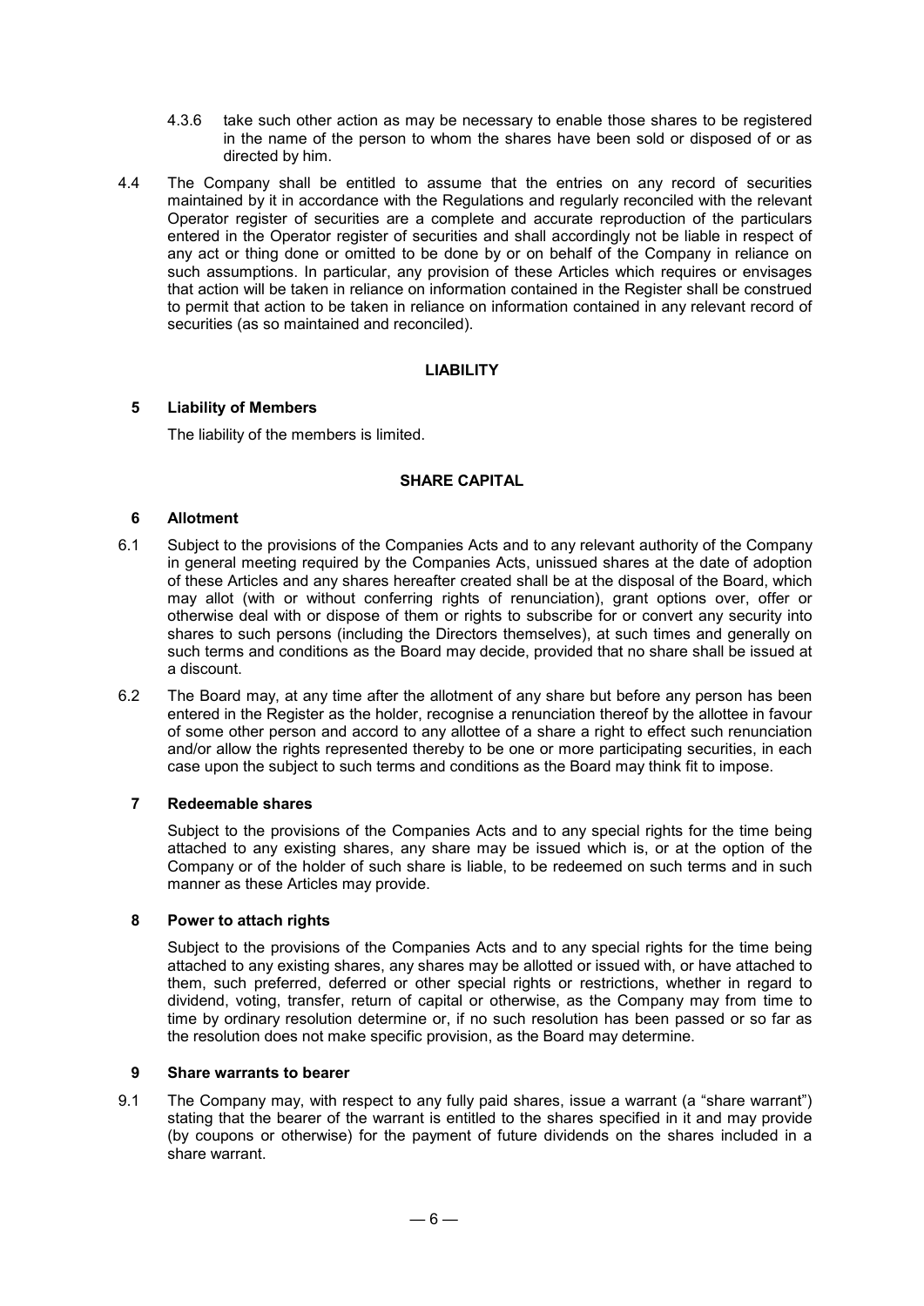4.3.6 take such other action as may be necessary to enable those shares to be registered in the name of the person to whom the shares have been sold or disposed of or as directed by him.

4.4 The Company shall be entitled to assume that the entries on any record of securities maintained by it in accordance with the Regulations and regularly reconciled with the relevant Operator register of securities are a complete and accurate reproduction of the particulars entered in the Operator register of securities and shall accordingly not be liable in respect of any act or thing done or omitted to be done by or on behalf of the Company in reliance on such assumptions. In particular, any provision of these Articles which requires or envisages that action will be taken in reliance on information contained in the Register shall be construed to permit that action to be taken in reliance on information contained in any relevant record of securities (as so maintained and reconciled).

## LIABILITY

### 5 Liability of Members

The liability of the members is limited.

## SHARE CAPITAL

### 6 Allotment

6.1 Subject to the provisions of the Companies Acts and to any relevant authority of the Company in general meeting required by the Companies Acts, unissued shares at the date of adoption of these Articles and any shares hereafter created shall be at the disposal of the Board, which may allot (with or without conferring rights of renunciation), grant options over, offer or otherwise deal with or dispose of them or rights to subscribe for or convert any security into shares to such persons (including the Directors themselves), at such times and generally on such terms and conditions as the Board may decide, provided that no share shall be issued at a discount.

6.2 The Board may, at any time after the allotment of any share but before any person has been entered in the Register as the holder, recognise a renunciation thereof by the allottee in favour of some other person and accord to any allottee of a share a right to effect such renunciation and/or allow the rights represented thereby to be one or more participating securities, in each case upon the subject to such terms and conditions as the Board may think fit to impose.

### 7 Redeemable shares

Subject to the provisions of the Companies Acts and to any special rights for the time being attached to any existing shares, any share may be issued which is, or at the option of the Company or of the holder of such share is liable, to be redeemed on such terms and in such manner as these Articles may provide.

### 8 Power to attach rights

Subject to the provisions of the Companies Acts and to any special rights for the time being attached to any existing shares, any shares may be allotted or issued with, or have attached to them, such preferred, deferred or other special rights or restrictions, whether in regard to dividend, voting, transfer, return of capital or otherwise, as the Company may from time to time by ordinary resolution determine or, if no such resolution has been passed or so far as the resolution does not make specific provision, as the Board may determine.

### 9 Share warrants to bearer

9.1 The Company may, with respect to any fully paid shares, issue a warrant (a "share warrant") stating that the bearer of the warrant is entitled to the shares specified in it and may provide (by coupons or otherwise) for the payment of future dividends on the shares included in a share warrant.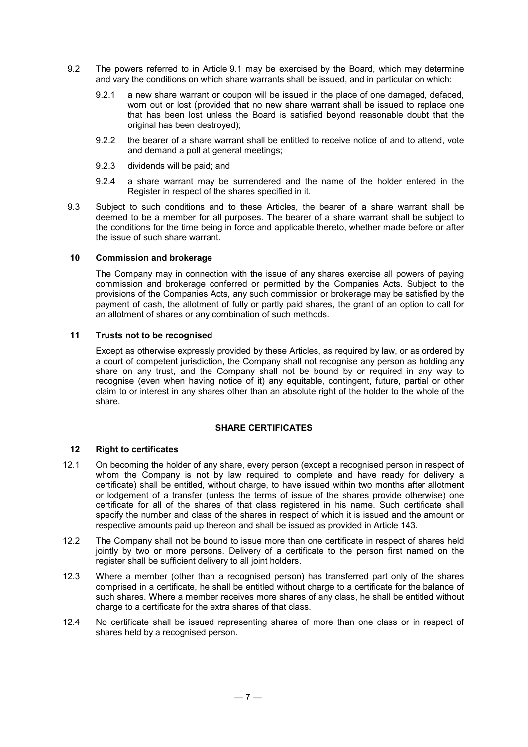9.2 The powers referred to in Article 9.1 may be exercised by the Board, which may determine and vary the conditions on which share warrants shall be issued, and in particular on which:

9.2.1 a new share warrant or coupon will be issued in the place of one damaged, defaced, worn out or lost (provided that no new share warrant shall be issued to replace one that has been lost unless the Board is satisfied beyond reasonable doubt that the original has been destroyed);

9.2.2 the bearer of a share warrant shall be entitled to receive notice of and to attend, vote and demand a poll at general meetings;

9.2.3 dividends will be paid; and

9.2.4 a share warrant may be surrendered and the name of the holder entered in the Register in respect of the shares specified in it.

9.3 Subject to such conditions and to these Articles, the bearer of a share warrant shall be deemed to be a member for all purposes. The bearer of a share warrant shall be subject to the conditions for the time being in force and applicable thereto, whether made before or after the issue of such share warrant.

**10 Commission and brokerage**

The Company may in connection with the issue of any shares exercise all powers of paying commission and brokerage conferred or permitted by the Companies Acts. Subject to the provisions of the Companies Acts, any such commission or brokerage may be satisfied by the payment of cash, the allotment of fully or partly paid shares, the grant of an option to call for an allotment of shares or any combination of such methods.

**11 Trusts not to be recognised**

Except as otherwise expressly provided by these Articles, as required by law, or as ordered by a court of competent jurisdiction, the Company shall not recognise any person as holding any share on any trust, and the Company shall not be bound by or required in any way to recognise (even when having notice of it) any equitable, contingent, future, partial or other claim to or interest in any shares other than an absolute right of the holder to the whole of the share.

## SHARE CERTIFICATES

**12 Right to certificates**

12.1 On becoming the holder of any share, every person (except a recognised person in respect of whom the Company is not by law required to complete and have ready for delivery a certificate) shall be entitled, without charge, to have issued within two months after allotment or lodgement of a transfer (unless the terms of issue of the shares provide otherwise) one certificate for all of the shares of that class registered in his name. Such certificate shall specify the number and class of the shares in respect of which it is issued and the amount or respective amounts paid up thereon and shall be issued as provided in Article 143.

12.2 The Company shall not be bound to issue more than one certificate in respect of shares held jointly by two or more persons. Delivery of a certificate to the person first named on the register shall be sufficient delivery to all joint holders.

12.3 Where a member (other than a recognised person) has transferred part only of the shares comprised in a certificate, he shall be entitled without charge to a certificate for the balance of such shares. Where a member receives more shares of any class, he shall be entitled without charge to a certificate for the extra shares of that class.

12.4 No certificate shall be issued representing shares of more than one class or in respect of shares held by a recognised person.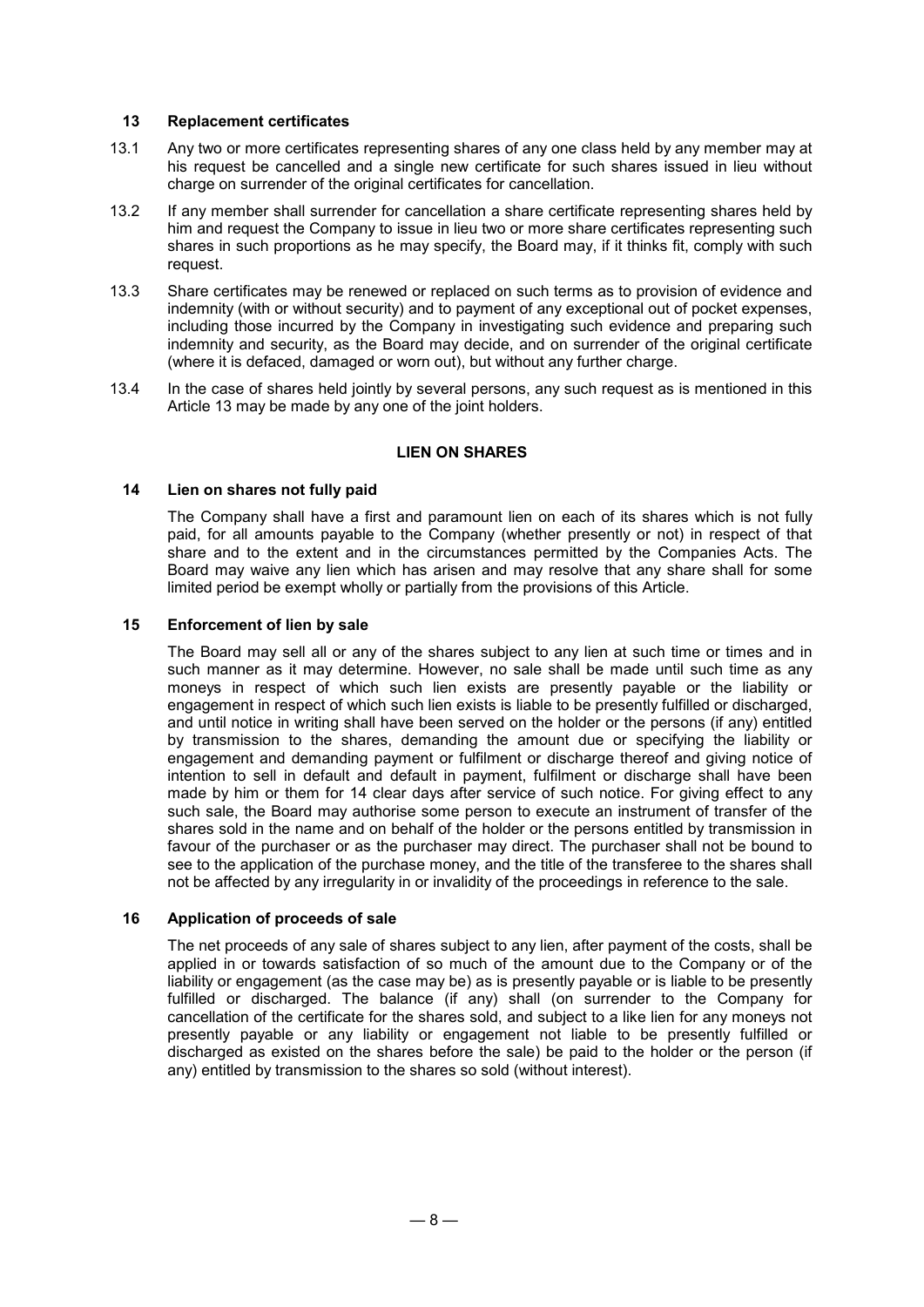### 13 Replacement certificates

13.1 Any two or more certificates representing shares of any one class held by any member may at his request be cancelled and a single new certificate for such shares issued in lieu without charge on surrender of the original certificates for cancellation.

13.2 If any member shall surrender for cancellation a share certificate representing shares held by him and request the Company to issue in lieu two or more share certificates representing such shares in such proportions as he may specify, the Board may, if it thinks fit, comply with such request.

13.3 Share certificates may be renewed or replaced on such terms as to provision of evidence and indemnity (with or without security) and to payment of any exceptional out of pocket expenses, including those incurred by the Company in investigating such evidence and preparing such indemnity and security, as the Board may decide, and on surrender of the original certificate (where it is defaced, damaged or worn out), but without any further charge.

13.4 In the case of shares held jointly by several persons, any such request as is mentioned in this Article 13 may be made by any one of the joint holders.

## LIEN ON SHARES

### 14 Lien on shares not fully paid

The Company shall have a first and paramount lien on each of its shares which is not fully paid, for all amounts payable to the Company (whether presently or not) in respect of that share and to the extent and in the circumstances permitted by the Companies Acts. The Board may waive any lien which has arisen and may resolve that any share shall for some limited period be exempt wholly or partially from the provisions of this Article.

### 15 Enforcement of lien by sale

The Board may sell all or any of the shares subject to any lien at such time or times and in such manner as it may determine. However, no sale shall be made until such time as any moneys in respect of which such lien exists are presently payable or the liability or engagement in respect of which such lien exists is liable to be presently fulfilled or discharged, and until notice in writing shall have been served on the holder or the persons (if any) entitled by transmission to the shares, demanding the amount due or specifying the liability or engagement and demanding payment or fulfilment or discharge thereof and giving notice of intention to sell in default and default in payment, fulfilment or discharge shall have been made by him or them for 14 clear days after service of such notice. For giving effect to any such sale, the Board may authorise some person to execute an instrument of transfer of the shares sold in the name and on behalf of the holder or the persons entitled by transmission in favour of the purchaser or as the purchaser may direct. The purchaser shall not be bound to see to the application of the purchase money, and the title of the transferee to the shares shall not be affected by any irregularity in or invalidity of the proceedings in reference to the sale.

### 16 Application of proceeds of sale

The net proceeds of any sale of shares subject to any lien, after payment of the costs, shall be applied in or towards satisfaction of so much of the amount due to the Company or of the liability or engagement (as the case may be) as is presently payable or is liable to be presently fulfilled or discharged. The balance (if any) shall (on surrender to the Company for cancellation of the certificate for the shares sold, and subject to a like lien for any moneys not presently payable or any liability or engagement not liable to be presently fulfilled or discharged as existed on the shares before the sale) be paid to the holder or the person (if any) entitled by transmission to the shares so sold (without interest).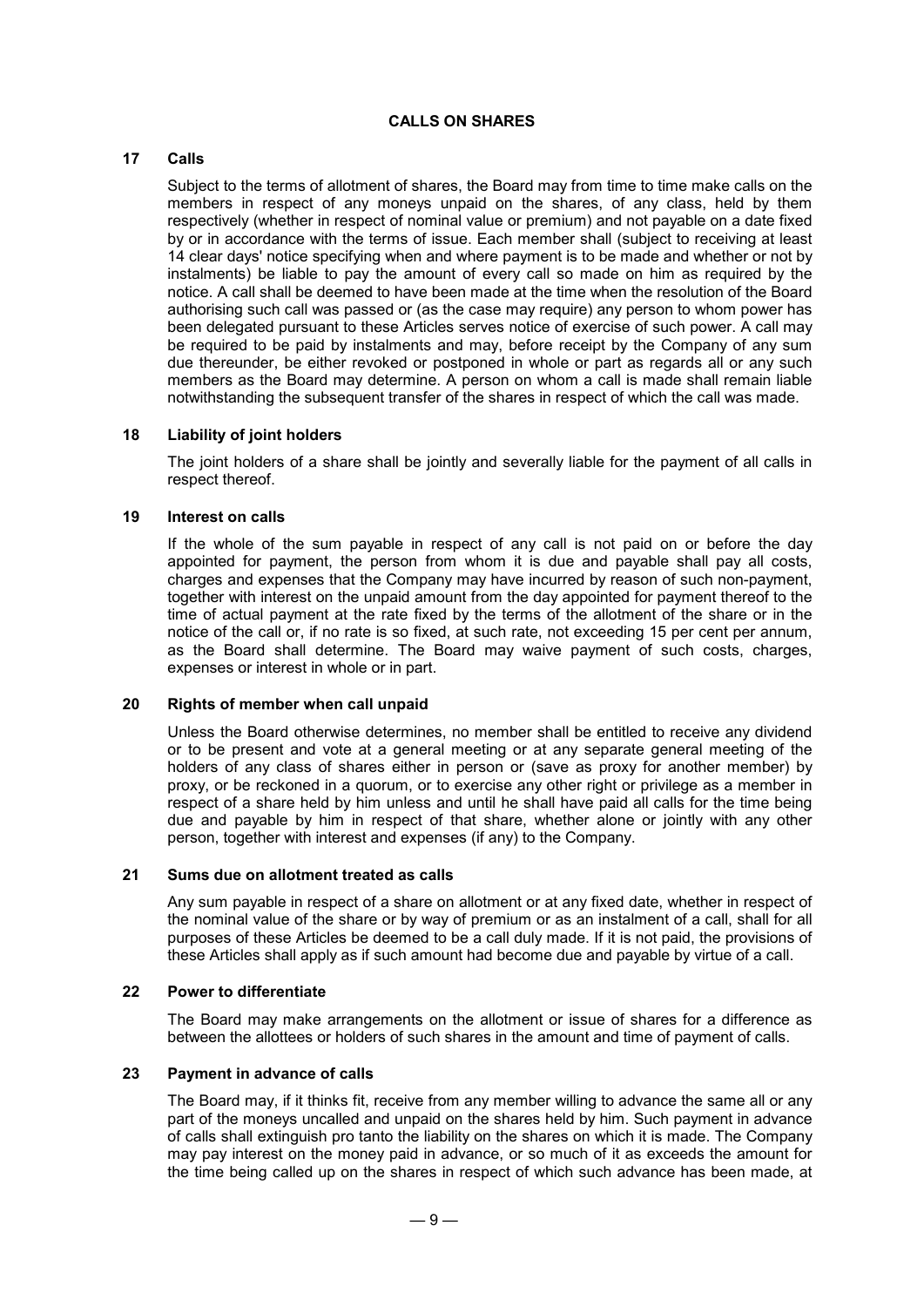## CALLS ON SHARES

### 17 Calls

Subject to the terms of allotment of shares, the Board may from time to time make calls on the members in respect of any moneys unpaid on the shares, of any class, held by them respectively (whether in respect of nominal value or premium) and not payable on a date fixed by or in accordance with the terms of issue. Each member shall (subject to receiving at least 14 clear days' notice specifying when and where payment is to be made and whether or not by instalments) be liable to pay the amount of every call so made on him as required by the notice. A call shall be deemed to have been made at the time when the resolution of the Board authorising such call was passed or (as the case may require) any person to whom power has been delegated pursuant to these Articles serves notice of exercise of such power. A call may be required to be paid by instalments and may, before receipt by the Company of any sum due thereunder, be either revoked or postponed in whole or part as regards all or any such members as the Board may determine. A person on whom a call is made shall remain liable notwithstanding the subsequent transfer of the shares in respect of which the call was made.

### 18 Liability of joint holders

The joint holders of a share shall be jointly and severally liable for the payment of all calls in respect thereof.

### 19 Interest on calls

If the whole of the sum payable in respect of any call is not paid on or before the day appointed for payment, the person from whom it is due and payable shall pay all costs, charges and expenses that the Company may have incurred by reason of such non-payment, together with interest on the unpaid amount from the day appointed for payment thereof to the time of actual payment at the rate fixed by the terms of the allotment of the share or in the notice of the call or, if no rate is so fixed, at such rate, not exceeding 15 per cent per annum, as the Board shall determine. The Board may waive payment of such costs, charges, expenses or interest in whole or in part.

### 20 Rights of member when call unpaid

Unless the Board otherwise determines, no member shall be entitled to receive any dividend or to be present and vote at a general meeting or at any separate general meeting of the holders of any class of shares either in person or (save as proxy for another member) by proxy, or be reckoned in a quorum, or to exercise any other right or privilege as a member in respect of a share held by him unless and until he shall have paid all calls for the time being due and payable by him in respect of that share, whether alone or jointly with any other person, together with interest and expenses (if any) to the Company.

### 21 Sums due on allotment treated as calls

Any sum payable in respect of a share on allotment or at any fixed date, whether in respect of the nominal value of the share or by way of premium or as an instalment of a call, shall for all purposes of these Articles be deemed to be a call duly made. If it is not paid, the provisions of these Articles shall apply as if such amount had become due and payable by virtue of a call.

### 22 Power to differentiate

The Board may make arrangements on the allotment or issue of shares for a difference as between the allottees or holders of such shares in the amount and time of payment of calls.

### 23 Payment in advance of calls

The Board may, if it thinks fit, receive from any member willing to advance the same all or any part of the moneys uncalled and unpaid on the shares held by him. Such payment in advance of calls shall extinguish pro tanto the liability on the shares on which it is made. The Company may pay interest on the money paid in advance, or so much of it as exceeds the amount for the time being called up on the shares in respect of which such advance has been made, at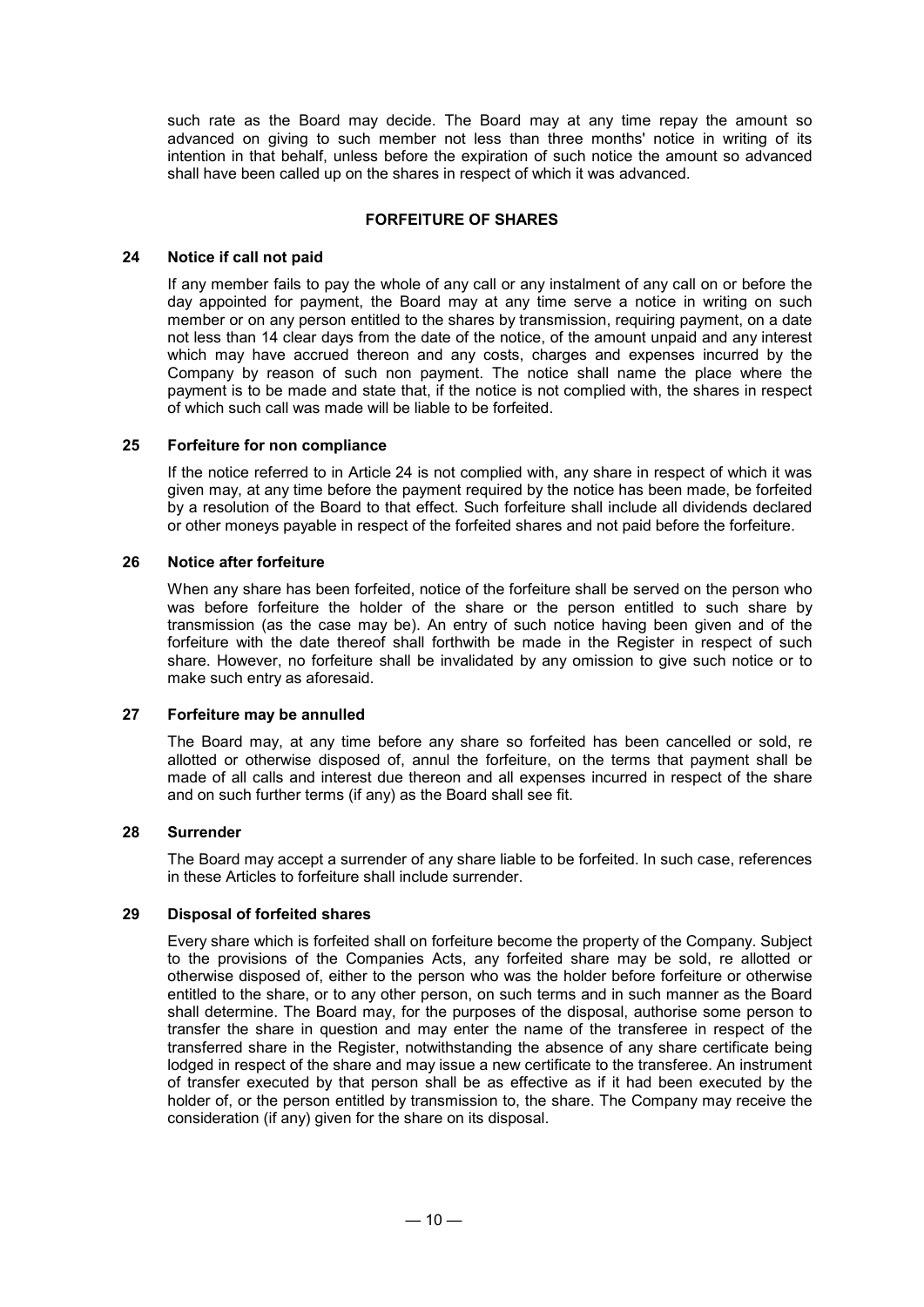such rate as the Board may decide. The Board may at any time repay the amount so advanced on giving to such member not less than three months' notice in writing of its intention in that behalf, unless before the expiration of such notice the amount so advanced shall have been called up on the shares in respect of which it was advanced.

## FORFEITURE OF SHARES

### 24 Notice if call not paid

If any member fails to pay the whole of any call or any instalment of any call on or before the day appointed for payment, the Board may at any time serve a notice in writing on such member or on any person entitled to the shares by transmission, requiring payment, on a date not less than 14 clear days from the date of the notice, of the amount unpaid and any interest which may have accrued thereon and any costs, charges and expenses incurred by the Company by reason of such non payment. The notice shall name the place where the payment is to be made and state that, if the notice is not complied with, the shares in respect of which such call was made will be liable to be forfeited.

### 25 Forfeiture for non compliance

If the notice referred to in Article 24 is not complied with, any share in respect of which it was given may, at any time before the payment required by the notice has been made, be forfeited by a resolution of the Board to that effect. Such forfeiture shall include all dividends declared or other moneys payable in respect of the forfeited shares and not paid before the forfeiture.

### 26 Notice after forfeiture

When any share has been forfeited, notice of the forfeiture shall be served on the person who was before forfeiture the holder of the share or the person entitled to such share by transmission (as the case may be). An entry of such notice having been given and of the forfeiture with the date thereof shall forthwith be made in the Register in respect of such share. However, no forfeiture shall be invalidated by any omission to give such notice or to make such entry as aforesaid.

### 27 Forfeiture may be annulled

The Board may, at any time before any share so forfeited has been cancelled or sold, re allotted or otherwise disposed of, annul the forfeiture, on the terms that payment shall be made of all calls and interest due thereon and all expenses incurred in respect of the share and on such further terms (if any) as the Board shall see fit.

### 28 Surrender

The Board may accept a surrender of any share liable to be forfeited. In such case, references in these Articles to forfeiture shall include surrender.

### 29 Disposal of forfeited shares

Every share which is forfeited shall on forfeiture become the property of the Company. Subject to the provisions of the Companies Acts, any forfeited share may be sold, re allotted or otherwise disposed of, either to the person who was the holder before forfeiture or otherwise entitled to the share, or to any other person, on such terms and in such manner as the Board shall determine. The Board may, for the purposes of the disposal, authorise some person to transfer the share in question and may enter the name of the transferee in respect of the transferred share in the Register, notwithstanding the absence of any share certificate being lodged in respect of the share and may issue a new certificate to the transferee. An instrument of transfer executed by that person shall be as effective as if it had been executed by the holder of, or the person entitled by transmission to, the share. The Company may receive the consideration (if any) given for the share on its disposal.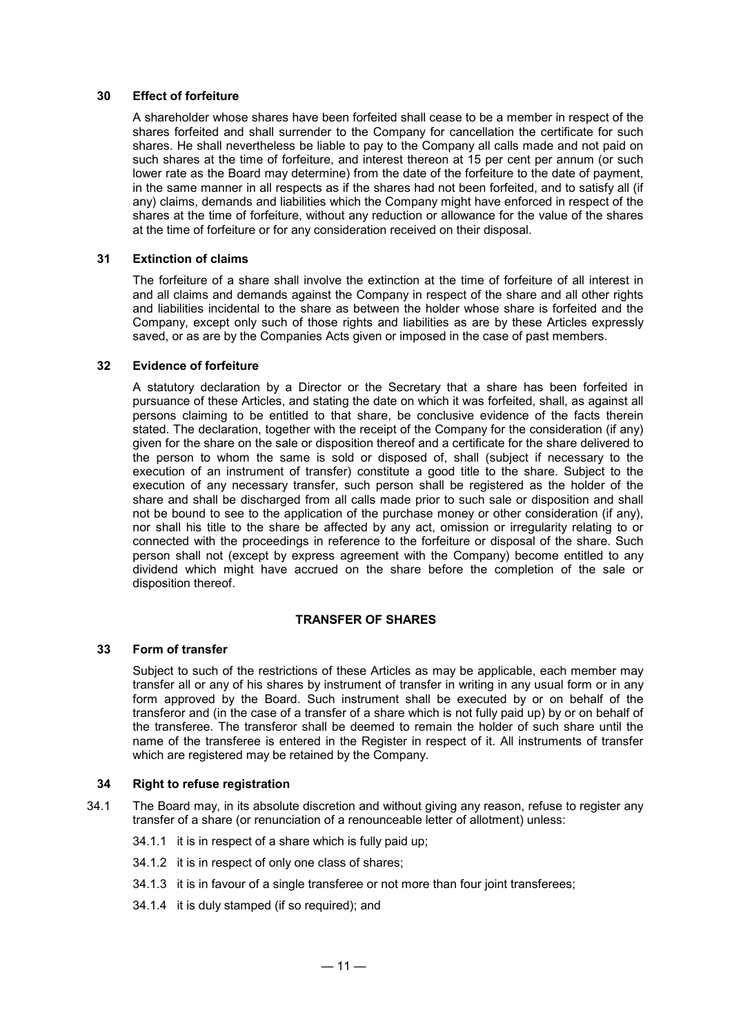### 30 Effect of forfeiture

A shareholder whose shares have been forfeited shall cease to be a member in respect of the shares forfeited and shall surrender to the Company for cancellation the certificate for such shares. He shall nevertheless be liable to pay to the Company all calls made and not paid on such shares at the time of forfeiture, and interest thereon at 15 per cent per annum (or such lower rate as the Board may determine) from the date of the forfeiture to the date of payment, in the same manner in all respects as if the shares had not been forfeited, and to satisfy all (if any) claims, demands and liabilities which the Company might have enforced in respect of the shares at the time of forfeiture, without any reduction or allowance for the value of the shares at the time of forfeiture or for any consideration received on their disposal.

### 31 Extinction of claims

The forfeiture of a share shall involve the extinction at the time of forfeiture of all interest in and all claims and demands against the Company in respect of the share and all other rights and liabilities incidental to the share as between the holder whose share is forfeited and the Company, except only such of those rights and liabilities as are by these Articles expressly saved, or as are by the Companies Acts given or imposed in the case of past members.

### 32 Evidence of forfeiture

A statutory declaration by a Director or the Secretary that a share has been forfeited in pursuance of these Articles, and stating the date on which it was forfeited, shall, as against all persons claiming to be entitled to that share, be conclusive evidence of the facts therein stated. The declaration, together with the receipt of the Company for the consideration (if any) given for the share on the sale or disposition thereof and a certificate for the share delivered to the person to whom the same is sold or disposed of, shall (subject if necessary to the execution of an instrument of transfer) constitute a good title to the share. Subject to the execution of any necessary transfer, such person shall be registered as the holder of the share and shall be discharged from all calls made prior to such sale or disposition and shall not be bound to see to the application of the purchase money or other consideration (if any), nor shall his title to the share be affected by any act, omission or irregularity relating to or connected with the proceedings in reference to the forfeiture or disposal of the share. Such person shall not (except by express agreement with the Company) become entitled to any dividend which might have accrued on the share before the completion of the sale or disposition thereof.

## TRANSFER OF SHARES

### 33 Form of transfer

Subject to such of the restrictions of these Articles as may be applicable, each member may transfer all or any of his shares by instrument of transfer in writing in any usual form or in any form approved by the Board. Such instrument shall be executed by or on behalf of the transferor and (in the case of a transfer of a share which is not fully paid up) by or on behalf of the transferee. The transferor shall be deemed to remain the holder of such share until the name of the transferee is entered in the Register in respect of it. All instruments of transfer which are registered may be retained by the Company.

### 34 Right to refuse registration

34.1 The Board may, in its absolute discretion and without giving any reason, refuse to register any transfer of a share (or renunciation of a renounceable letter of allotment) unless:

34.1.1 it is in respect of a share which is fully paid up;

34.1.2 it is in respect of only one class of shares;

34.1.3 it is in favour of a single transferee or not more than four joint transferees;

34.1.4 it is duly stamped (if so required); and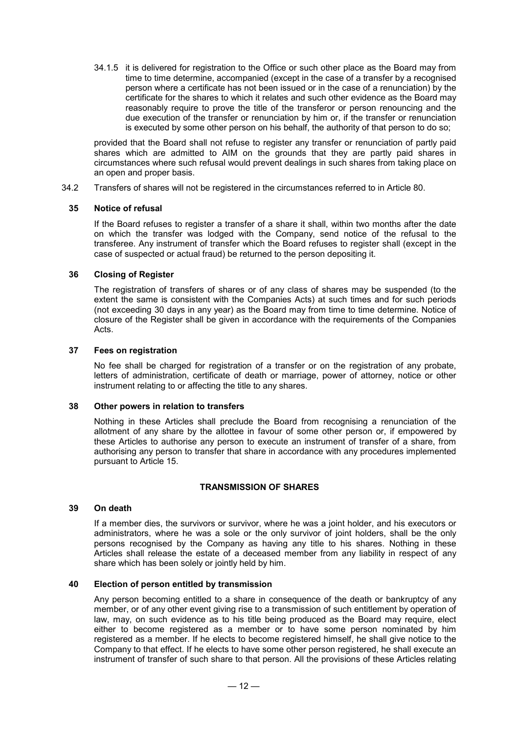34.1.5 it is delivered for registration to the Office or such other place as the Board may from time to time determine, accompanied (except in the case of a transfer by a recognised person where a certificate has not been issued or in the case of a renunciation) by the certificate for the shares to which it relates and such other evidence as the Board may reasonably require to prove the title of the transferor or person renouncing and the due execution of the transfer or renunciation by him or, if the transfer or renunciation is executed by some other person on his behalf, the authority of that person to do so;

provided that the Board shall not refuse to register any transfer or renunciation of partly paid shares which are admitted to AIM on the grounds that they are partly paid shares in circumstances where such refusal would prevent dealings in such shares from taking place on an open and proper basis.

34.2 Transfers of shares will not be registered in the circumstances referred to in Article 80.

### 35 Notice of refusal

If the Board refuses to register a transfer of a share it shall, within two months after the date on which the transfer was lodged with the Company, send notice of the refusal to the transferee. Any instrument of transfer which the Board refuses to register shall (except in the case of suspected or actual fraud) be returned to the person depositing it.

### 36 Closing of Register

The registration of transfers of shares or of any class of shares may be suspended (to the extent the same is consistent with the Companies Acts) at such times and for such periods (not exceeding 30 days in any year) as the Board may from time to time determine. Notice of closure of the Register shall be given in accordance with the requirements of the Companies Acts.

### 37 Fees on registration

No fee shall be charged for registration of a transfer or on the registration of any probate, letters of administration, certificate of death or marriage, power of attorney, notice or other instrument relating to or affecting the title to any shares.

### 38 Other powers in relation to transfers

Nothing in these Articles shall preclude the Board from recognising a renunciation of the allotment of any share by the allottee in favour of some other person or, if empowered by these Articles to authorise any person to execute an instrument of transfer of a share, from authorising any person to transfer that share in accordance with any procedures implemented pursuant to Article 15.

## TRANSMISSION OF SHARES

### 39 On death

If a member dies, the survivors or survivor, where he was a joint holder, and his executors or administrators, where he was a sole or the only survivor of joint holders, shall be the only persons recognised by the Company as having any title to his shares. Nothing in these Articles shall release the estate of a deceased member from any liability in respect of any share which has been solely or jointly held by him.

### 40 Election of person entitled by transmission

Any person becoming entitled to a share in consequence of the death or bankruptcy of any member, or of any other event giving rise to a transmission of such entitlement by operation of law, may, on such evidence as to his title being produced as the Board may require, elect either to become registered as a member or to have some person nominated by him registered as a member. If he elects to become registered himself, he shall give notice to the Company to that effect. If he elects to have some other person registered, he shall execute an instrument of transfer of such share to that person. All the provisions of these Articles relating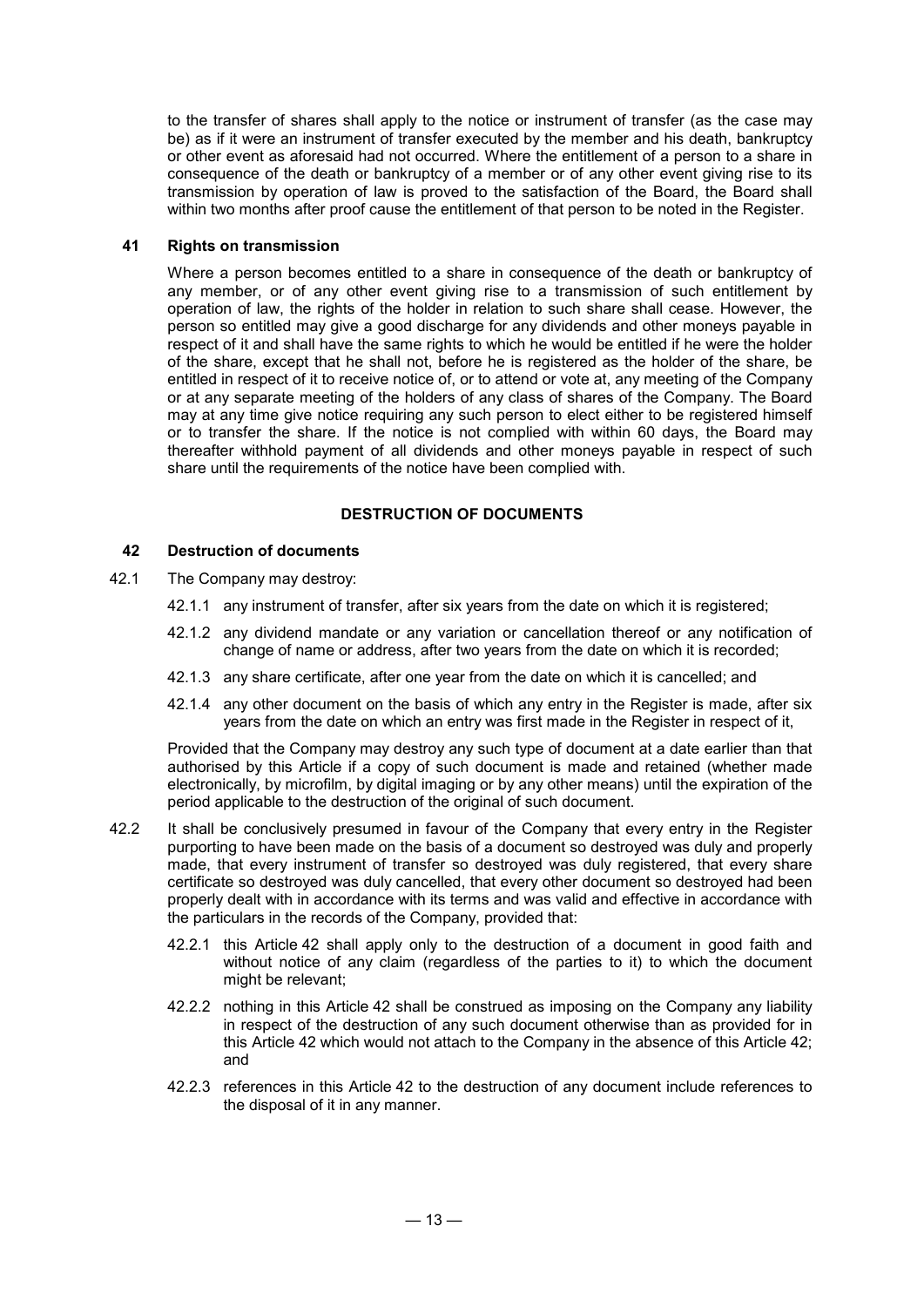to the transfer of shares shall apply to the notice or instrument of transfer (as the case may be) as if it were an instrument of transfer executed by the member and his death, bankruptcy or other event as aforesaid had not occurred. Where the entitlement of a person to a share in consequence of the death or bankruptcy of a member or of any other event giving rise to its transmission by operation of law is proved to the satisfaction of the Board, the Board shall within two months after proof cause the entitlement of that person to be noted in the Register.

**41 Rights on transmission**

Where a person becomes entitled to a share in consequence of the death or bankruptcy of any member, or of any other event giving rise to a transmission of such entitlement by operation of law, the rights of the holder in relation to such share shall cease. However, the person so entitled may give a good discharge for any dividends and other moneys payable in respect of it and shall have the same rights to which he would be entitled if he were the holder of the share, except that he shall not, before he is registered as the holder of the share, be entitled in respect of it to receive notice of, or to attend or vote at, any meeting of the Company or at any separate meeting of the holders of any class of shares of the Company. The Board may at any time give notice requiring any such person to elect either to be registered himself or to transfer the share. If the notice is not complied with within 60 days, the Board may thereafter withhold payment of all dividends and other moneys payable in respect of such share until the requirements of the notice have been complied with.

## DESTRUCTION OF DOCUMENTS

**42 Destruction of documents**

42.1 The Company may destroy:

42.1.1 any instrument of transfer, after six years from the date on which it is registered;

42.1.2 any dividend mandate or any variation or cancellation thereof or any notification of change of name or address, after two years from the date on which it is recorded;

42.1.3 any share certificate, after one year from the date on which it is cancelled; and

42.1.4 any other document on the basis of which any entry in the Register is made, after six years from the date on which an entry was first made in the Register in respect of it,

Provided that the Company may destroy any such type of document at a date earlier than that authorised by this Article if a copy of such document is made and retained (whether made electronically, by microfilm, by digital imaging or by any other means) until the expiration of the period applicable to the destruction of the original of such document.

42.2 It shall be conclusively presumed in favour of the Company that every entry in the Register purporting to have been made on the basis of a document so destroyed was duly and properly made, that every instrument of transfer so destroyed was duly registered, that every share certificate so destroyed was duly cancelled, that every other document so destroyed had been properly dealt with in accordance with its terms and was valid and effective in accordance with the particulars in the records of the Company, provided that:

42.2.1 this Article 42 shall apply only to the destruction of a document in good faith and without notice of any claim (regardless of the parties to it) to which the document might be relevant;

42.2.2 nothing in this Article 42 shall be construed as imposing on the Company any liability in respect of the destruction of any such document otherwise than as provided for in this Article 42 which would not attach to the Company in the absence of this Article 42; and

42.2.3 references in this Article 42 to the destruction of any document include references to the disposal of it in any manner.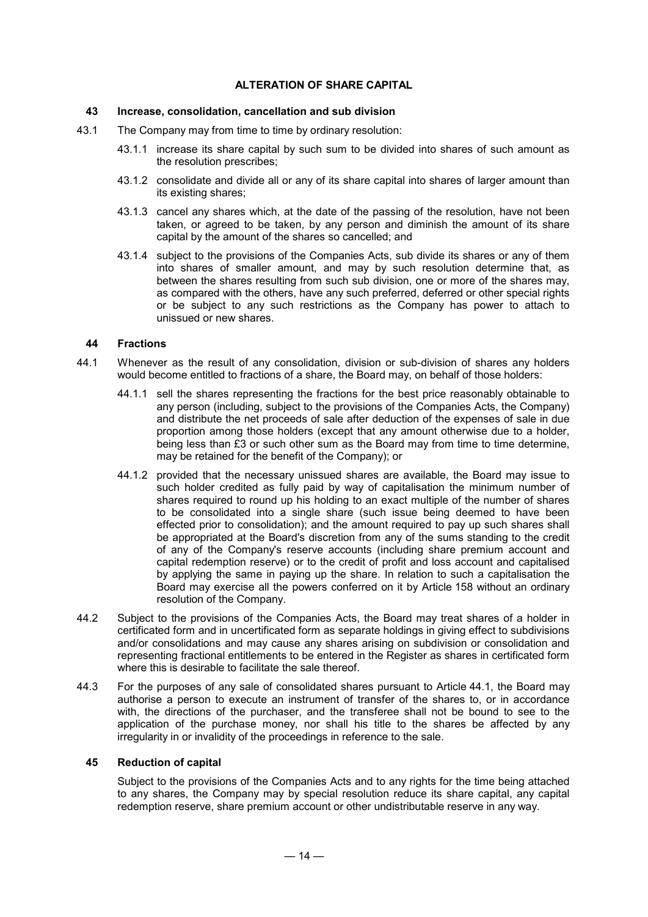## ALTERATION OF SHARE CAPITAL

### 43 Increase, consolidation, cancellation and sub division

43.1 The Company may from time to time by ordinary resolution:

43.1.1 increase its share capital by such sum to be divided into shares of such amount as the resolution prescribes;

43.1.2 consolidate and divide all or any of its share capital into shares of larger amount than its existing shares;

43.1.3 cancel any shares which, at the date of the passing of the resolution, have not been taken, or agreed to be taken, by any person and diminish the amount of its share capital by the amount of the shares so cancelled; and

43.1.4 subject to the provisions of the Companies Acts, sub divide its shares or any of them into shares of smaller amount, and may by such resolution determine that, as between the shares resulting from such sub division, one or more of the shares may, as compared with the others, have any such preferred, deferred or other special rights or be subject to any such restrictions as the Company has power to attach to unissued or new shares.

### 44 Fractions

44.1 Whenever as the result of any consolidation, division or sub-division of shares any holders would become entitled to fractions of a share, the Board may, on behalf of those holders:

44.1.1 sell the shares representing the fractions for the best price reasonably obtainable to any person (including, subject to the provisions of the Companies Acts, the Company) and distribute the net proceeds of sale after deduction of the expenses of sale in due proportion among those holders (except that any amount otherwise due to a holder, being less than £3 or such other sum as the Board may from time to time determine, may be retained for the benefit of the Company); or

44.1.2 provided that the necessary unissued shares are available, the Board may issue to such holder credited as fully paid by way of capitalisation the minimum number of shares required to round up his holding to an exact multiple of the number of shares to be consolidated into a single share (such issue being deemed to have been effected prior to consolidation); and the amount required to pay up such shares shall be appropriated at the Board's discretion from any of the sums standing to the credit of any of the Company's reserve accounts (including share premium account and capital redemption reserve) or to the credit of profit and loss account and capitalised by applying the same in paying up the share. In relation to such a capitalisation the Board may exercise all the powers conferred on it by Article 158 without an ordinary resolution of the Company.

44.2 Subject to the provisions of the Companies Acts, the Board may treat shares of a holder in certificated form and in uncertificated form as separate holdings in giving effect to subdivisions and/or consolidations and may cause any shares arising on subdivision or consolidation and representing fractional entitlements to be entered in the Register as shares in certificated form where this is desirable to facilitate the sale thereof.

44.3 For the purposes of any sale of consolidated shares pursuant to Article 44.1, the Board may authorise a person to execute an instrument of transfer of the shares to, or in accordance with, the directions of the purchaser, and the transferee shall not be bound to see to the application of the purchase money, nor shall his title to the shares be affected by any irregularity in or invalidity of the proceedings in reference to the sale.

### 45 Reduction of capital

Subject to the provisions of the Companies Acts and to any rights for the time being attached to any shares, the Company may by special resolution reduce its share capital, any capital redemption reserve, share premium account or other undistributable reserve in any way.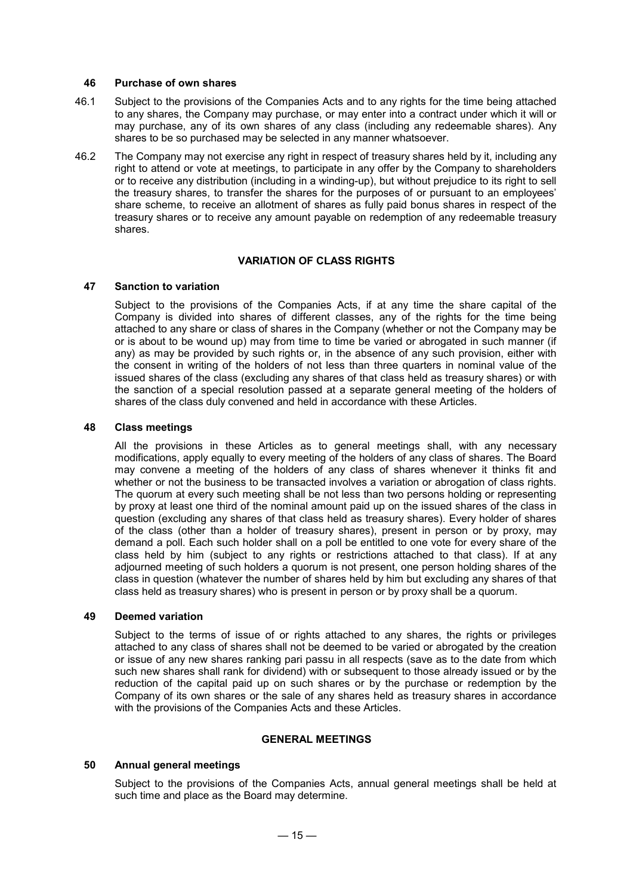### 46 Purchase of own shares

46.1 Subject to the provisions of the Companies Acts and to any rights for the time being attached to any shares, the Company may purchase, or may enter into a contract under which it will or may purchase, any of its own shares of any class (including any redeemable shares). Any shares to be so purchased may be selected in any manner whatsoever.

46.2 The Company may not exercise any right in respect of treasury shares held by it, including any right to attend or vote at meetings, to participate in any offer by the Company to shareholders or to receive any distribution (including in a winding-up), but without prejudice to its right to sell the treasury shares, to transfer the shares for the purposes of or pursuant to an employees' share scheme, to receive an allotment of shares as fully paid bonus shares in respect of the treasury shares or to receive any amount payable on redemption of any redeemable treasury shares.

## VARIATION OF CLASS RIGHTS

### 47 Sanction to variation

Subject to the provisions of the Companies Acts, if at any time the share capital of the Company is divided into shares of different classes, any of the rights for the time being attached to any share or class of shares in the Company (whether or not the Company may be or is about to be wound up) may from time to time be varied or abrogated in such manner (if any) as may be provided by such rights or, in the absence of any such provision, either with the consent in writing of the holders of not less than three quarters in nominal value of the issued shares of the class (excluding any shares of that class held as treasury shares) or with the sanction of a special resolution passed at a separate general meeting of the holders of shares of the class duly convened and held in accordance with these Articles.

### 48 Class meetings

All the provisions in these Articles as to general meetings shall, with any necessary modifications, apply equally to every meeting of the holders of any class of shares. The Board may convene a meeting of the holders of any class of shares whenever it thinks fit and whether or not the business to be transacted involves a variation or abrogation of class rights. The quorum at every such meeting shall be not less than two persons holding or representing by proxy at least one third of the nominal amount paid up on the issued shares of the class in question (excluding any shares of that class held as treasury shares). Every holder of shares of the class (other than a holder of treasury shares), present in person or by proxy, may demand a poll. Each such holder shall on a poll be entitled to one vote for every share of the class held by him (subject to any rights or restrictions attached to that class). If at any adjourned meeting of such holders a quorum is not present, one person holding shares of the class in question (whatever the number of shares held by him but excluding any shares of that class held as treasury shares) who is present in person or by proxy shall be a quorum.

### 49 Deemed variation

Subject to the terms of issue of or rights attached to any shares, the rights or privileges attached to any class of shares shall not be deemed to be varied or abrogated by the creation or issue of any new shares ranking pari passu in all respects (save as to the date from which such new shares shall rank for dividend) with or subsequent to those already issued or by the reduction of the capital paid up on such shares or by the purchase or redemption by the Company of its own shares or the sale of any shares held as treasury shares in accordance with the provisions of the Companies Acts and these Articles.

## GENERAL MEETINGS

### 50 Annual general meetings

Subject to the provisions of the Companies Acts, annual general meetings shall be held at such time and place as the Board may determine.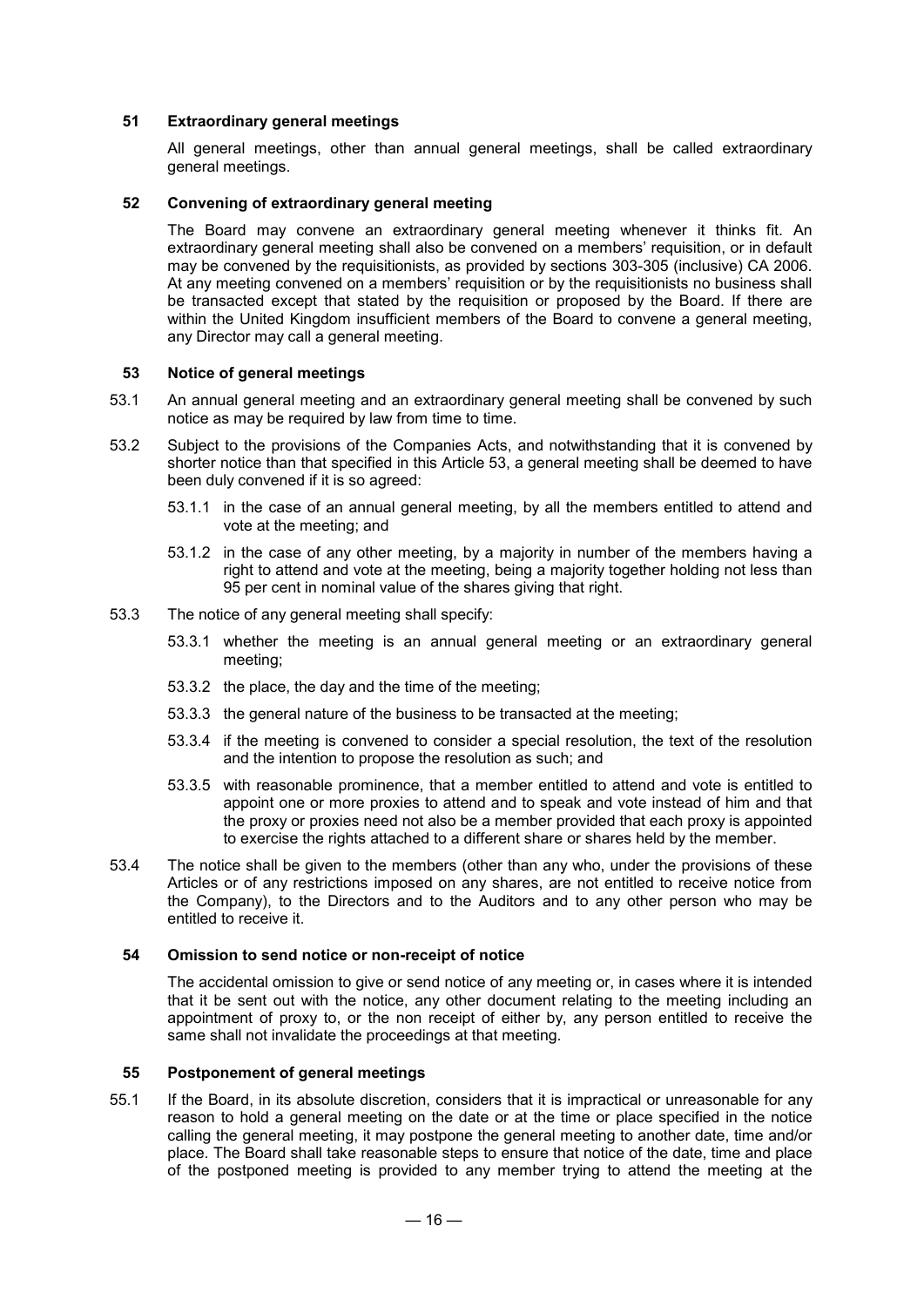## 51 Extraordinary general meetings

All general meetings, other than annual general meetings, shall be called extraordinary general meetings.

## 52 Convening of extraordinary general meeting

The Board may convene an extraordinary general meeting whenever it thinks fit. An extraordinary general meeting shall also be convened on a members' requisition, or in default may be convened by the requisitionists, as provided by sections 303-305 (inclusive) CA 2006. At any meeting convened on a members' requisition or by the requisitionists no business shall be transacted except that stated by the requisition or proposed by the Board. If there are within the United Kingdom insufficient members of the Board to convene a general meeting, any Director may call a general meeting.

## 53 Notice of general meetings

53.1 An annual general meeting and an extraordinary general meeting shall be convened by such notice as may be required by law from time to time.

53.2 Subject to the provisions of the Companies Acts, and notwithstanding that it is convened by shorter notice than that specified in this Article 53, a general meeting shall be deemed to have been duly convened if it is so agreed:

53.1.1 in the case of an annual general meeting, by all the members entitled to attend and vote at the meeting; and

53.1.2 in the case of any other meeting, by a majority in number of the members having a right to attend and vote at the meeting, being a majority together holding not less than 95 per cent in nominal value of the shares giving that right.

53.3 The notice of any general meeting shall specify:

53.3.1 whether the meeting is an annual general meeting or an extraordinary general meeting;

53.3.2 the place, the day and the time of the meeting;

53.3.3 the general nature of the business to be transacted at the meeting;

53.3.4 if the meeting is convened to consider a special resolution, the text of the resolution and the intention to propose the resolution as such; and

53.3.5 with reasonable prominence, that a member entitled to attend and vote is entitled to appoint one or more proxies to attend and to speak and vote instead of him and that the proxy or proxies need not also be a member provided that each proxy is appointed to exercise the rights attached to a different share or shares held by the member.

53.4 The notice shall be given to the members (other than any who, under the provisions of these Articles or of any restrictions imposed on any shares, are not entitled to receive notice from the Company), to the Directors and to the Auditors and to any other person who may be entitled to receive it.

## 54 Omission to send notice or non-receipt of notice

The accidental omission to give or send notice of any meeting or, in cases where it is intended that it be sent out with the notice, any other document relating to the meeting including an appointment of proxy to, or the non receipt of either by, any person entitled to receive the same shall not invalidate the proceedings at that meeting.

## 55 Postponement of general meetings

55.1 If the Board, in its absolute discretion, considers that it is impractical or unreasonable for any reason to hold a general meeting on the date or at the time or place specified in the notice calling the general meeting, it may postpone the general meeting to another date, time and/or place. The Board shall take reasonable steps to ensure that notice of the date, time and place of the postponed meeting is provided to any member trying to attend the meeting at the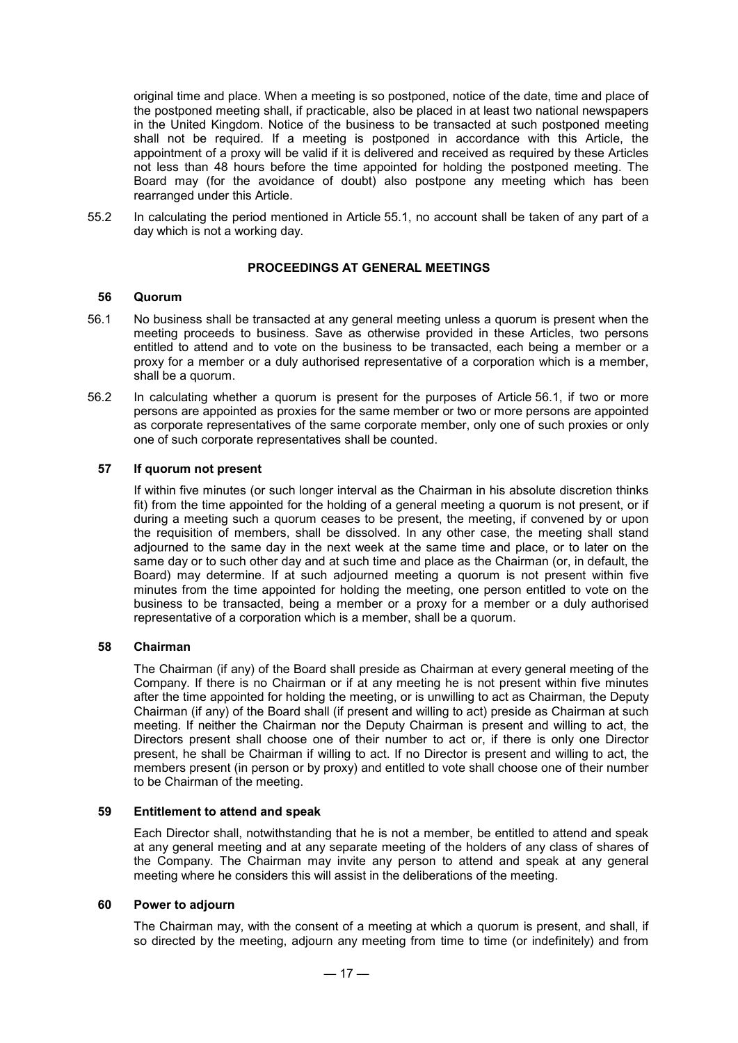original time and place. When a meeting is so postponed, notice of the date, time and place of the postponed meeting shall, if practicable, also be placed in at least two national newspapers in the United Kingdom. Notice of the business to be transacted at such postponed meeting shall not be required. If a meeting is postponed in accordance with this Article, the appointment of a proxy will be valid if it is delivered and received as required by these Articles not less than 48 hours before the time appointed for holding the postponed meeting. The Board may (for the avoidance of doubt) also postpone any meeting which has been rearranged under this Article.

55.2 In calculating the period mentioned in Article 55.1, no account shall be taken of any part of a day which is not a working day.

## PROCEEDINGS AT GENERAL MEETINGS

### 56 Quorum

56.1 No business shall be transacted at any general meeting unless a quorum is present when the meeting proceeds to business. Save as otherwise provided in these Articles, two persons entitled to attend and to vote on the business to be transacted, each being a member or a proxy for a member or a duly authorised representative of a corporation which is a member, shall be a quorum.

56.2 In calculating whether a quorum is present for the purposes of Article 56.1, if two or more persons are appointed as proxies for the same member or two or more persons are appointed as corporate representatives of the same corporate member, only one of such proxies or only one of such corporate representatives shall be counted.

### 57 If quorum not present

If within five minutes (or such longer interval as the Chairman in his absolute discretion thinks fit) from the time appointed for the holding of a general meeting a quorum is not present, or if during a meeting such a quorum ceases to be present, the meeting, if convened by or upon the requisition of members, shall be dissolved. In any other case, the meeting shall stand adjourned to the same day in the next week at the same time and place, or to later on the same day or to such other day and at such time and place as the Chairman (or, in default, the Board) may determine. If at such adjourned meeting a quorum is not present within five minutes from the time appointed for holding the meeting, one person entitled to vote on the business to be transacted, being a member or a proxy for a member or a duly authorised representative of a corporation which is a member, shall be a quorum.

### 58 Chairman

The Chairman (if any) of the Board shall preside as Chairman at every general meeting of the Company. If there is no Chairman or if at any meeting he is not present within five minutes after the time appointed for holding the meeting, or is unwilling to act as Chairman, the Deputy Chairman (if any) of the Board shall (if present and willing to act) preside as Chairman at such meeting. If neither the Chairman nor the Deputy Chairman is present and willing to act, the Directors present shall choose one of their number to act or, if there is only one Director present, he shall be Chairman if willing to act. If no Director is present and willing to act, the members present (in person or by proxy) and entitled to vote shall choose one of their number to be Chairman of the meeting.

### 59 Entitlement to attend and speak

Each Director shall, notwithstanding that he is not a member, be entitled to attend and speak at any general meeting and at any separate meeting of the holders of any class of shares of the Company. The Chairman may invite any person to attend and speak at any general meeting where he considers this will assist in the deliberations of the meeting.

### 60 Power to adjourn

The Chairman may, with the consent of a meeting at which a quorum is present, and shall, if so directed by the meeting, adjourn any meeting from time to time (or indefinitely) and from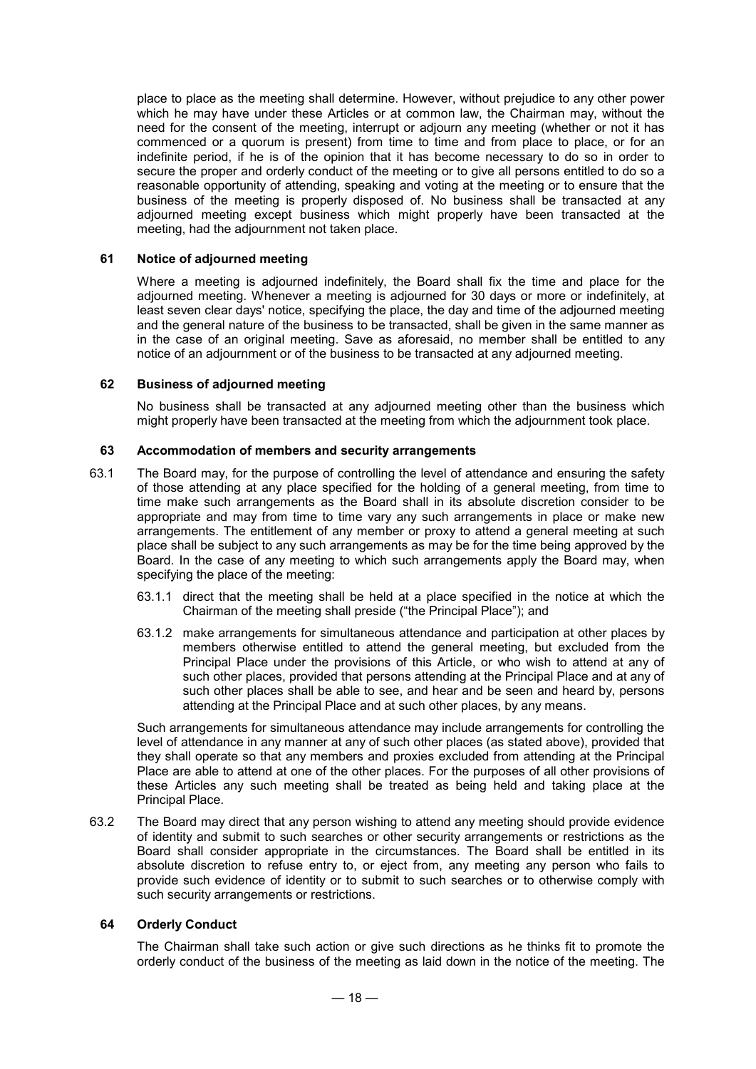place to place as the meeting shall determine. However, without prejudice to any other power which he may have under these Articles or at common law, the Chairman may, without the need for the consent of the meeting, interrupt or adjourn any meeting (whether or not it has commenced or a quorum is present) from time to time and from place to place, or for an indefinite period, if he is of the opinion that it has become necessary to do so in order to secure the proper and orderly conduct of the meeting or to give all persons entitled to do so a reasonable opportunity of attending, speaking and voting at the meeting or to ensure that the business of the meeting is properly disposed of. No business shall be transacted at any adjourned meeting except business which might properly have been transacted at the meeting, had the adjournment not taken place.

### 61 Notice of adjourned meeting

Where a meeting is adjourned indefinitely, the Board shall fix the time and place for the adjourned meeting. Whenever a meeting is adjourned for 30 days or more or indefinitely, at least seven clear days' notice, specifying the place, the day and time of the adjourned meeting and the general nature of the business to be transacted, shall be given in the same manner as in the case of an original meeting. Save as aforesaid, no member shall be entitled to any notice of an adjournment or of the business to be transacted at any adjourned meeting.

### 62 Business of adjourned meeting

No business shall be transacted at any adjourned meeting other than the business which might properly have been transacted at the meeting from which the adjournment took place.

### 63 Accommodation of members and security arrangements

63.1 The Board may, for the purpose of controlling the level of attendance and ensuring the safety of those attending at any place specified for the holding of a general meeting, from time to time make such arrangements as the Board shall in its absolute discretion consider to be appropriate and may from time to time vary any such arrangements in place or make new arrangements. The entitlement of any member or proxy to attend a general meeting at such place shall be subject to any such arrangements as may be for the time being approved by the Board. In the case of any meeting to which such arrangements apply the Board may, when specifying the place of the meeting:

63.1.1 direct that the meeting shall be held at a place specified in the notice at which the Chairman of the meeting shall preside ("the Principal Place"); and

63.1.2 make arrangements for simultaneous attendance and participation at other places by members otherwise entitled to attend the general meeting, but excluded from the Principal Place under the provisions of this Article, or who wish to attend at any of such other places, provided that persons attending at the Principal Place and at any of such other places shall be able to see, and hear and be seen and heard by, persons attending at the Principal Place and at such other places, by any means.

Such arrangements for simultaneous attendance may include arrangements for controlling the level of attendance in any manner at any of such other places (as stated above), provided that they shall operate so that any members and proxies excluded from attending at the Principal Place are able to attend at one of the other places. For the purposes of all other provisions of these Articles any such meeting shall be treated as being held and taking place at the Principal Place.

63.2 The Board may direct that any person wishing to attend any meeting should provide evidence of identity and submit to such searches or other security arrangements or restrictions as the Board shall consider appropriate in the circumstances. The Board shall be entitled in its absolute discretion to refuse entry to, or eject from, any meeting any person who fails to provide such evidence of identity or to submit to such searches or to otherwise comply with such security arrangements or restrictions.

### 64 Orderly Conduct

The Chairman shall take such action or give such directions as he thinks fit to promote the orderly conduct of the business of the meeting as laid down in the notice of the meeting. The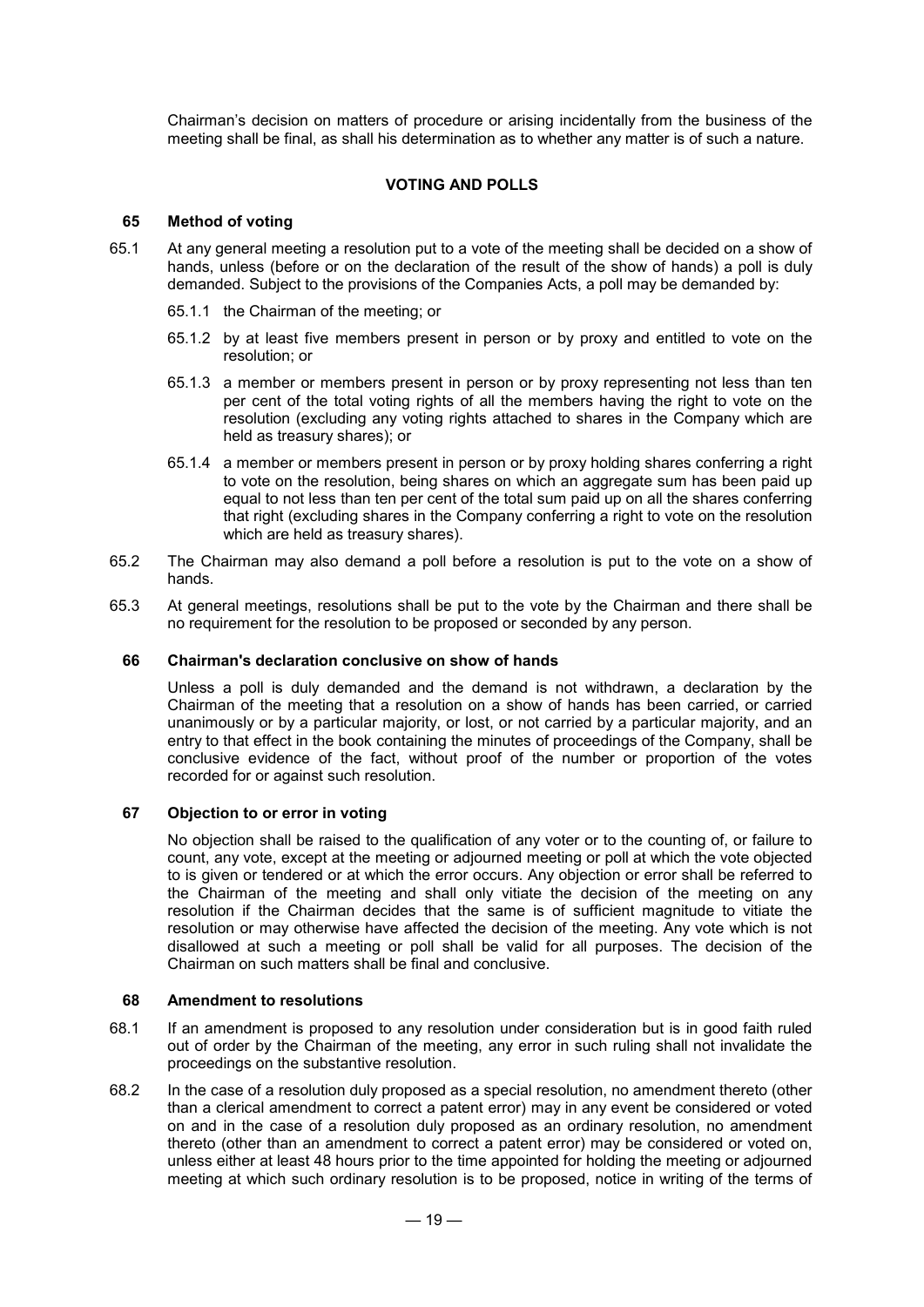Chairman's decision on matters of procedure or arising incidentally from the business of the meeting shall be final, as shall his determination as to whether any matter is of such a nature.

## VOTING AND POLLS

### 65 Method of voting

65.1 At any general meeting a resolution put to a vote of the meeting shall be decided on a show of hands, unless (before or on the declaration of the result of the show of hands) a poll is duly demanded. Subject to the provisions of the Companies Acts, a poll may be demanded by:

65.1.1 the Chairman of the meeting; or

65.1.2 by at least five members present in person or by proxy and entitled to vote on the resolution; or

65.1.3 a member or members present in person or by proxy representing not less than ten per cent of the total voting rights of all the members having the right to vote on the resolution (excluding any voting rights attached to shares in the Company which are held as treasury shares); or

65.1.4 a member or members present in person or by proxy holding shares conferring a right to vote on the resolution, being shares on which an aggregate sum has been paid up equal to not less than ten per cent of the total sum paid up on all the shares conferring that right (excluding shares in the Company conferring a right to vote on the resolution which are held as treasury shares).

65.2 The Chairman may also demand a poll before a resolution is put to the vote on a show of hands.

65.3 At general meetings, resolutions shall be put to the vote by the Chairman and there shall be no requirement for the resolution to be proposed or seconded by any person.

### 66 Chairman's declaration conclusive on show of hands

Unless a poll is duly demanded and the demand is not withdrawn, a declaration by the Chairman of the meeting that a resolution on a show of hands has been carried, or carried unanimously or by a particular majority, or lost, or not carried by a particular majority, and an entry to that effect in the book containing the minutes of proceedings of the Company, shall be conclusive evidence of the fact, without proof of the number or proportion of the votes recorded for or against such resolution.

### 67 Objection to or error in voting

No objection shall be raised to the qualification of any voter or to the counting of, or failure to count, any vote, except at the meeting or adjourned meeting or poll at which the vote objected to is given or tendered or at which the error occurs. Any objection or error shall be referred to the Chairman of the meeting and shall only vitiate the decision of the meeting on any resolution if the Chairman decides that the same is of sufficient magnitude to vitiate the resolution or may otherwise have affected the decision of the meeting. Any vote which is not disallowed at such a meeting or poll shall be valid for all purposes. The decision of the Chairman on such matters shall be final and conclusive.

### 68 Amendment to resolutions

68.1 If an amendment is proposed to any resolution under consideration but is in good faith ruled out of order by the Chairman of the meeting, any error in such ruling shall not invalidate the proceedings on the substantive resolution.

68.2 In the case of a resolution duly proposed as a special resolution, no amendment thereto (other than a clerical amendment to correct a patent error) may in any event be considered or voted on and in the case of a resolution duly proposed as an ordinary resolution, no amendment thereto (other than an amendment to correct a patent error) may be considered or voted on, unless either at least 48 hours prior to the time appointed for holding the meeting or adjourned meeting at which such ordinary resolution is to be proposed, notice in writing of the terms of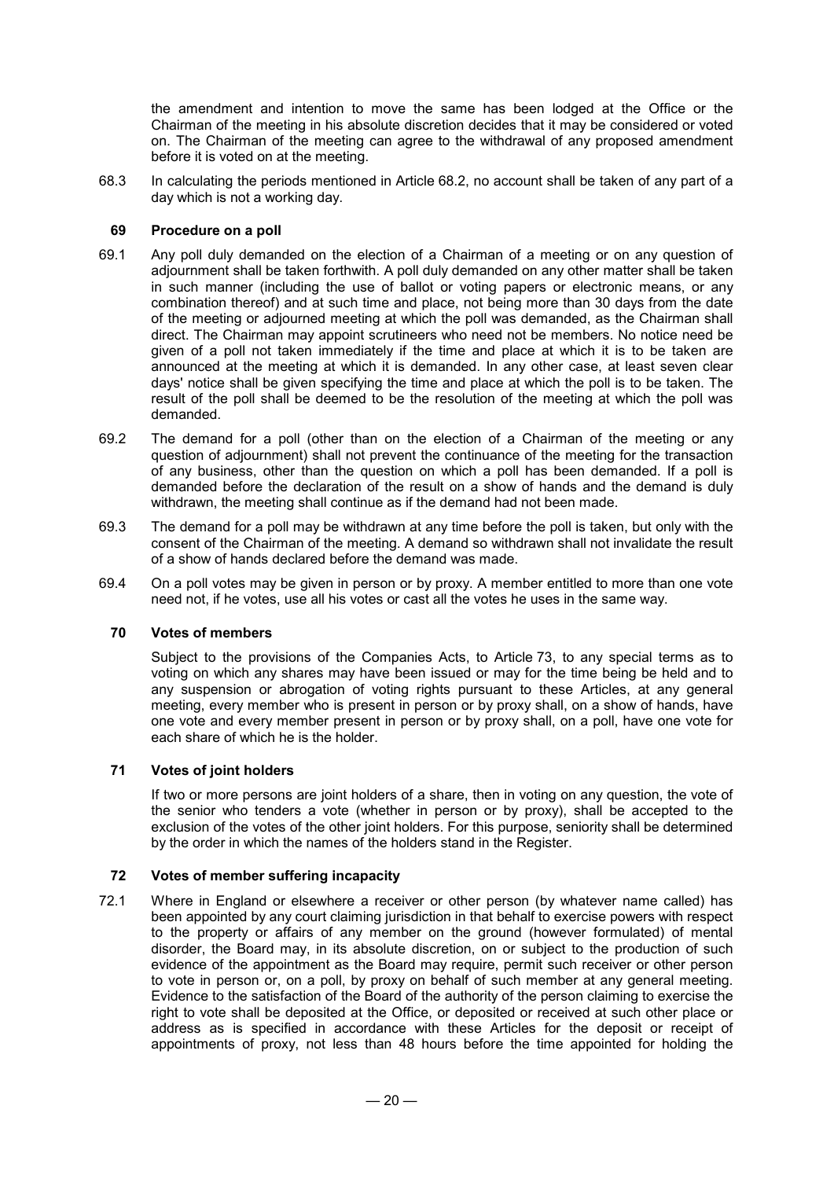the amendment and intention to move the same has been lodged at the Office or the Chairman of the meeting in his absolute discretion decides that it may be considered or voted on. The Chairman of the meeting can agree to the withdrawal of any proposed amendment before it is voted on at the meeting.

68.3 In calculating the periods mentioned in Article 68.2, no account shall be taken of any part of a day which is not a working day.

## 69 Procedure on a poll

69.1 Any poll duly demanded on the election of a Chairman of a meeting or on any question of adjournment shall be taken forthwith. A poll duly demanded on any other matter shall be taken in such manner (including the use of ballot or voting papers or electronic means, or any combination thereof) and at such time and place, not being more than 30 days from the date of the meeting or adjourned meeting at which the poll was demanded, as the Chairman shall direct. The Chairman may appoint scrutineers who need not be members. No notice need be given of a poll not taken immediately if the time and place at which it is to be taken are announced at the meeting at which it is demanded. In any other case, at least seven clear days' notice shall be given specifying the time and place at which the poll is to be taken. The result of the poll shall be deemed to be the resolution of the meeting at which the poll was demanded.

69.2 The demand for a poll (other than on the election of a Chairman of the meeting or any question of adjournment) shall not prevent the continuance of the meeting for the transaction of any business, other than the question on which a poll has been demanded. If a poll is demanded before the declaration of the result on a show of hands and the demand is duly withdrawn, the meeting shall continue as if the demand had not been made.

69.3 The demand for a poll may be withdrawn at any time before the poll is taken, but only with the consent of the Chairman of the meeting. A demand so withdrawn shall not invalidate the result of a show of hands declared before the demand was made.

69.4 On a poll votes may be given in person or by proxy. A member entitled to more than one vote need not, if he votes, use all his votes or cast all the votes he uses in the same way.

## 70 Votes of members

Subject to the provisions of the Companies Acts, to Article 73, to any special terms as to voting on which any shares may have been issued or may for the time being be held and to any suspension or abrogation of voting rights pursuant to these Articles, at any general meeting, every member who is present in person or by proxy shall, on a show of hands, have one vote and every member present in person or by proxy shall, on a poll, have one vote for each share of which he is the holder.

## 71 Votes of joint holders

If two or more persons are joint holders of a share, then in voting on any question, the vote of the senior who tenders a vote (whether in person or by proxy), shall be accepted to the exclusion of the votes of the other joint holders. For this purpose, seniority shall be determined by the order in which the names of the holders stand in the Register.

## 72 Votes of member suffering incapacity

72.1 Where in England or elsewhere a receiver or other person (by whatever name called) has been appointed by any court claiming jurisdiction in that behalf to exercise powers with respect to the property or affairs of any member on the ground (however formulated) of mental disorder, the Board may, in its absolute discretion, on or subject to the production of such evidence of the appointment as the Board may require, permit such receiver or other person to vote in person or, on a poll, by proxy on behalf of such member at any general meeting. Evidence to the satisfaction of the Board of the authority of the person claiming to exercise the right to vote shall be deposited at the Office, or deposited or received at such other place or address as is specified in accordance with these Articles for the deposit or receipt of appointments of proxy, not less than 48 hours before the time appointed for holding the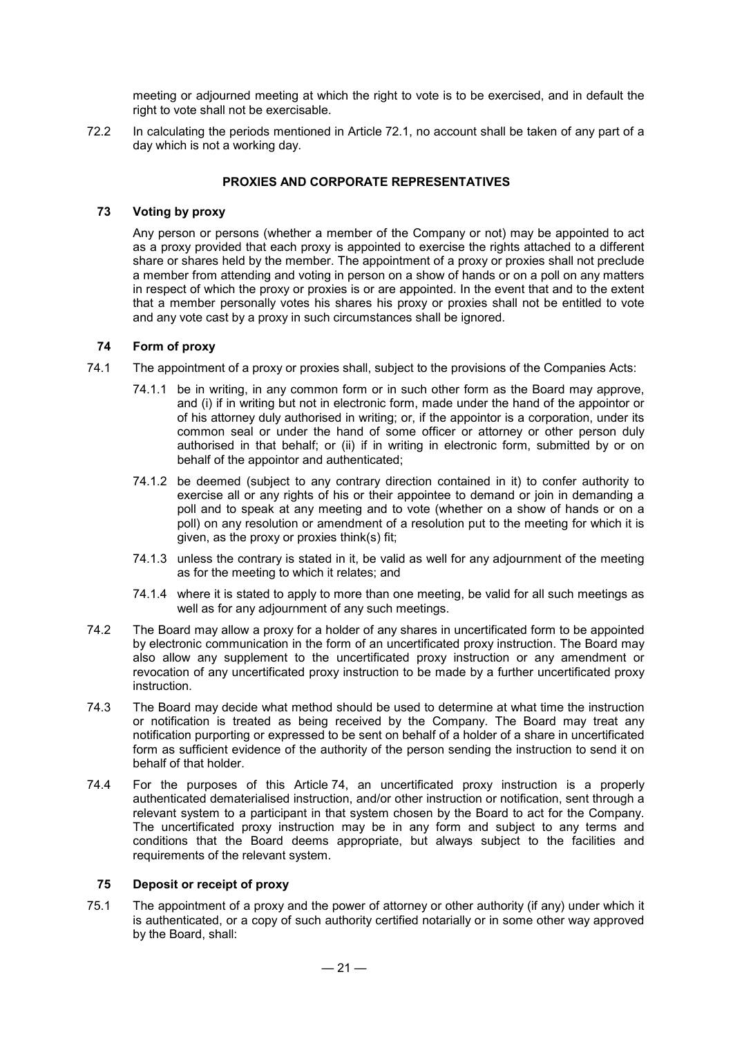meeting or adjourned meeting at which the right to vote is to be exercised, and in default the right to vote shall not be exercisable.

72.2 In calculating the periods mentioned in Article 72.1, no account shall be taken of any part of a day which is not a working day.

## PROXIES AND CORPORATE REPRESENTATIVES

### 73 Voting by proxy

Any person or persons (whether a member of the Company or not) may be appointed to act as a proxy provided that each proxy is appointed to exercise the rights attached to a different share or shares held by the member. The appointment of a proxy or proxies shall not preclude a member from attending and voting in person on a show of hands or on a poll on any matters in respect of which the proxy or proxies is or are appointed. In the event that and to the extent that a member personally votes his shares his proxy or proxies shall not be entitled to vote and any vote cast by a proxy in such circumstances shall be ignored.

### 74 Form of proxy

74.1 The appointment of a proxy or proxies shall, subject to the provisions of the Companies Acts:

74.1.1 be in writing, in any common form or in such other form as the Board may approve, and (i) if in writing but not in electronic form, made under the hand of the appointor or of his attorney duly authorised in writing; or, if the appointor is a corporation, under its common seal or under the hand of some officer or attorney or other person duly authorised in that behalf; or (ii) if in writing in electronic form, submitted by or on behalf of the appointor and authenticated;

74.1.2 be deemed (subject to any contrary direction contained in it) to confer authority to exercise all or any rights of his or their appointee to demand or join in demanding a poll and to speak at any meeting and to vote (whether on a show of hands or on a poll) on any resolution or amendment of a resolution put to the meeting for which it is given, as the proxy or proxies think(s) fit;

74.1.3 unless the contrary is stated in it, be valid as well for any adjournment of the meeting as for the meeting to which it relates; and

74.1.4 where it is stated to apply to more than one meeting, be valid for all such meetings as well as for any adjournment of any such meetings.

74.2 The Board may allow a proxy for a holder of any shares in uncertificated form to be appointed by electronic communication in the form of an uncertificated proxy instruction. The Board may also allow any supplement to the uncertificated proxy instruction or any amendment or revocation of any uncertificated proxy instruction to be made by a further uncertificated proxy instruction.

74.3 The Board may decide what method should be used to determine at what time the instruction or notification is treated as being received by the Company. The Board may treat any notification purporting or expressed to be sent on behalf of a holder of a share in uncertificated form as sufficient evidence of the authority of the person sending the instruction to send it on behalf of that holder.

74.4 For the purposes of this Article 74, an uncertificated proxy instruction is a properly authenticated dematerialised instruction, and/or other instruction or notification, sent through a relevant system to a participant in that system chosen by the Board to act for the Company. The uncertificated proxy instruction may be in any form and subject to any terms and conditions that the Board deems appropriate, but always subject to the facilities and requirements of the relevant system.

### 75 Deposit or receipt of proxy

75.1 The appointment of a proxy and the power of attorney or other authority (if any) under which it is authenticated, or a copy of such authority certified notarially or in some other way approved by the Board, shall: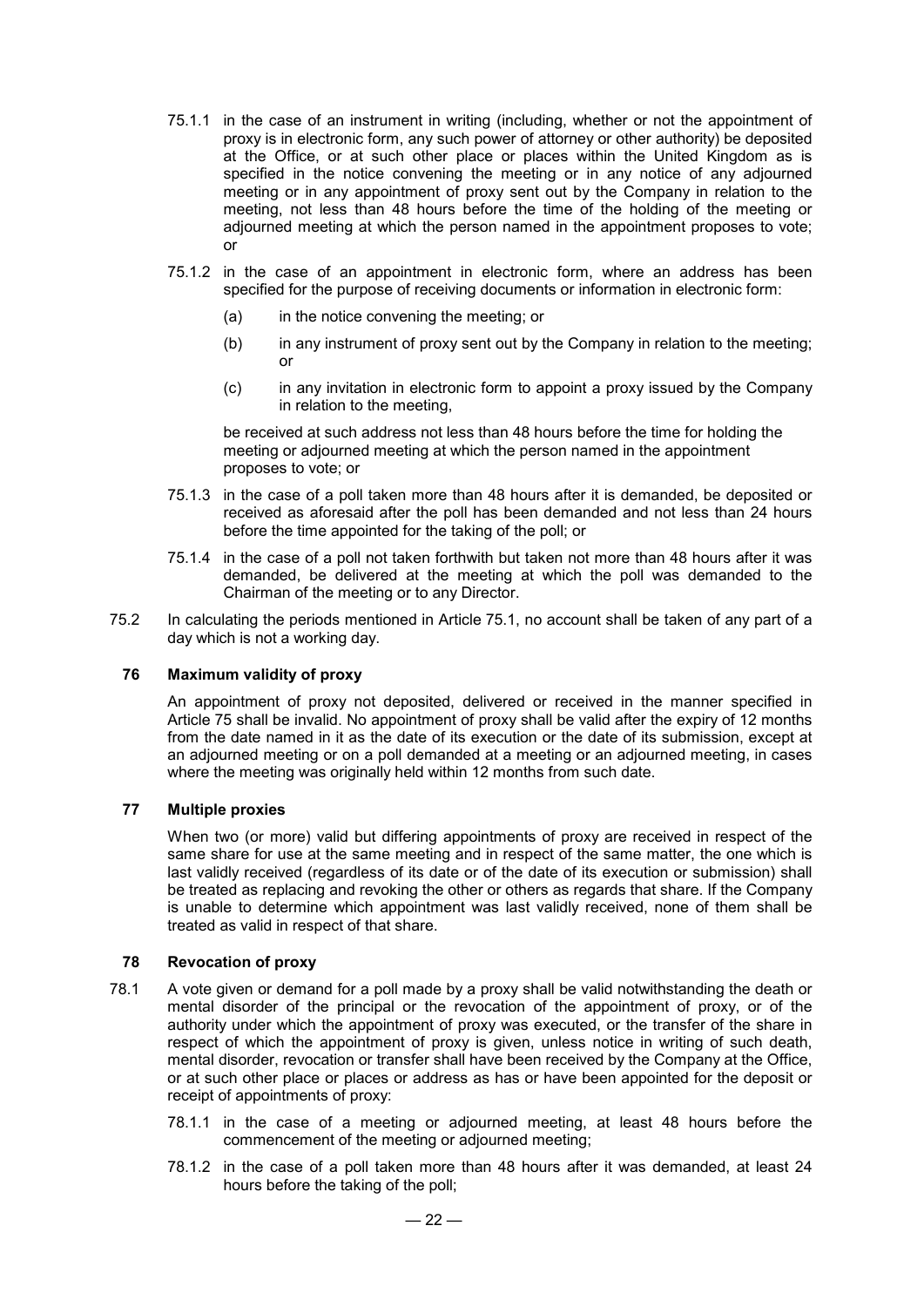75.1.1 in the case of an instrument in writing (including, whether or not the appointment of proxy is in electronic form, any such power of attorney or other authority) be deposited at the Office, or at such other place or places within the United Kingdom as is specified in the notice convening the meeting or in any notice of any adjourned meeting or in any appointment of proxy sent out by the Company in relation to the meeting, not less than 48 hours before the time of the holding of the meeting or adjourned meeting at which the person named in the appointment proposes to vote; or

75.1.2 in the case of an appointment in electronic form, where an address has been specified for the purpose of receiving documents or information in electronic form:

(a) in the notice convening the meeting; or

(b) in any instrument of proxy sent out by the Company in relation to the meeting; or

(c) in any invitation in electronic form to appoint a proxy issued by the Company in relation to the meeting,

be received at such address not less than 48 hours before the time for holding the meeting or adjourned meeting at which the person named in the appointment proposes to vote; or

75.1.3 in the case of a poll taken more than 48 hours after it is demanded, be deposited or received as aforesaid after the poll has been demanded and not less than 24 hours before the time appointed for the taking of the poll; or

75.1.4 in the case of a poll not taken forthwith but taken not more than 48 hours after it was demanded, be delivered at the meeting at which the poll was demanded to the Chairman of the meeting or to any Director.

75.2 In calculating the periods mentioned in Article 75.1, no account shall be taken of any part of a day which is not a working day.

### 76 Maximum validity of proxy

An appointment of proxy not deposited, delivered or received in the manner specified in Article 75 shall be invalid. No appointment of proxy shall be valid after the expiry of 12 months from the date named in it as the date of its execution or the date of its submission, except at an adjourned meeting or on a poll demanded at a meeting or an adjourned meeting, in cases where the meeting was originally held within 12 months from such date.

### 77 Multiple proxies

When two (or more) valid but differing appointments of proxy are received in respect of the same share for use at the same meeting and in respect of the same matter, the one which is last validly received (regardless of its date or of the date of its execution or submission) shall be treated as replacing and revoking the other or others as regards that share. If the Company is unable to determine which appointment was last validly received, none of them shall be treated as valid in respect of that share.

### 78 Revocation of proxy

78.1 A vote given or demand for a poll made by a proxy shall be valid notwithstanding the death or mental disorder of the principal or the revocation of the appointment of proxy, or of the authority under which the appointment of proxy was executed, or the transfer of the share in respect of which the appointment of proxy is given, unless notice in writing of such death, mental disorder, revocation or transfer shall have been received by the Company at the Office, or at such other place or places or address as has or have been appointed for the deposit or receipt of appointments of proxy:

78.1.1 in the case of a meeting or adjourned meeting, at least 48 hours before the commencement of the meeting or adjourned meeting;

78.1.2 in the case of a poll taken more than 48 hours after it was demanded, at least 24 hours before the taking of the poll;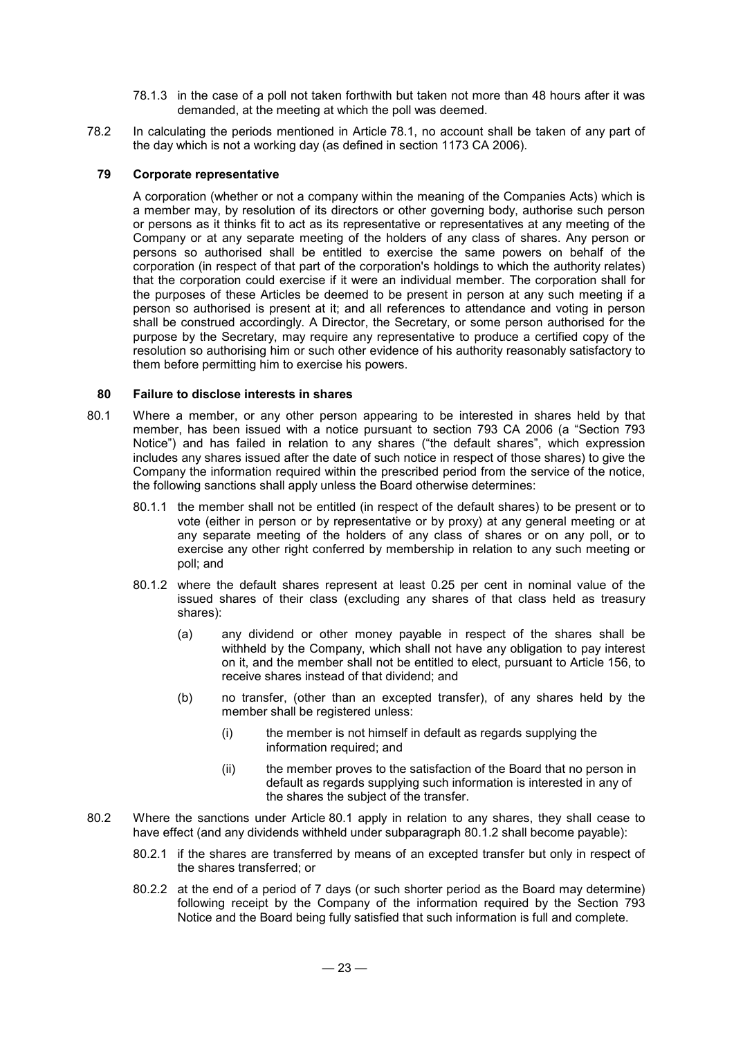78.1.3 in the case of a poll not taken forthwith but taken not more than 48 hours after it was demanded, at the meeting at which the poll was deemed.

78.2 In calculating the periods mentioned in Article 78.1, no account shall be taken of any part of the day which is not a working day (as defined in section 1173 CA 2006).

## 79 Corporate representative

A corporation (whether or not a company within the meaning of the Companies Acts) which is a member may, by resolution of its directors or other governing body, authorise such person or persons as it thinks fit to act as its representative or representatives at any meeting of the Company or at any separate meeting of the holders of any class of shares. Any person or persons so authorised shall be entitled to exercise the same powers on behalf of the corporation (in respect of that part of the corporation's holdings to which the authority relates) that the corporation could exercise if it were an individual member. The corporation shall for the purposes of these Articles be deemed to be present in person at any such meeting if a person so authorised is present at it; and all references to attendance and voting in person shall be construed accordingly. A Director, the Secretary, or some person authorised for the purpose by the Secretary, may require any representative to produce a certified copy of the resolution so authorising him or such other evidence of his authority reasonably satisfactory to them before permitting him to exercise his powers.

## 80 Failure to disclose interests in shares

80.1 Where a member, or any other person appearing to be interested in shares held by that member, has been issued with a notice pursuant to section 793 CA 2006 (a "Section 793 Notice") and has failed in relation to any shares ("the default shares", which expression includes any shares issued after the date of such notice in respect of those shares) to give the Company the information required within the prescribed period from the service of the notice, the following sanctions shall apply unless the Board otherwise determines:

80.1.1 the member shall not be entitled (in respect of the default shares) to be present or to vote (either in person or by representative or by proxy) at any general meeting or at any separate meeting of the holders of any class of shares or on any poll, or to exercise any other right conferred by membership in relation to any such meeting or poll; and

80.1.2 where the default shares represent at least 0.25 per cent in nominal value of the issued shares of their class (excluding any shares of that class held as treasury shares):

(a) any dividend or other money payable in respect of the shares shall be withheld by the Company, which shall not have any obligation to pay interest on it, and the member shall not be entitled to elect, pursuant to Article 156, to receive shares instead of that dividend; and

(b) no transfer, (other than an excepted transfer), of any shares held by the member shall be registered unless:

(i) the member is not himself in default as regards supplying the information required; and

(ii) the member proves to the satisfaction of the Board that no person in default as regards supplying such information is interested in any of the shares the subject of the transfer.

80.2 Where the sanctions under Article 80.1 apply in relation to any shares, they shall cease to have effect (and any dividends withheld under subparagraph 80.1.2 shall become payable):

80.2.1 if the shares are transferred by means of an excepted transfer but only in respect of the shares transferred; or

80.2.2 at the end of a period of 7 days (or such shorter period as the Board may determine) following receipt by the Company of the information required by the Section 793 Notice and the Board being fully satisfied that such information is full and complete.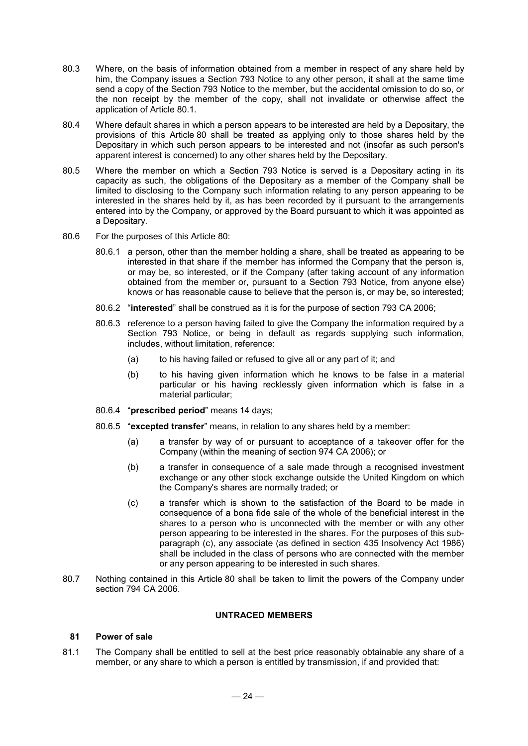80.3 Where, on the basis of information obtained from a member in respect of any share held by him, the Company issues a Section 793 Notice to any other person, it shall at the same time send a copy of the Section 793 Notice to the member, but the accidental omission to do so, or the non receipt by the member of the copy, shall not invalidate or otherwise affect the application of Article 80.1.

80.4 Where default shares in which a person appears to be interested are held by a Depositary, the provisions of this Article 80 shall be treated as applying only to those shares held by the Depositary in which such person appears to be interested and not (insofar as such person's apparent interest is concerned) to any other shares held by the Depositary.

80.5 Where the member on which a Section 793 Notice is served is a Depositary acting in its capacity as such, the obligations of the Depositary as a member of the Company shall be limited to disclosing to the Company such information relating to any person appearing to be interested in the shares held by it, as has been recorded by it pursuant to the arrangements entered into by the Company, or approved by the Board pursuant to which it was appointed as a Depositary.

80.6 For the purposes of this Article 80:

80.6.1 a person, other than the member holding a share, shall be treated as appearing to be interested in that share if the member has informed the Company that the person is, or may be, so interested, or if the Company (after taking account of any information obtained from the member or, pursuant to a Section 793 Notice, from anyone else) knows or has reasonable cause to believe that the person is, or may be, so interested;

80.6.2 "**interested**" shall be construed as it is for the purpose of section 793 CA 2006;

80.6.3 reference to a person having failed to give the Company the information required by a Section 793 Notice, or being in default as regards supplying such information, includes, without limitation, reference:

(a) to his having failed or refused to give all or any part of it; and

(b) to his having given information which he knows to be false in a material particular or his having recklessly given information which is false in a material particular;

80.6.4 "**prescribed period**" means 14 days;

80.6.5 "**excepted transfer**" means, in relation to any shares held by a member:

(a) a transfer by way of or pursuant to acceptance of a takeover offer for the Company (within the meaning of section 974 CA 2006); or

(b) a transfer in consequence of a sale made through a recognised investment exchange or any other stock exchange outside the United Kingdom on which the Company's shares are normally traded; or

(c) a transfer which is shown to the satisfaction of the Board to be made in consequence of a bona fide sale of the whole of the beneficial interest in the shares to a person who is unconnected with the member or with any other person appearing to be interested in the shares. For the purposes of this sub-paragraph (c), any associate (as defined in section 435 Insolvency Act 1986) shall be included in the class of persons who are connected with the member or any person appearing to be interested in such shares.

80.7 Nothing contained in this Article 80 shall be taken to limit the powers of the Company under section 794 CA 2006.

## UNTRACED MEMBERS

### 81 Power of sale

81.1 The Company shall be entitled to sell at the best price reasonably obtainable any share of a member, or any share to which a person is entitled by transmission, if and provided that: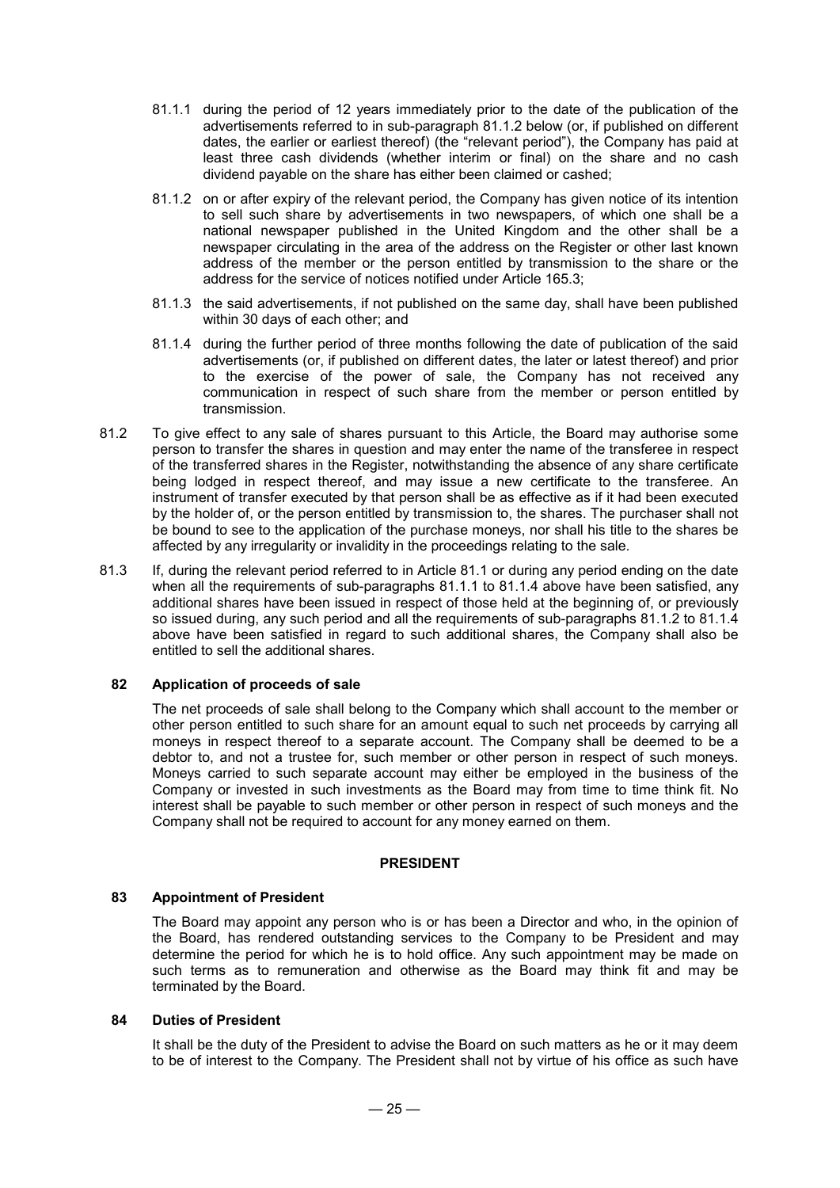81.1.1 during the period of 12 years immediately prior to the date of the publication of the advertisements referred to in sub-paragraph 81.1.2 below (or, if published on different dates, the earlier or earliest thereof) (the "relevant period"), the Company has paid at least three cash dividends (whether interim or final) on the share and no cash dividend payable on the share has either been claimed or cashed;

81.1.2 on or after expiry of the relevant period, the Company has given notice of its intention to sell such share by advertisements in two newspapers, of which one shall be a national newspaper published in the United Kingdom and the other shall be a newspaper circulating in the area of the address on the Register or other last known address of the member or the person entitled by transmission to the share or the address for the service of notices notified under Article 165.3;

81.1.3 the said advertisements, if not published on the same day, shall have been published within 30 days of each other; and

81.1.4 during the further period of three months following the date of publication of the said advertisements (or, if published on different dates, the later or latest thereof) and prior to the exercise of the power of sale, the Company has not received any communication in respect of such share from the member or person entitled by transmission.

81.2 To give effect to any sale of shares pursuant to this Article, the Board may authorise some person to transfer the shares in question and may enter the name of the transferee in respect of the transferred shares in the Register, notwithstanding the absence of any share certificate being lodged in respect thereof, and may issue a new certificate to the transferee. An instrument of transfer executed by that person shall be as effective as if it had been executed by the holder of, or the person entitled by transmission to, the shares. The purchaser shall not be bound to see to the application of the purchase moneys, nor shall his title to the shares be affected by any irregularity or invalidity in the proceedings relating to the sale.

81.3 If, during the relevant period referred to in Article 81.1 or during any period ending on the date when all the requirements of sub-paragraphs 81.1.1 to 81.1.4 above have been satisfied, any additional shares have been issued in respect of those held at the beginning of, or previously so issued during, any such period and all the requirements of sub-paragraphs 81.1.2 to 81.1.4 above have been satisfied in regard to such additional shares, the Company shall also be entitled to sell the additional shares.

### 82 Application of proceeds of sale

The net proceeds of sale shall belong to the Company which shall account to the member or other person entitled to such share for an amount equal to such net proceeds by carrying all moneys in respect thereof to a separate account. The Company shall be deemed to be a debtor to, and not a trustee for, such member or other person in respect of such moneys. Moneys carried to such separate account may either be employed in the business of the Company or invested in such investments as the Board may from time to time think fit. No interest shall be payable to such member or other person in respect of such moneys and the Company shall not be required to account for any money earned on them.

## PRESIDENT

### 83 Appointment of President

The Board may appoint any person who is or has been a Director and who, in the opinion of the Board, has rendered outstanding services to the Company to be President and may determine the period for which he is to hold office. Any such appointment may be made on such terms as to remuneration and otherwise as the Board may think fit and may be terminated by the Board.

### 84 Duties of President

It shall be the duty of the President to advise the Board on such matters as he or it may deem to be of interest to the Company. The President shall not by virtue of his office as such have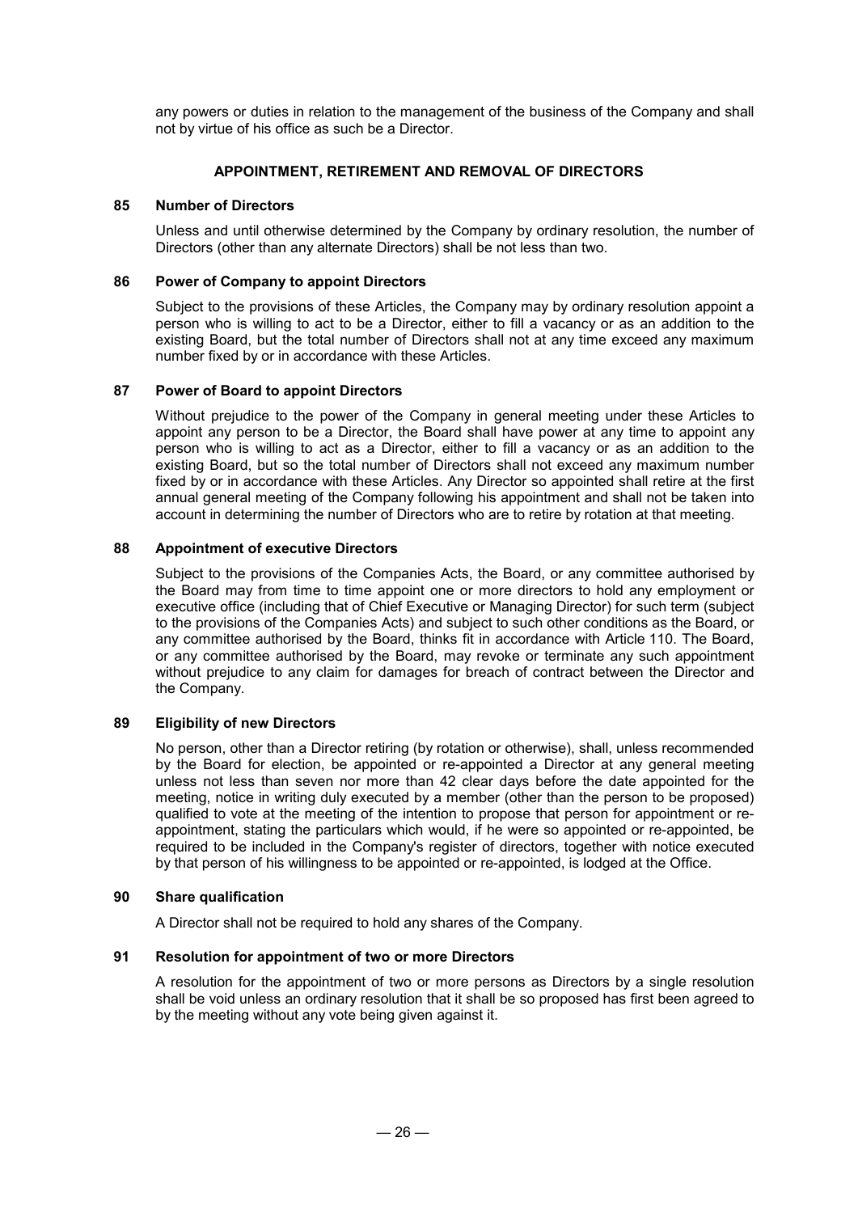any powers or duties in relation to the management of the business of the Company and shall not by virtue of his office as such be a Director.

## APPOINTMENT, RETIREMENT AND REMOVAL OF DIRECTORS

### 85 Number of Directors

Unless and until otherwise determined by the Company by ordinary resolution, the number of Directors (other than any alternate Directors) shall be not less than two.

### 86 Power of Company to appoint Directors

Subject to the provisions of these Articles, the Company may by ordinary resolution appoint a person who is willing to act to be a Director, either to fill a vacancy or as an addition to the existing Board, but the total number of Directors shall not at any time exceed any maximum number fixed by or in accordance with these Articles.

### 87 Power of Board to appoint Directors

Without prejudice to the power of the Company in general meeting under these Articles to appoint any person to be a Director, the Board shall have power at any time to appoint any person who is willing to act as a Director, either to fill a vacancy or as an addition to the existing Board, but so the total number of Directors shall not exceed any maximum number fixed by or in accordance with these Articles. Any Director so appointed shall retire at the first annual general meeting of the Company following his appointment and shall not be taken into account in determining the number of Directors who are to retire by rotation at that meeting.

### 88 Appointment of executive Directors

Subject to the provisions of the Companies Acts, the Board, or any committee authorised by the Board may from time to time appoint one or more directors to hold any employment or executive office (including that of Chief Executive or Managing Director) for such term (subject to the provisions of the Companies Acts) and subject to such other conditions as the Board, or any committee authorised by the Board, thinks fit in accordance with Article 110. The Board, or any committee authorised by the Board, may revoke or terminate any such appointment without prejudice to any claim for damages for breach of contract between the Director and the Company.

### 89 Eligibility of new Directors

No person, other than a Director retiring (by rotation or otherwise), shall, unless recommended by the Board for election, be appointed or re-appointed a Director at any general meeting unless not less than seven nor more than 42 clear days before the date appointed for the meeting, notice in writing duly executed by a member (other than the person to be proposed) qualified to vote at the meeting of the intention to propose that person for appointment or re-appointment, stating the particulars which would, if he were so appointed or re-appointed, be required to be included in the Company's register of directors, together with notice executed by that person of his willingness to be appointed or re-appointed, is lodged at the Office.

### 90 Share qualification

A Director shall not be required to hold any shares of the Company.

### 91 Resolution for appointment of two or more Directors

A resolution for the appointment of two or more persons as Directors by a single resolution shall be void unless an ordinary resolution that it shall be so proposed has first been agreed to by the meeting without any vote being given against it.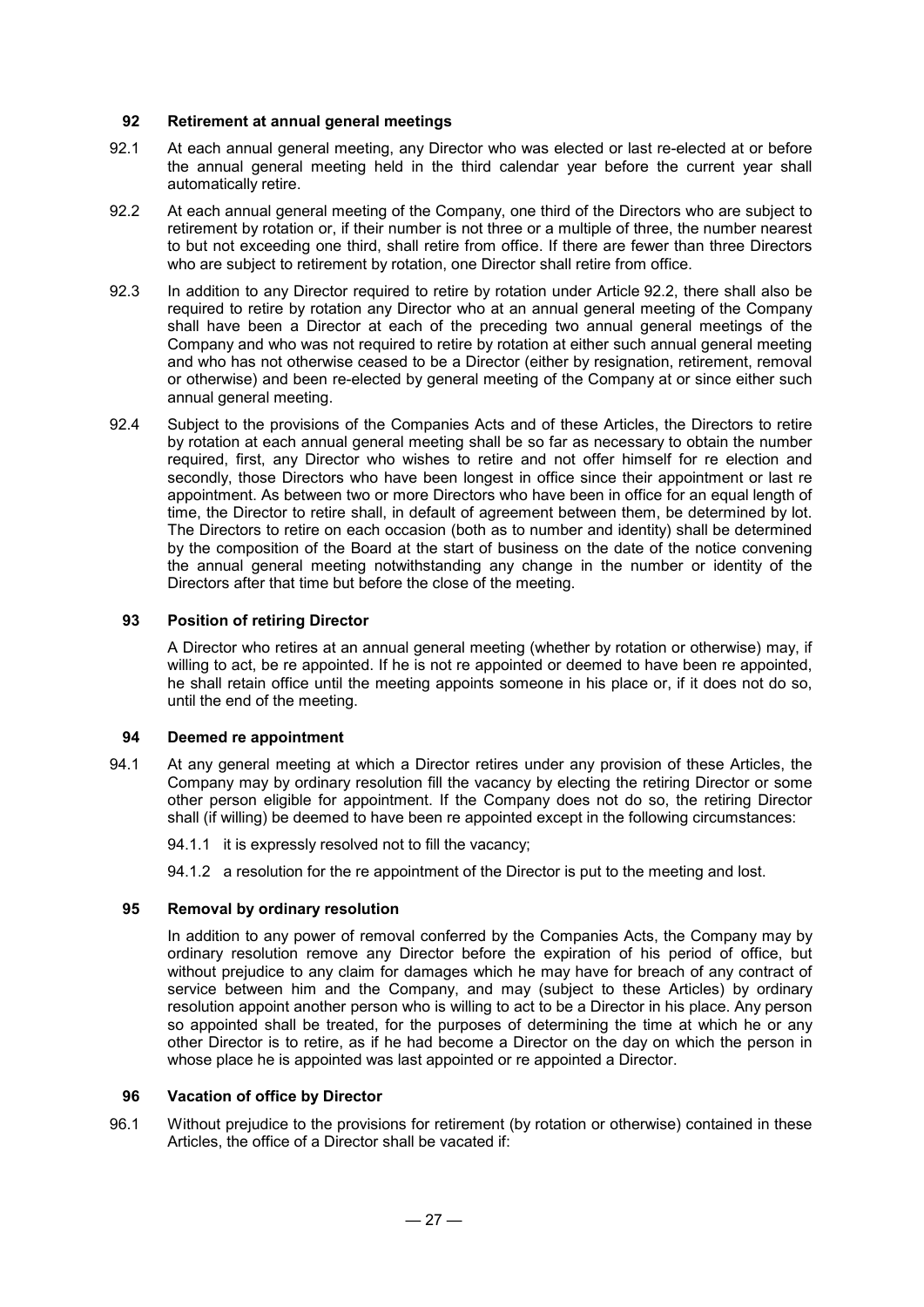## 92 Retirement at annual general meetings

92.1 At each annual general meeting, any Director who was elected or last re-elected at or before the annual general meeting held in the third calendar year before the current year shall automatically retire.

92.2 At each annual general meeting of the Company, one third of the Directors who are subject to retirement by rotation or, if their number is not three or a multiple of three, the number nearest to but not exceeding one third, shall retire from office. If there are fewer than three Directors who are subject to retirement by rotation, one Director shall retire from office.

92.3 In addition to any Director required to retire by rotation under Article 92.2, there shall also be required to retire by rotation any Director who at an annual general meeting of the Company shall have been a Director at each of the preceding two annual general meetings of the Company and who was not required to retire by rotation at either such annual general meeting and who has not otherwise ceased to be a Director (either by resignation, retirement, removal or otherwise) and been re-elected by general meeting of the Company at or since either such annual general meeting.

92.4 Subject to the provisions of the Companies Acts and of these Articles, the Directors to retire by rotation at each annual general meeting shall be so far as necessary to obtain the number required, first, any Director who wishes to retire and not offer himself for re election and secondly, those Directors who have been longest in office since their appointment or last re appointment. As between two or more Directors who have been in office for an equal length of time, the Director to retire shall, in default of agreement between them, be determined by lot. The Directors to retire on each occasion (both as to number and identity) shall be determined by the composition of the Board at the start of business on the date of the notice convening the annual general meeting notwithstanding any change in the number or identity of the Directors after that time but before the close of the meeting.

## 93 Position of retiring Director

A Director who retires at an annual general meeting (whether by rotation or otherwise) may, if willing to act, be re appointed. If he is not re appointed or deemed to have been re appointed, he shall retain office until the meeting appoints someone in his place or, if it does not do so, until the end of the meeting.

## 94 Deemed re appointment

94.1 At any general meeting at which a Director retires under any provision of these Articles, the Company may by ordinary resolution fill the vacancy by electing the retiring Director or some other person eligible for appointment. If the Company does not do so, the retiring Director shall (if willing) be deemed to have been re appointed except in the following circumstances:

94.1.1 it is expressly resolved not to fill the vacancy;

94.1.2 a resolution for the re appointment of the Director is put to the meeting and lost.

## 95 Removal by ordinary resolution

In addition to any power of removal conferred by the Companies Acts, the Company may by ordinary resolution remove any Director before the expiration of his period of office, but without prejudice to any claim for damages which he may have for breach of any contract of service between him and the Company, and may (subject to these Articles) by ordinary resolution appoint another person who is willing to act to be a Director in his place. Any person so appointed shall be treated, for the purposes of determining the time at which he or any other Director is to retire, as if he had become a Director on the day on which the person in whose place he is appointed was last appointed or re appointed a Director.

## 96 Vacation of office by Director

96.1 Without prejudice to the provisions for retirement (by rotation or otherwise) contained in these Articles, the office of a Director shall be vacated if: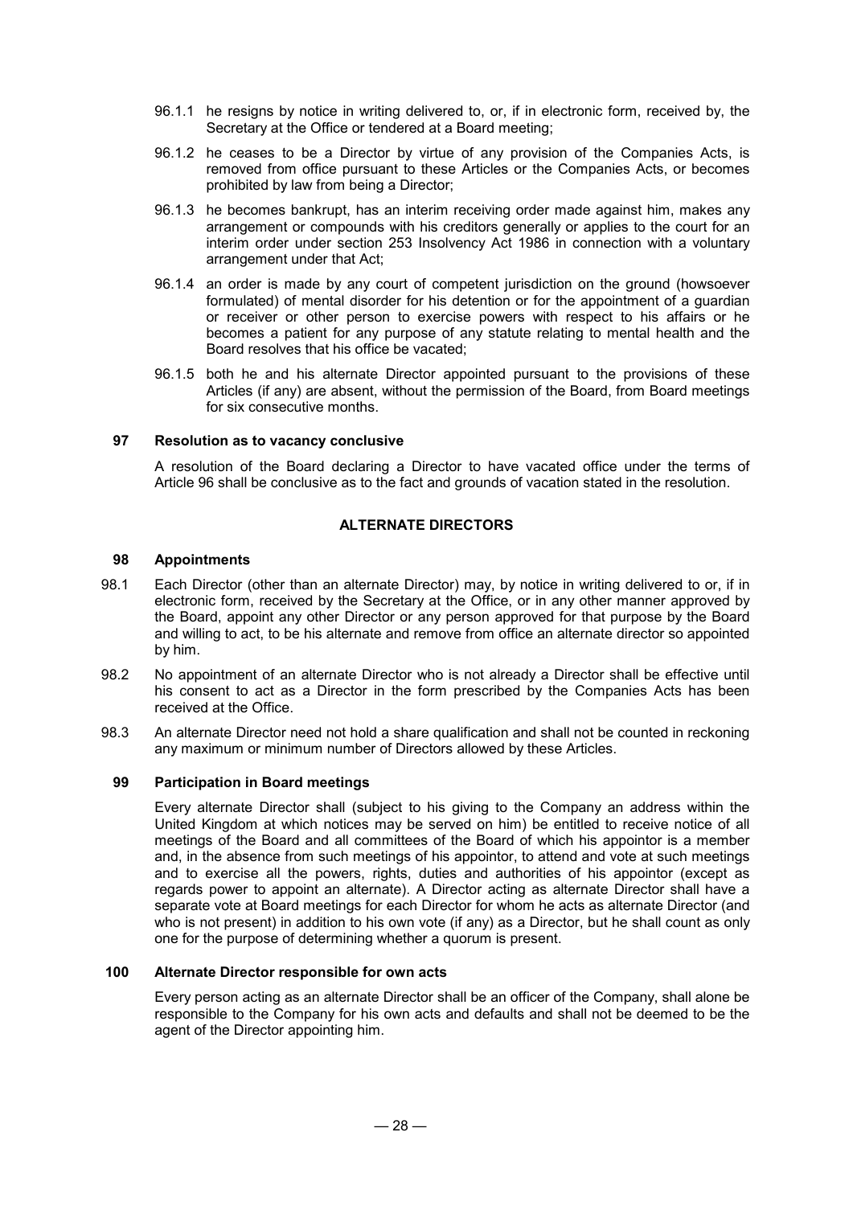96.1.1 he resigns by notice in writing delivered to, or, if in electronic form, received by, the Secretary at the Office or tendered at a Board meeting;

96.1.2 he ceases to be a Director by virtue of any provision of the Companies Acts, is removed from office pursuant to these Articles or the Companies Acts, or becomes prohibited by law from being a Director;

96.1.3 he becomes bankrupt, has an interim receiving order made against him, makes any arrangement or compounds with his creditors generally or applies to the court for an interim order under section 253 Insolvency Act 1986 in connection with a voluntary arrangement under that Act;

96.1.4 an order is made by any court of competent jurisdiction on the ground (howsoever formulated) of mental disorder for his detention or for the appointment of a guardian or receiver or other person to exercise powers with respect to his affairs or he becomes a patient for any purpose of any statute relating to mental health and the Board resolves that his office be vacated;

96.1.5 both he and his alternate Director appointed pursuant to the provisions of these Articles (if any) are absent, without the permission of the Board, from Board meetings for six consecutive months.

### 97 Resolution as to vacancy conclusive

A resolution of the Board declaring a Director to have vacated office under the terms of Article 96 shall be conclusive as to the fact and grounds of vacation stated in the resolution.

## ALTERNATE DIRECTORS

### 98 Appointments

98.1 Each Director (other than an alternate Director) may, by notice in writing delivered to or, if in electronic form, received by the Secretary at the Office, or in any other manner approved by the Board, appoint any other Director or any person approved for that purpose by the Board and willing to act, to be his alternate and remove from office an alternate director so appointed by him.

98.2 No appointment of an alternate Director who is not already a Director shall be effective until his consent to act as a Director in the form prescribed by the Companies Acts has been received at the Office.

98.3 An alternate Director need not hold a share qualification and shall not be counted in reckoning any maximum or minimum number of Directors allowed by these Articles.

### 99 Participation in Board meetings

Every alternate Director shall (subject to his giving to the Company an address within the United Kingdom at which notices may be served on him) be entitled to receive notice of all meetings of the Board and all committees of the Board of which his appointor is a member and, in the absence from such meetings of his appointor, to attend and vote at such meetings and to exercise all the powers, rights, duties and authorities of his appointor (except as regards power to appoint an alternate). A Director acting as alternate Director shall have a separate vote at Board meetings for each Director for whom he acts as alternate Director (and who is not present) in addition to his own vote (if any) as a Director, but he shall count as only one for the purpose of determining whether a quorum is present.

### 100 Alternate Director responsible for own acts

Every person acting as an alternate Director shall be an officer of the Company, shall alone be responsible to the Company for his own acts and defaults and shall not be deemed to be the agent of the Director appointing him.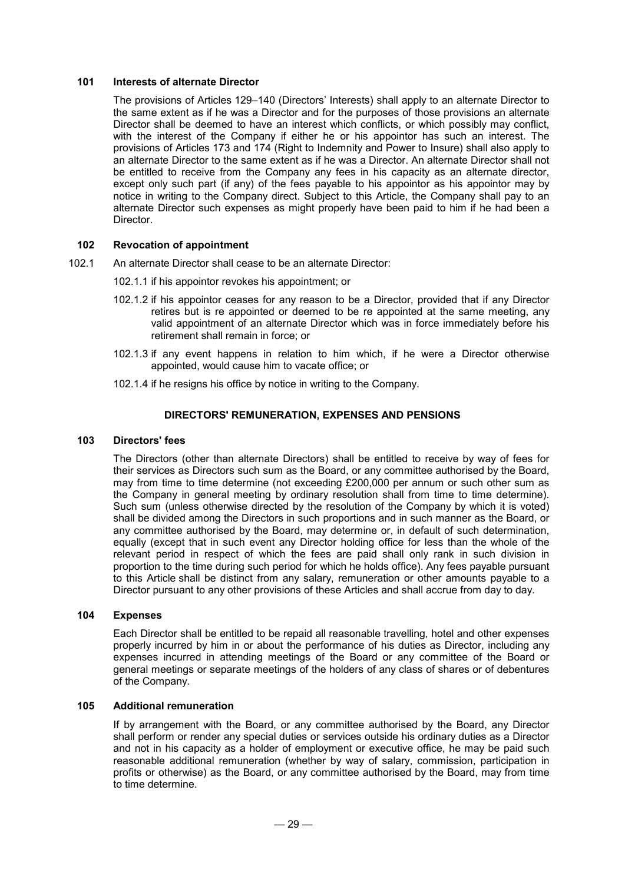### 101 Interests of alternate Director

The provisions of Articles 129–140 (Directors' Interests) shall apply to an alternate Director to the same extent as if he was a Director and for the purposes of those provisions an alternate Director shall be deemed to have an interest which conflicts, or which possibly may conflict, with the interest of the Company if either he or his appointor has such an interest. The provisions of Articles 173 and 174 (Right to Indemnity and Power to Insure) shall also apply to an alternate Director to the same extent as if he was a Director. An alternate Director shall not be entitled to receive from the Company any fees in his capacity as an alternate director, except only such part (if any) of the fees payable to his appointor as his appointor may by notice in writing to the Company direct. Subject to this Article, the Company shall pay to an alternate Director such expenses as might properly have been paid to him if he had been a Director.

### 102 Revocation of appointment

102.1 An alternate Director shall cease to be an alternate Director:

102.1.1 if his appointor revokes his appointment; or

102.1.2 if his appointor ceases for any reason to be a Director, provided that if any Director retires but is re appointed or deemed to be re appointed at the same meeting, any valid appointment of an alternate Director which was in force immediately before his retirement shall remain in force; or

102.1.3 if any event happens in relation to him which, if he were a Director otherwise appointed, would cause him to vacate office; or

102.1.4 if he resigns his office by notice in writing to the Company.

## DIRECTORS' REMUNERATION, EXPENSES AND PENSIONS

### 103 Directors' fees

The Directors (other than alternate Directors) shall be entitled to receive by way of fees for their services as Directors such sum as the Board, or any committee authorised by the Board, may from time to time determine (not exceeding £200,000 per annum or such other sum as the Company in general meeting by ordinary resolution shall from time to time determine). Such sum (unless otherwise directed by the resolution of the Company by which it is voted) shall be divided among the Directors in such proportions and in such manner as the Board, or any committee authorised by the Board, may determine or, in default of such determination, equally (except that in such event any Director holding office for less than the whole of the relevant period in respect of which the fees are paid shall only rank in such division in proportion to the time during such period for which he holds office). Any fees payable pursuant to this Article shall be distinct from any salary, remuneration or other amounts payable to a Director pursuant to any other provisions of these Articles and shall accrue from day to day.

### 104 Expenses

Each Director shall be entitled to be repaid all reasonable travelling, hotel and other expenses properly incurred by him in or about the performance of his duties as Director, including any expenses incurred in attending meetings of the Board or any committee of the Board or general meetings or separate meetings of the holders of any class of shares or of debentures of the Company.

### 105 Additional remuneration

If by arrangement with the Board, or any committee authorised by the Board, any Director shall perform or render any special duties or services outside his ordinary duties as a Director and not in his capacity as a holder of employment or executive office, he may be paid such reasonable additional remuneration (whether by way of salary, commission, participation in profits or otherwise) as the Board, or any committee authorised by the Board, may from time to time determine.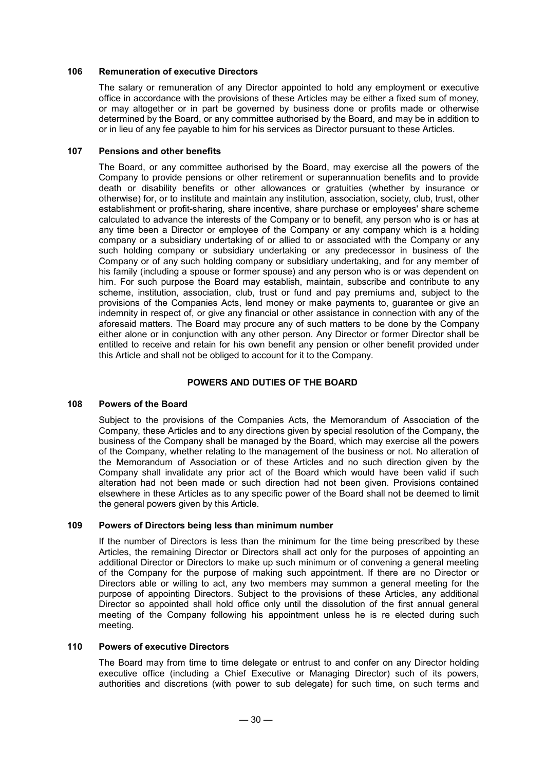### 106 Remuneration of executive Directors

The salary or remuneration of any Director appointed to hold any employment or executive office in accordance with the provisions of these Articles may be either a fixed sum of money, or may altogether or in part be governed by business done or profits made or otherwise determined by the Board, or any committee authorised by the Board, and may be in addition to or in lieu of any fee payable to him for his services as Director pursuant to these Articles.

### 107 Pensions and other benefits

The Board, or any committee authorised by the Board, may exercise all the powers of the Company to provide pensions or other retirement or superannuation benefits and to provide death or disability benefits or other allowances or gratuities (whether by insurance or otherwise) for, or to institute and maintain any institution, association, society, club, trust, other establishment or profit-sharing, share incentive, share purchase or employees' share scheme calculated to advance the interests of the Company or to benefit, any person who is or has at any time been a Director or employee of the Company or any company which is a holding company or a subsidiary undertaking of or allied to or associated with the Company or any such holding company or subsidiary undertaking or any predecessor in business of the Company or of any such holding company or subsidiary undertaking, and for any member of his family (including a spouse or former spouse) and any person who is or was dependent on him. For such purpose the Board may establish, maintain, subscribe and contribute to any scheme, institution, association, club, trust or fund and pay premiums and, subject to the provisions of the Companies Acts, lend money or make payments to, guarantee or give an indemnity in respect of, or give any financial or other assistance in connection with any of the aforesaid matters. The Board may procure any of such matters to be done by the Company either alone or in conjunction with any other person. Any Director or former Director shall be entitled to receive and retain for his own benefit any pension or other benefit provided under this Article and shall not be obliged to account for it to the Company.

## POWERS AND DUTIES OF THE BOARD

### 108 Powers of the Board

Subject to the provisions of the Companies Acts, the Memorandum of Association of the Company, these Articles and to any directions given by special resolution of the Company, the business of the Company shall be managed by the Board, which may exercise all the powers of the Company, whether relating to the management of the business or not. No alteration of the Memorandum of Association or of these Articles and no such direction given by the Company shall invalidate any prior act of the Board which would have been valid if such alteration had not been made or such direction had not been given. Provisions contained elsewhere in these Articles as to any specific power of the Board shall not be deemed to limit the general powers given by this Article.

### 109 Powers of Directors being less than minimum number

If the number of Directors is less than the minimum for the time being prescribed by these Articles, the remaining Director or Directors shall act only for the purposes of appointing an additional Director or Directors to make up such minimum or of convening a general meeting of the Company for the purpose of making such appointment. If there are no Director or Directors able or willing to act, any two members may summon a general meeting for the purpose of appointing Directors. Subject to the provisions of these Articles, any additional Director so appointed shall hold office only until the dissolution of the first annual general meeting of the Company following his appointment unless he is re elected during such meeting.

### 110 Powers of executive Directors

The Board may from time to time delegate or entrust to and confer on any Director holding executive office (including a Chief Executive or Managing Director) such of its powers, authorities and discretions (with power to sub delegate) for such time, on such terms and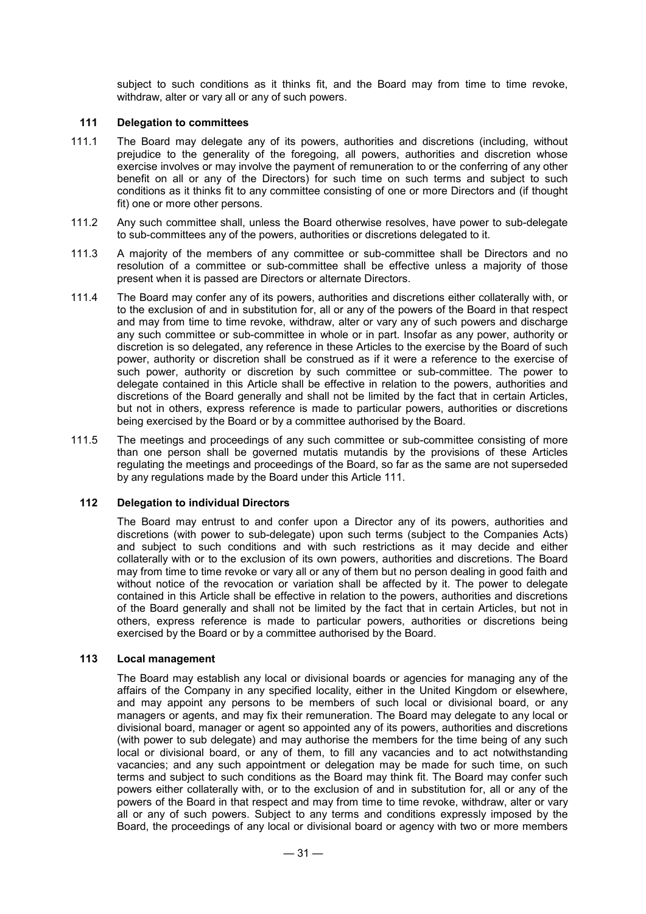subject to such conditions as it thinks fit, and the Board may from time to time revoke, withdraw, alter or vary all or any of such powers.

### 111 Delegation to committees

111.1 The Board may delegate any of its powers, authorities and discretions (including, without prejudice to the generality of the foregoing, all powers, authorities and discretion whose exercise involves or may involve the payment of remuneration to or the conferring of any other benefit on all or any of the Directors) for such time on such terms and subject to such conditions as it thinks fit to any committee consisting of one or more Directors and (if thought fit) one or more other persons.

111.2 Any such committee shall, unless the Board otherwise resolves, have power to sub-delegate to sub-committees any of the powers, authorities or discretions delegated to it.

111.3 A majority of the members of any committee or sub-committee shall be Directors and no resolution of a committee or sub-committee shall be effective unless a majority of those present when it is passed are Directors or alternate Directors.

111.4 The Board may confer any of its powers, authorities and discretions either collaterally with, or to the exclusion of and in substitution for, all or any of the powers of the Board in that respect and may from time to time revoke, withdraw, alter or vary any of such powers and discharge any such committee or sub-committee in whole or in part. Insofar as any power, authority or discretion is so delegated, any reference in these Articles to the exercise by the Board of such power, authority or discretion shall be construed as if it were a reference to the exercise of such power, authority or discretion by such committee or sub-committee. The power to delegate contained in this Article shall be effective in relation to the powers, authorities and discretions of the Board generally and shall not be limited by the fact that in certain Articles, but not in others, express reference is made to particular powers, authorities or discretions being exercised by the Board or by a committee authorised by the Board.

111.5 The meetings and proceedings of any such committee or sub-committee consisting of more than one person shall be governed mutatis mutandis by the provisions of these Articles regulating the meetings and proceedings of the Board, so far as the same are not superseded by any regulations made by the Board under this Article 111.

### 112 Delegation to individual Directors

The Board may entrust to and confer upon a Director any of its powers, authorities and discretions (with power to sub-delegate) upon such terms (subject to the Companies Acts) and subject to such conditions and with such restrictions as it may decide and either collaterally with or to the exclusion of its own powers, authorities and discretions. The Board may from time to time revoke or vary all or any of them but no person dealing in good faith and without notice of the revocation or variation shall be affected by it. The power to delegate contained in this Article shall be effective in relation to the powers, authorities and discretions of the Board generally and shall not be limited by the fact that in certain Articles, but not in others, express reference is made to particular powers, authorities or discretions being exercised by the Board or by a committee authorised by the Board.

### 113 Local management

The Board may establish any local or divisional boards or agencies for managing any of the affairs of the Company in any specified locality, either in the United Kingdom or elsewhere, and may appoint any persons to be members of such local or divisional board, or any managers or agents, and may fix their remuneration. The Board may delegate to any local or divisional board, manager or agent so appointed any of its powers, authorities and discretions (with power to sub delegate) and may authorise the members for the time being of any such local or divisional board, or any of them, to fill any vacancies and to act notwithstanding vacancies; and any such appointment or delegation may be made for such time, on such terms and subject to such conditions as the Board may think fit. The Board may confer such powers either collaterally with, or to the exclusion of and in substitution for, all or any of the powers of the Board in that respect and may from time to time revoke, withdraw, alter or vary all or any of such powers. Subject to any terms and conditions expressly imposed by the Board, the proceedings of any local or divisional board or agency with two or more members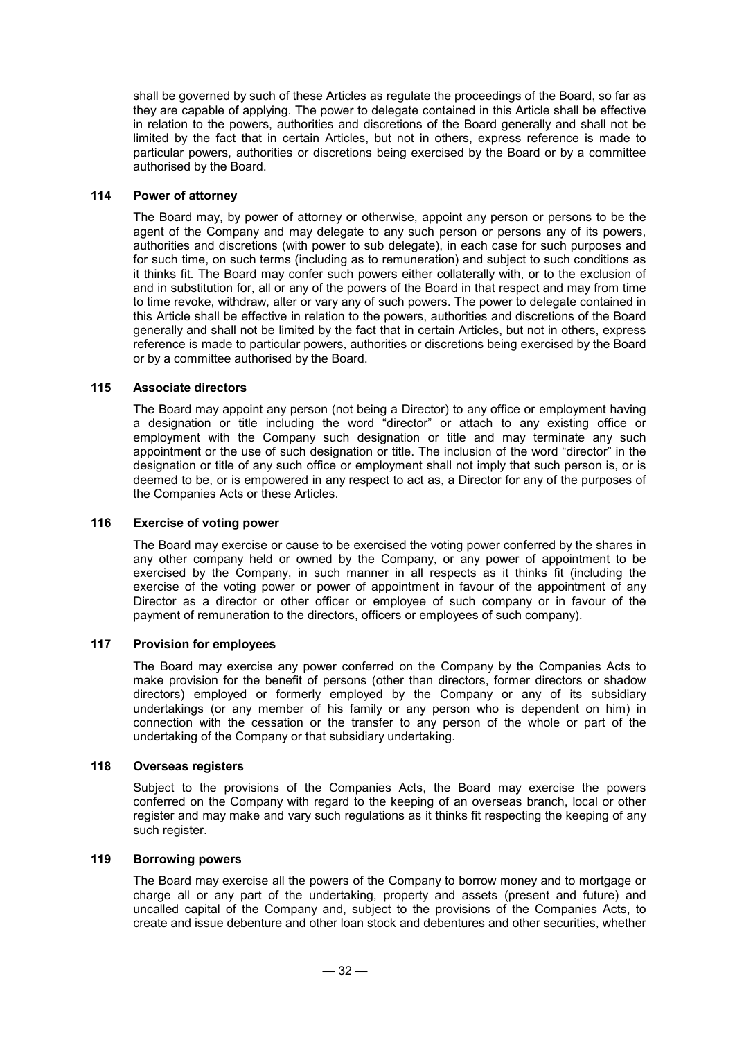shall be governed by such of these Articles as regulate the proceedings of the Board, so far as they are capable of applying. The power to delegate contained in this Article shall be effective in relation to the powers, authorities and discretions of the Board generally and shall not be limited by the fact that in certain Articles, but not in others, express reference is made to particular powers, authorities or discretions being exercised by the Board or by a committee authorised by the Board.

### 114 Power of attorney

The Board may, by power of attorney or otherwise, appoint any person or persons to be the agent of the Company and may delegate to any such person or persons any of its powers, authorities and discretions (with power to sub delegate), in each case for such purposes and for such time, on such terms (including as to remuneration) and subject to such conditions as it thinks fit. The Board may confer such powers either collaterally with, or to the exclusion of and in substitution for, all or any of the powers of the Board in that respect and may from time to time revoke, withdraw, alter or vary any of such powers. The power to delegate contained in this Article shall be effective in relation to the powers, authorities and discretions of the Board generally and shall not be limited by the fact that in certain Articles, but not in others, express reference is made to particular powers, authorities or discretions being exercised by the Board or by a committee authorised by the Board.

### 115 Associate directors

The Board may appoint any person (not being a Director) to any office or employment having a designation or title including the word "director" or attach to any existing office or employment with the Company such designation or title and may terminate any such appointment or the use of such designation or title. The inclusion of the word "director" in the designation or title of any such office or employment shall not imply that such person is, or is deemed to be, or is empowered in any respect to act as, a Director for any of the purposes of the Companies Acts or these Articles.

### 116 Exercise of voting power

The Board may exercise or cause to be exercised the voting power conferred by the shares in any other company held or owned by the Company, or any power of appointment to be exercised by the Company, in such manner in all respects as it thinks fit (including the exercise of the voting power or power of appointment in favour of the appointment of any Director as a director or other officer or employee of such company or in favour of the payment of remuneration to the directors, officers or employees of such company).

### 117 Provision for employees

The Board may exercise any power conferred on the Company by the Companies Acts to make provision for the benefit of persons (other than directors, former directors or shadow directors) employed or formerly employed by the Company or any of its subsidiary undertakings (or any member of his family or any person who is dependent on him) in connection with the cessation or the transfer to any person of the whole or part of the undertaking of the Company or that subsidiary undertaking.

### 118 Overseas registers

Subject to the provisions of the Companies Acts, the Board may exercise the powers conferred on the Company with regard to the keeping of an overseas branch, local or other register and may make and vary such regulations as it thinks fit respecting the keeping of any such register.

### 119 Borrowing powers

The Board may exercise all the powers of the Company to borrow money and to mortgage or charge all or any part of the undertaking, property and assets (present and future) and uncalled capital of the Company and, subject to the provisions of the Companies Acts, to create and issue debenture and other loan stock and debentures and other securities, whether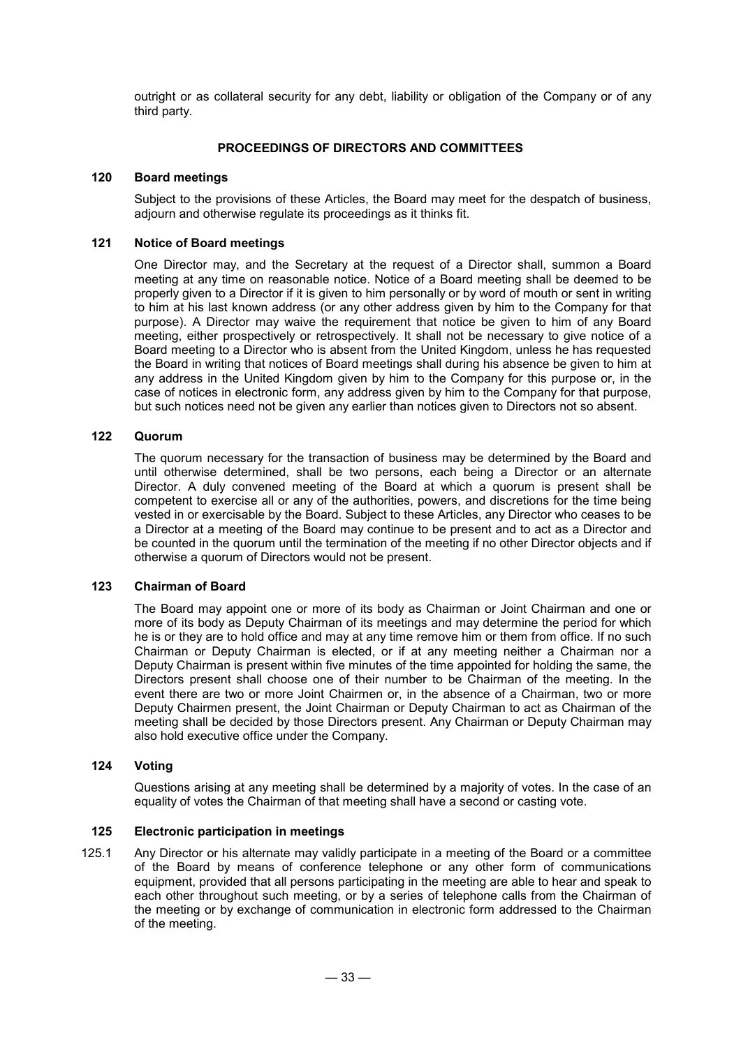outright or as collateral security for any debt, liability or obligation of the Company or of any third party.

## PROCEEDINGS OF DIRECTORS AND COMMITTEES

### 120 Board meetings

Subject to the provisions of these Articles, the Board may meet for the despatch of business, adjourn and otherwise regulate its proceedings as it thinks fit.

### 121 Notice of Board meetings

One Director may, and the Secretary at the request of a Director shall, summon a Board meeting at any time on reasonable notice. Notice of a Board meeting shall be deemed to be properly given to a Director if it is given to him personally or by word of mouth or sent in writing to him at his last known address (or any other address given by him to the Company for that purpose). A Director may waive the requirement that notice be given to him of any Board meeting, either prospectively or retrospectively. It shall not be necessary to give notice of a Board meeting to a Director who is absent from the United Kingdom, unless he has requested the Board in writing that notices of Board meetings shall during his absence be given to him at any address in the United Kingdom given by him to the Company for this purpose or, in the case of notices in electronic form, any address given by him to the Company for that purpose, but such notices need not be given any earlier than notices given to Directors not so absent.

### 122 Quorum

The quorum necessary for the transaction of business may be determined by the Board and until otherwise determined, shall be two persons, each being a Director or an alternate Director. A duly convened meeting of the Board at which a quorum is present shall be competent to exercise all or any of the authorities, powers, and discretions for the time being vested in or exercisable by the Board. Subject to these Articles, any Director who ceases to be a Director at a meeting of the Board may continue to be present and to act as a Director and be counted in the quorum until the termination of the meeting if no other Director objects and if otherwise a quorum of Directors would not be present.

### 123 Chairman of Board

The Board may appoint one or more of its body as Chairman or Joint Chairman and one or more of its body as Deputy Chairman of its meetings and may determine the period for which he is or they are to hold office and may at any time remove him or them from office. If no such Chairman or Deputy Chairman is elected, or if at any meeting neither a Chairman nor a Deputy Chairman is present within five minutes of the time appointed for holding the same, the Directors present shall choose one of their number to be Chairman of the meeting. In the event there are two or more Joint Chairmen or, in the absence of a Chairman, two or more Deputy Chairmen present, the Joint Chairman or Deputy Chairman to act as Chairman of the meeting shall be decided by those Directors present. Any Chairman or Deputy Chairman may also hold executive office under the Company.

### 124 Voting

Questions arising at any meeting shall be determined by a majority of votes. In the case of an equality of votes the Chairman of that meeting shall have a second or casting vote.

### 125 Electronic participation in meetings

125.1 Any Director or his alternate may validly participate in a meeting of the Board or a committee of the Board by means of conference telephone or any other form of communications equipment, provided that all persons participating in the meeting are able to hear and speak to each other throughout such meeting, or by a series of telephone calls from the Chairman of the meeting or by exchange of communication in electronic form addressed to the Chairman of the meeting.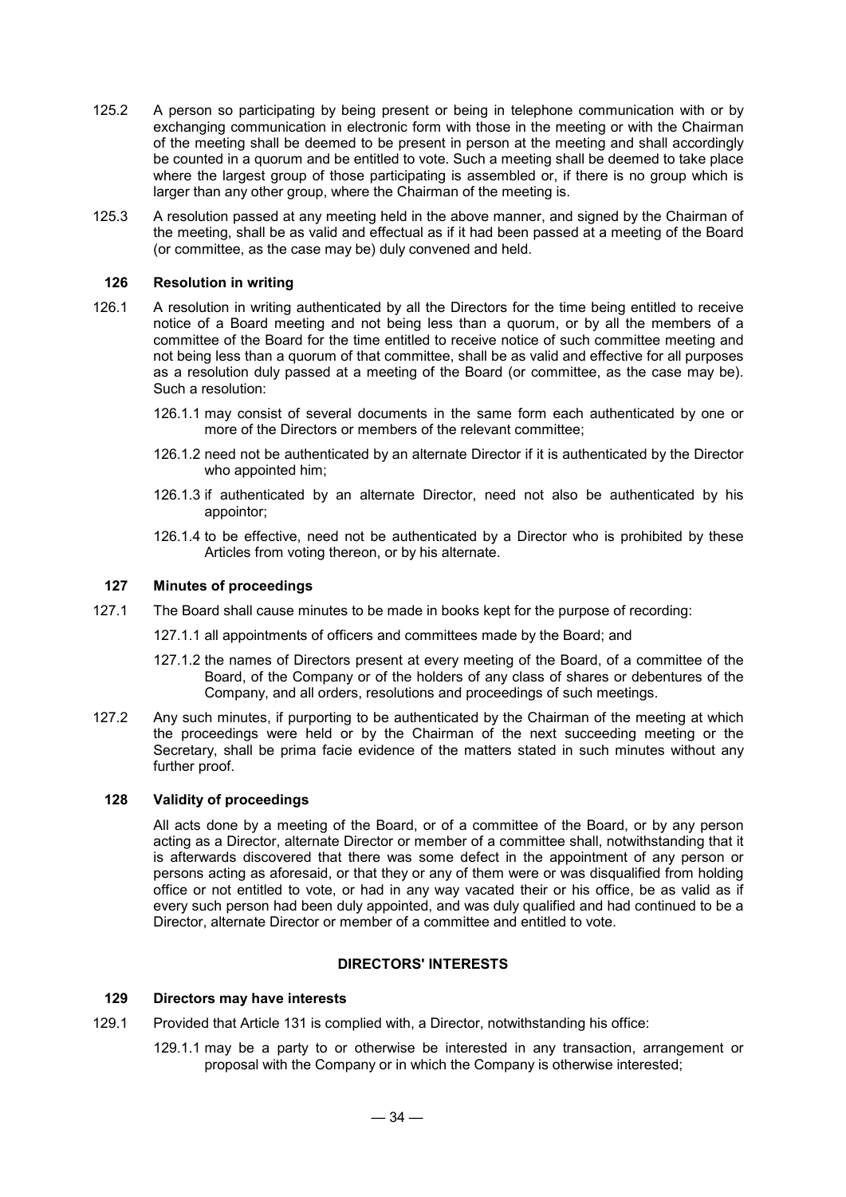125.2 A person so participating by being present or being in telephone communication with or by exchanging communication in electronic form with those in the meeting or with the Chairman of the meeting shall be deemed to be present in person at the meeting and shall accordingly be counted in a quorum and be entitled to vote. Such a meeting shall be deemed to take place where the largest group of those participating is assembled or, if there is no group which is larger than any other group, where the Chairman of the meeting is.

125.3 A resolution passed at any meeting held in the above manner, and signed by the Chairman of the meeting, shall be as valid and effectual as if it had been passed at a meeting of the Board (or committee, as the case may be) duly convened and held.

### 126 Resolution in writing

126.1 A resolution in writing authenticated by all the Directors for the time being entitled to receive notice of a Board meeting and not being less than a quorum, or by all the members of a committee of the Board for the time entitled to receive notice of such committee meeting and not being less than a quorum of that committee, shall be as valid and effective for all purposes as a resolution duly passed at a meeting of the Board (or committee, as the case may be). Such a resolution:

126.1.1 may consist of several documents in the same form each authenticated by one or more of the Directors or members of the relevant committee;

126.1.2 need not be authenticated by an alternate Director if it is authenticated by the Director who appointed him;

126.1.3 if authenticated by an alternate Director, need not also be authenticated by his appointor;

126.1.4 to be effective, need not be authenticated by a Director who is prohibited by these Articles from voting thereon, or by his alternate.

### 127 Minutes of proceedings

127.1 The Board shall cause minutes to be made in books kept for the purpose of recording:

127.1.1 all appointments of officers and committees made by the Board; and

127.1.2 the names of Directors present at every meeting of the Board, of a committee of the Board, of the Company or of the holders of any class of shares or debentures of the Company, and all orders, resolutions and proceedings of such meetings.

127.2 Any such minutes, if purporting to be authenticated by the Chairman of the meeting at which the proceedings were held or by the Chairman of the next succeeding meeting or the Secretary, shall be prima facie evidence of the matters stated in such minutes without any further proof.

### 128 Validity of proceedings

All acts done by a meeting of the Board, or of a committee of the Board, or by any person acting as a Director, alternate Director or member of a committee shall, notwithstanding that it is afterwards discovered that there was some defect in the appointment of any person or persons acting as aforesaid, or that they or any of them were or was disqualified from holding office or not entitled to vote, or had in any way vacated their or his office, be as valid as if every such person had been duly appointed, and was duly qualified and had continued to be a Director, alternate Director or member of a committee and entitled to vote.

## DIRECTORS' INTERESTS

### 129 Directors may have interests

129.1 Provided that Article 131 is complied with, a Director, notwithstanding his office:

129.1.1 may be a party to or otherwise be interested in any transaction, arrangement or proposal with the Company or in which the Company is otherwise interested;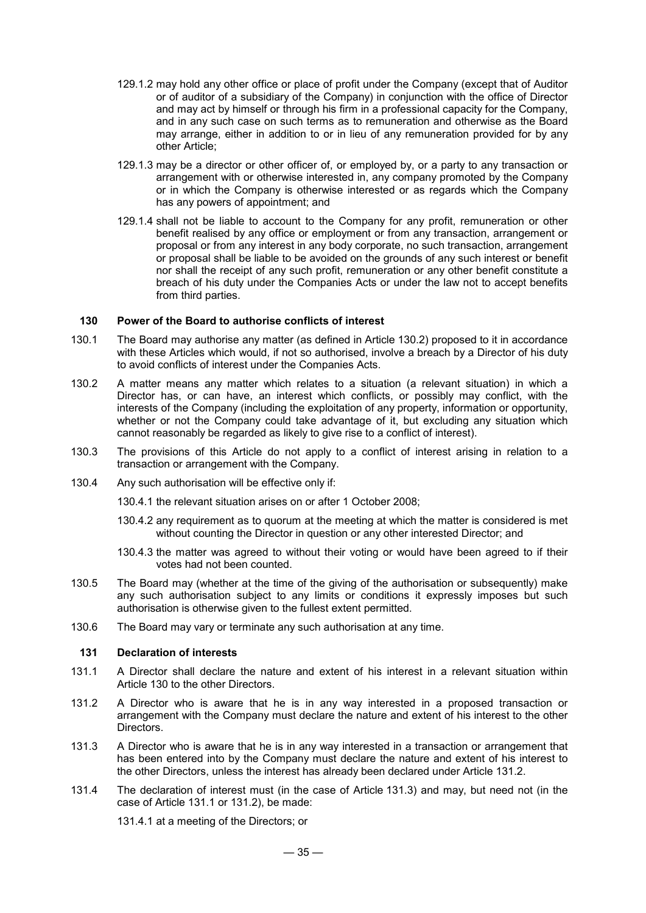129.1.2 may hold any other office or place of profit under the Company (except that of Auditor or of auditor of a subsidiary of the Company) in conjunction with the office of Director and may act by himself or through his firm in a professional capacity for the Company, and in any such case on such terms as to remuneration and otherwise as the Board may arrange, either in addition to or in lieu of any remuneration provided for by any other Article;

129.1.3 may be a director or other officer of, or employed by, or a party to any transaction or arrangement with or otherwise interested in, any company promoted by the Company or in which the Company is otherwise interested or as regards which the Company has any powers of appointment; and

129.1.4 shall not be liable to account to the Company for any profit, remuneration or other benefit realised by any office or employment or from any transaction, arrangement or proposal or from any interest in any body corporate, no such transaction, arrangement or proposal shall be liable to be avoided on the grounds of any such interest or benefit nor shall the receipt of any such profit, remuneration or any other benefit constitute a breach of his duty under the Companies Acts or under the law not to accept benefits from third parties.

### 130 Power of the Board to authorise conflicts of interest

130.1 The Board may authorise any matter (as defined in Article 130.2) proposed to it in accordance with these Articles which would, if not so authorised, involve a breach by a Director of his duty to avoid conflicts of interest under the Companies Acts.

130.2 A matter means any matter which relates to a situation (a relevant situation) in which a Director has, or can have, an interest which conflicts, or possibly may conflict, with the interests of the Company (including the exploitation of any property, information or opportunity, whether or not the Company could take advantage of it, but excluding any situation which cannot reasonably be regarded as likely to give rise to a conflict of interest).

130.3 The provisions of this Article do not apply to a conflict of interest arising in relation to a transaction or arrangement with the Company.

130.4 Any such authorisation will be effective only if:

130.4.1 the relevant situation arises on or after 1 October 2008;

130.4.2 any requirement as to quorum at the meeting at which the matter is considered is met without counting the Director in question or any other interested Director; and

130.4.3 the matter was agreed to without their voting or would have been agreed to if their votes had not been counted.

130.5 The Board may (whether at the time of the giving of the authorisation or subsequently) make any such authorisation subject to any limits or conditions it expressly imposes but such authorisation is otherwise given to the fullest extent permitted.

130.6 The Board may vary or terminate any such authorisation at any time.

### 131 Declaration of interests

131.1 A Director shall declare the nature and extent of his interest in a relevant situation within Article 130 to the other Directors.

131.2 A Director who is aware that he is in any way interested in a proposed transaction or arrangement with the Company must declare the nature and extent of his interest to the other Directors.

131.3 A Director who is aware that he is in any way interested in a transaction or arrangement that has been entered into by the Company must declare the nature and extent of his interest to the other Directors, unless the interest has already been declared under Article 131.2.

131.4 The declaration of interest must (in the case of Article 131.3) and may, but need not (in the case of Article 131.1 or 131.2), be made:

131.4.1 at a meeting of the Directors; or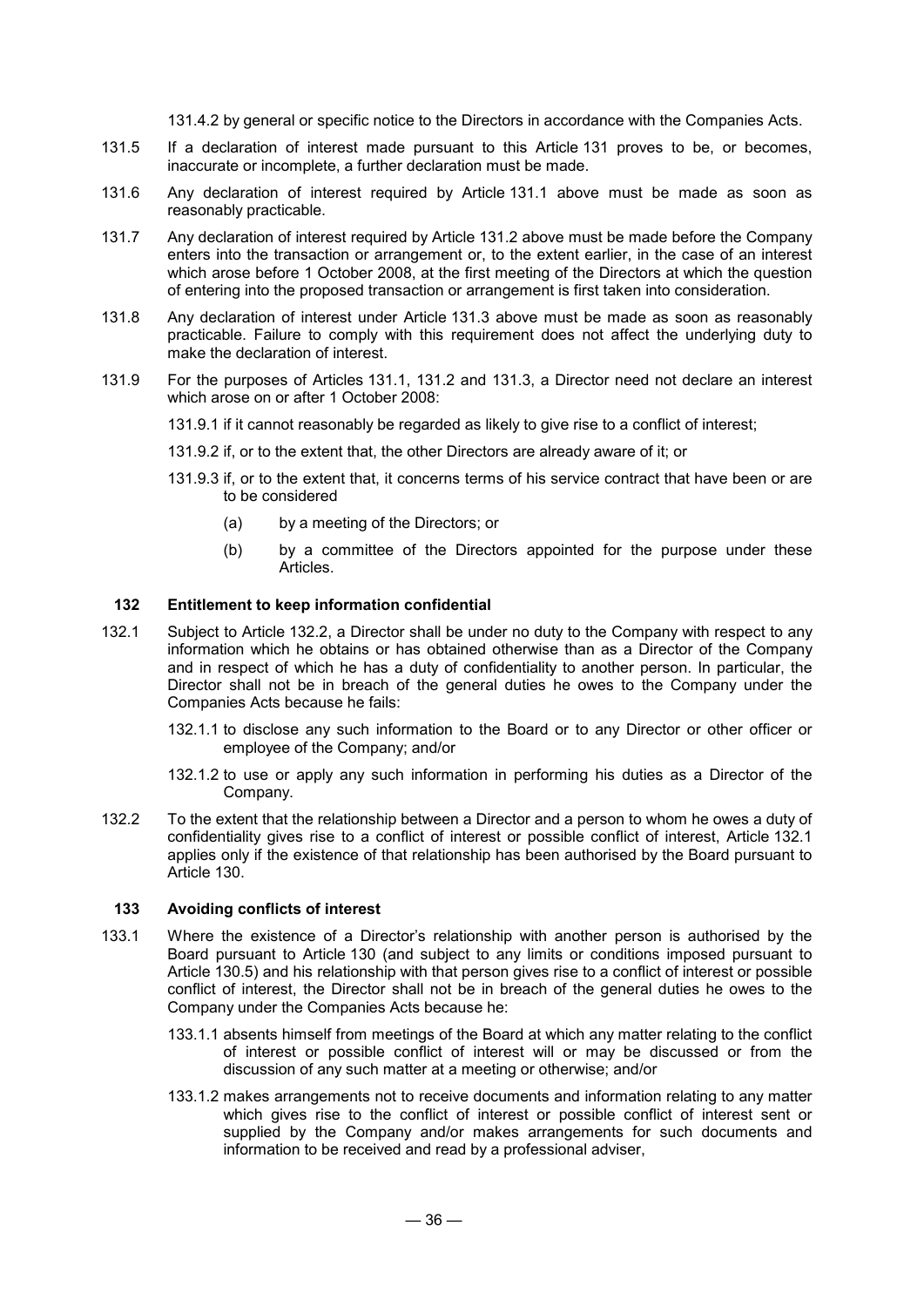131.4.2 by general or specific notice to the Directors in accordance with the Companies Acts.

131.5 If a declaration of interest made pursuant to this Article 131 proves to be, or becomes, inaccurate or incomplete, a further declaration must be made.

131.6 Any declaration of interest required by Article 131.1 above must be made as soon as reasonably practicable.

131.7 Any declaration of interest required by Article 131.2 above must be made before the Company enters into the transaction or arrangement or, to the extent earlier, in the case of an interest which arose before 1 October 2008, at the first meeting of the Directors at which the question of entering into the proposed transaction or arrangement is first taken into consideration.

131.8 Any declaration of interest under Article 131.3 above must be made as soon as reasonably practicable. Failure to comply with this requirement does not affect the underlying duty to make the declaration of interest.

131.9 For the purposes of Articles 131.1, 131.2 and 131.3, a Director need not declare an interest which arose on or after 1 October 2008:

131.9.1 if it cannot reasonably be regarded as likely to give rise to a conflict of interest;

131.9.2 if, or to the extent that, the other Directors are already aware of it; or

131.9.3 if, or to the extent that, it concerns terms of his service contract that have been or are to be considered

(a) by a meeting of the Directors; or

(b) by a committee of the Directors appointed for the purpose under these Articles.

## 132 Entitlement to keep information confidential

132.1 Subject to Article 132.2, a Director shall be under no duty to the Company with respect to any information which he obtains or has obtained otherwise than as a Director of the Company and in respect of which he has a duty of confidentiality to another person. In particular, the Director shall not be in breach of the general duties he owes to the Company under the Companies Acts because he fails:

132.1.1 to disclose any such information to the Board or to any Director or other officer or employee of the Company; and/or

132.1.2 to use or apply any such information in performing his duties as a Director of the Company.

132.2 To the extent that the relationship between a Director and a person to whom he owes a duty of confidentiality gives rise to a conflict of interest or possible conflict of interest, Article 132.1 applies only if the existence of that relationship has been authorised by the Board pursuant to Article 130.

## 133 Avoiding conflicts of interest

133.1 Where the existence of a Director's relationship with another person is authorised by the Board pursuant to Article 130 (and subject to any limits or conditions imposed pursuant to Article 130.5) and his relationship with that person gives rise to a conflict of interest or possible conflict of interest, the Director shall not be in breach of the general duties he owes to the Company under the Companies Acts because he:

133.1.1 absents himself from meetings of the Board at which any matter relating to the conflict of interest or possible conflict of interest will or may be discussed or from the discussion of any such matter at a meeting or otherwise; and/or

133.1.2 makes arrangements not to receive documents and information relating to any matter which gives rise to the conflict of interest or possible conflict of interest sent or supplied by the Company and/or makes arrangements for such documents and information to be received and read by a professional adviser,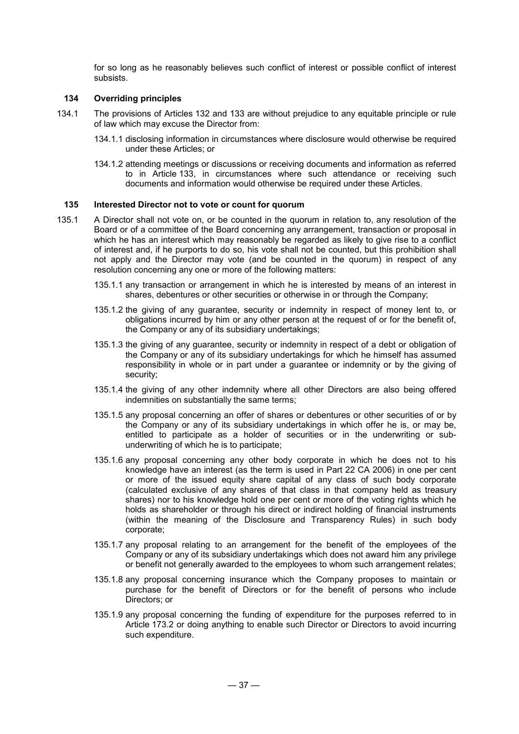for so long as he reasonably believes such conflict of interest or possible conflict of interest subsists.

### 134 Overriding principles

134.1 The provisions of Articles 132 and 133 are without prejudice to any equitable principle or rule of law which may excuse the Director from:

134.1.1 disclosing information in circumstances where disclosure would otherwise be required under these Articles; or

134.1.2 attending meetings or discussions or receiving documents and information as referred to in Article 133, in circumstances where such attendance or receiving such documents and information would otherwise be required under these Articles.

### 135 Interested Director not to vote or count for quorum

135.1 A Director shall not vote on, or be counted in the quorum in relation to, any resolution of the Board or of a committee of the Board concerning any arrangement, transaction or proposal in which he has an interest which may reasonably be regarded as likely to give rise to a conflict of interest and, if he purports to do so, his vote shall not be counted, but this prohibition shall not apply and the Director may vote (and be counted in the quorum) in respect of any resolution concerning any one or more of the following matters:

135.1.1 any transaction or arrangement in which he is interested by means of an interest in shares, debentures or other securities or otherwise in or through the Company;

135.1.2 the giving of any guarantee, security or indemnity in respect of money lent to, or obligations incurred by him or any other person at the request of or for the benefit of, the Company or any of its subsidiary undertakings;

135.1.3 the giving of any guarantee, security or indemnity in respect of a debt or obligation of the Company or any of its subsidiary undertakings for which he himself has assumed responsibility in whole or in part under a guarantee or indemnity or by the giving of security;

135.1.4 the giving of any other indemnity where all other Directors are also being offered indemnities on substantially the same terms;

135.1.5 any proposal concerning an offer of shares or debentures or other securities of or by the Company or any of its subsidiary undertakings in which offer he is, or may be, entitled to participate as a holder of securities or in the underwriting or sub-underwriting of which he is to participate;

135.1.6 any proposal concerning any other body corporate in which he does not to his knowledge have an interest (as the term is used in Part 22 CA 2006) in one per cent or more of the issued equity share capital of any class of such body corporate (calculated exclusive of any shares of that class in that company held as treasury shares) nor to his knowledge hold one per cent or more of the voting rights which he holds as shareholder or through his direct or indirect holding of financial instruments (within the meaning of the Disclosure and Transparency Rules) in such body corporate;

135.1.7 any proposal relating to an arrangement for the benefit of the employees of the Company or any of its subsidiary undertakings which does not award him any privilege or benefit not generally awarded to the employees to whom such arrangement relates;

135.1.8 any proposal concerning insurance which the Company proposes to maintain or purchase for the benefit of Directors or for the benefit of persons who include Directors; or

135.1.9 any proposal concerning the funding of expenditure for the purposes referred to in Article 173.2 or doing anything to enable such Director or Directors to avoid incurring such expenditure.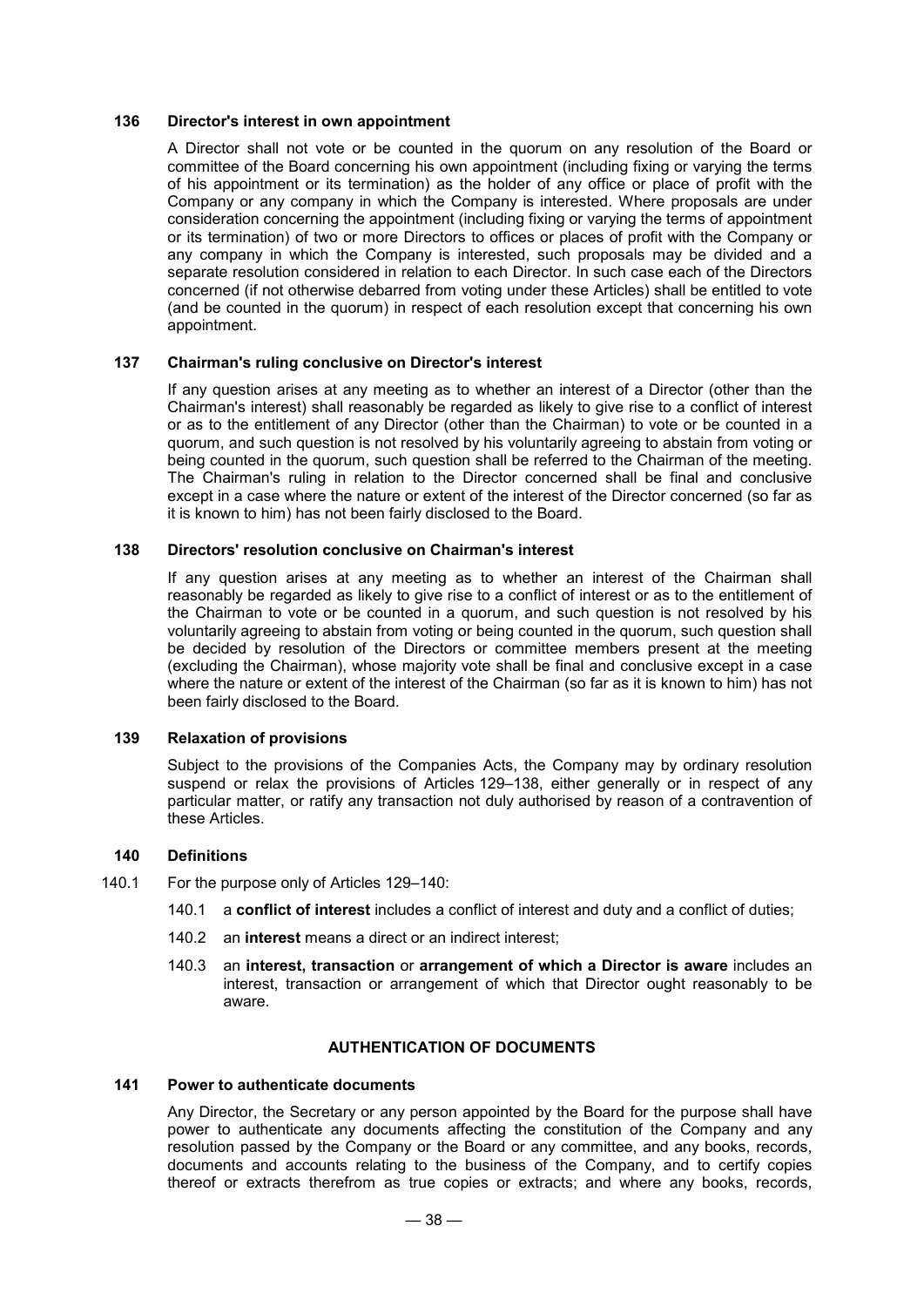### 136 Director's interest in own appointment

A Director shall not vote or be counted in the quorum on any resolution of the Board or committee of the Board concerning his own appointment (including fixing or varying the terms of his appointment or its termination) as the holder of any office or place of profit with the Company or any company in which the Company is interested. Where proposals are under consideration concerning the appointment (including fixing or varying the terms of appointment or its termination) of two or more Directors to offices or places of profit with the Company or any company in which the Company is interested, such proposals may be divided and a separate resolution considered in relation to each Director. In such case each of the Directors concerned (if not otherwise debarred from voting under these Articles) shall be entitled to vote (and be counted in the quorum) in respect of each resolution except that concerning his own appointment.

### 137 Chairman's ruling conclusive on Director's interest

If any question arises at any meeting as to whether an interest of a Director (other than the Chairman's interest) shall reasonably be regarded as likely to give rise to a conflict of interest or as to the entitlement of any Director (other than the Chairman) to vote or be counted in a quorum, and such question is not resolved by his voluntarily agreeing to abstain from voting or being counted in the quorum, such question shall be referred to the Chairman of the meeting. The Chairman's ruling in relation to the Director concerned shall be final and conclusive except in a case where the nature or extent of the interest of the Director concerned (so far as it is known to him) has not been fairly disclosed to the Board.

### 138 Directors' resolution conclusive on Chairman's interest

If any question arises at any meeting as to whether an interest of the Chairman shall reasonably be regarded as likely to give rise to a conflict of interest or as to the entitlement of the Chairman to vote or be counted in a quorum, and such question is not resolved by his voluntarily agreeing to abstain from voting or being counted in the quorum, such question shall be decided by resolution of the Directors or committee members present at the meeting (excluding the Chairman), whose majority vote shall be final and conclusive except in a case where the nature or extent of the interest of the Chairman (so far as it is known to him) has not been fairly disclosed to the Board.

### 139 Relaxation of provisions

Subject to the provisions of the Companies Acts, the Company may by ordinary resolution suspend or relax the provisions of Articles 129–138, either generally or in respect of any particular matter, or ratify any transaction not duly authorised by reason of a contravention of these Articles.

### 140 Definitions

140.1 For the purpose only of Articles 129–140:

- 140.1 a **conflict of interest** includes a conflict of interest and duty and a conflict of duties;
- 140.2 an **interest** means a direct or an indirect interest;
- 140.3 an **interest, transaction** or **arrangement of which a Director is aware** includes an interest, transaction or arrangement of which that Director ought reasonably to be aware.

## AUTHENTICATION OF DOCUMENTS

### 141 Power to authenticate documents

Any Director, the Secretary or any person appointed by the Board for the purpose shall have power to authenticate any documents affecting the constitution of the Company and any resolution passed by the Company or the Board or any committee, and any books, records, documents and accounts relating to the business of the Company, and to certify copies thereof or extracts therefrom as true copies or extracts; and where any books, records,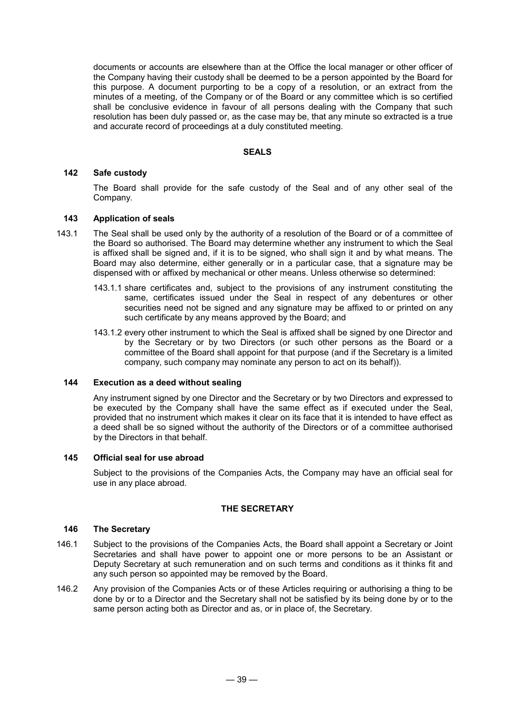documents or accounts are elsewhere than at the Office the local manager or other officer of the Company having their custody shall be deemed to be a person appointed by the Board for this purpose. A document purporting to be a copy of a resolution, or an extract from the minutes of a meeting, of the Company or of the Board or any committee which is so certified shall be conclusive evidence in favour of all persons dealing with the Company that such resolution has been duly passed or, as the case may be, that any minute so extracted is a true and accurate record of proceedings at a duly constituted meeting.

## SEALS

### 142 Safe custody

The Board shall provide for the safe custody of the Seal and of any other seal of the Company.

### 143 Application of seals

143.1 The Seal shall be used only by the authority of a resolution of the Board or of a committee of the Board so authorised. The Board may determine whether any instrument to which the Seal is affixed shall be signed and, if it is to be signed, who shall sign it and by what means. The Board may also determine, either generally or in a particular case, that a signature may be dispensed with or affixed by mechanical or other means. Unless otherwise so determined:

143.1.1 share certificates and, subject to the provisions of any instrument constituting the same, certificates issued under the Seal in respect of any debentures or other securities need not be signed and any signature may be affixed to or printed on any such certificate by any means approved by the Board; and

143.1.2 every other instrument to which the Seal is affixed shall be signed by one Director and by the Secretary or by two Directors (or such other persons as the Board or a committee of the Board shall appoint for that purpose (and if the Secretary is a limited company, such company may nominate any person to act on its behalf)).

### 144 Execution as a deed without sealing

Any instrument signed by one Director and the Secretary or by two Directors and expressed to be executed by the Company shall have the same effect as if executed under the Seal, provided that no instrument which makes it clear on its face that it is intended to have effect as a deed shall be so signed without the authority of the Directors or of a committee authorised by the Directors in that behalf.

### 145 Official seal for use abroad

Subject to the provisions of the Companies Acts, the Company may have an official seal for use in any place abroad.

## THE SECRETARY

### 146 The Secretary

146.1 Subject to the provisions of the Companies Acts, the Board shall appoint a Secretary or Joint Secretaries and shall have power to appoint one or more persons to be an Assistant or Deputy Secretary at such remuneration and on such terms and conditions as it thinks fit and any such person so appointed may be removed by the Board.

146.2 Any provision of the Companies Acts or of these Articles requiring or authorising a thing to be done by or to a Director and the Secretary shall not be satisfied by its being done by or to the same person acting both as Director and as, or in place of, the Secretary.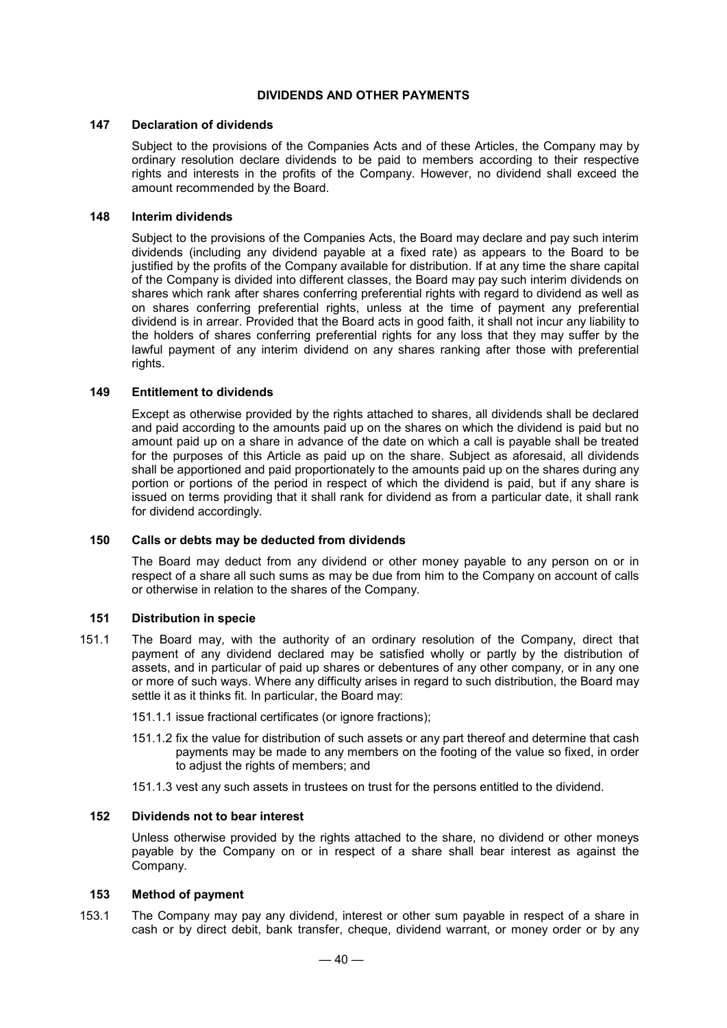## DIVIDENDS AND OTHER PAYMENTS

### 147 Declaration of dividends

Subject to the provisions of the Companies Acts and of these Articles, the Company may by ordinary resolution declare dividends to be paid to members according to their respective rights and interests in the profits of the Company. However, no dividend shall exceed the amount recommended by the Board.

### 148 Interim dividends

Subject to the provisions of the Companies Acts, the Board may declare and pay such interim dividends (including any dividend payable at a fixed rate) as appears to the Board to be justified by the profits of the Company available for distribution. If at any time the share capital of the Company is divided into different classes, the Board may pay such interim dividends on shares which rank after shares conferring preferential rights with regard to dividend as well as on shares conferring preferential rights, unless at the time of payment any preferential dividend is in arrear. Provided that the Board acts in good faith, it shall not incur any liability to the holders of shares conferring preferential rights for any loss that they may suffer by the lawful payment of any interim dividend on any shares ranking after those with preferential rights.

### 149 Entitlement to dividends

Except as otherwise provided by the rights attached to shares, all dividends shall be declared and paid according to the amounts paid up on the shares on which the dividend is paid but no amount paid up on a share in advance of the date on which a call is payable shall be treated for the purposes of this Article as paid up on the share. Subject as aforesaid, all dividends shall be apportioned and paid proportionately to the amounts paid up on the shares during any portion or portions of the period in respect of which the dividend is paid, but if any share is issued on terms providing that it shall rank for dividend as from a particular date, it shall rank for dividend accordingly.

### 150 Calls or debts may be deducted from dividends

The Board may deduct from any dividend or other money payable to any person on or in respect of a share all such sums as may be due from him to the Company on account of calls or otherwise in relation to the shares of the Company.

### 151 Distribution in specie

151.1 The Board may, with the authority of an ordinary resolution of the Company, direct that payment of any dividend declared may be satisfied wholly or partly by the distribution of assets, and in particular of paid up shares or debentures of any other company, or in any one or more of such ways. Where any difficulty arises in regard to such distribution, the Board may settle it as it thinks fit. In particular, the Board may:

151.1.1 issue fractional certificates (or ignore fractions);

151.1.2 fix the value for distribution of such assets or any part thereof and determine that cash payments may be made to any members on the footing of the value so fixed, in order to adjust the rights of members; and

151.1.3 vest any such assets in trustees on trust for the persons entitled to the dividend.

### 152 Dividends not to bear interest

Unless otherwise provided by the rights attached to the share, no dividend or other moneys payable by the Company on or in respect of a share shall bear interest as against the Company.

### 153 Method of payment

153.1 The Company may pay any dividend, interest or other sum payable in respect of a share in cash or by direct debit, bank transfer, cheque, dividend warrant, or money order or by any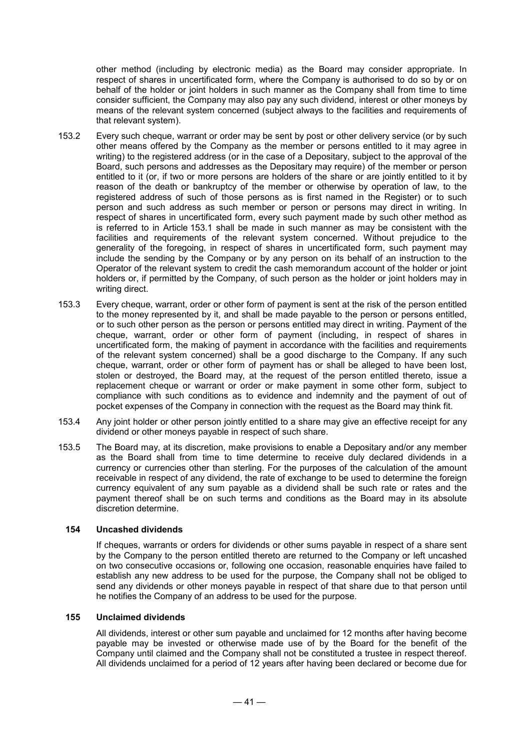other method (including by electronic media) as the Board may consider appropriate. In respect of shares in uncertificated form, where the Company is authorised to do so by or on behalf of the holder or joint holders in such manner as the Company shall from time to time consider sufficient, the Company may also pay any such dividend, interest or other moneys by means of the relevant system concerned (subject always to the facilities and requirements of that relevant system).

153.2 Every such cheque, warrant or order may be sent by post or other delivery service (or by such other means offered by the Company as the member or persons entitled to it may agree in writing) to the registered address (or in the case of a Depositary, subject to the approval of the Board, such persons and addresses as the Depositary may require) of the member or person entitled to it (or, if two or more persons are holders of the share or are jointly entitled to it by reason of the death or bankruptcy of the member or otherwise by operation of law, to the registered address of such of those persons as is first named in the Register) or to such person and such address as such member or person or persons may direct in writing. In respect of shares in uncertificated form, every such payment made by such other method as is referred to in Article 153.1 shall be made in such manner as may be consistent with the facilities and requirements of the relevant system concerned. Without prejudice to the generality of the foregoing, in respect of shares in uncertificated form, such payment may include the sending by the Company or by any person on its behalf of an instruction to the Operator of the relevant system to credit the cash memorandum account of the holder or joint holders or, if permitted by the Company, of such person as the holder or joint holders may in writing direct.

153.3 Every cheque, warrant, order or other form of payment is sent at the risk of the person entitled to the money represented by it, and shall be made payable to the person or persons entitled, or to such other person as the person or persons entitled may direct in writing. Payment of the cheque, warrant, order or other form of payment (including, in respect of shares in uncertificated form, the making of payment in accordance with the facilities and requirements of the relevant system concerned) shall be a good discharge to the Company. If any such cheque, warrant, order or other form of payment has or shall be alleged to have been lost, stolen or destroyed, the Board may, at the request of the person entitled thereto, issue a replacement cheque or warrant or order or make payment in some other form, subject to compliance with such conditions as to evidence and indemnity and the payment of out of pocket expenses of the Company in connection with the request as the Board may think fit.

153.4 Any joint holder or other person jointly entitled to a share may give an effective receipt for any dividend or other moneys payable in respect of such share.

153.5 The Board may, at its discretion, make provisions to enable a Depositary and/or any member as the Board shall from time to time determine to receive duly declared dividends in a currency or currencies other than sterling. For the purposes of the calculation of the amount receivable in respect of any dividend, the rate of exchange to be used to determine the foreign currency equivalent of any sum payable as a dividend shall be such rate or rates and the payment thereof shall be on such terms and conditions as the Board may in its absolute discretion determine.

### 154 Uncashed dividends

If cheques, warrants or orders for dividends or other sums payable in respect of a share sent by the Company to the person entitled thereto are returned to the Company or left uncashed on two consecutive occasions or, following one occasion, reasonable enquiries have failed to establish any new address to be used for the purpose, the Company shall not be obliged to send any dividends or other moneys payable in respect of that share due to that person until he notifies the Company of an address to be used for the purpose.

### 155 Unclaimed dividends

All dividends, interest or other sum payable and unclaimed for 12 months after having become payable may be invested or otherwise made use of by the Board for the benefit of the Company until claimed and the Company shall not be constituted a trustee in respect thereof. All dividends unclaimed for a period of 12 years after having been declared or become due for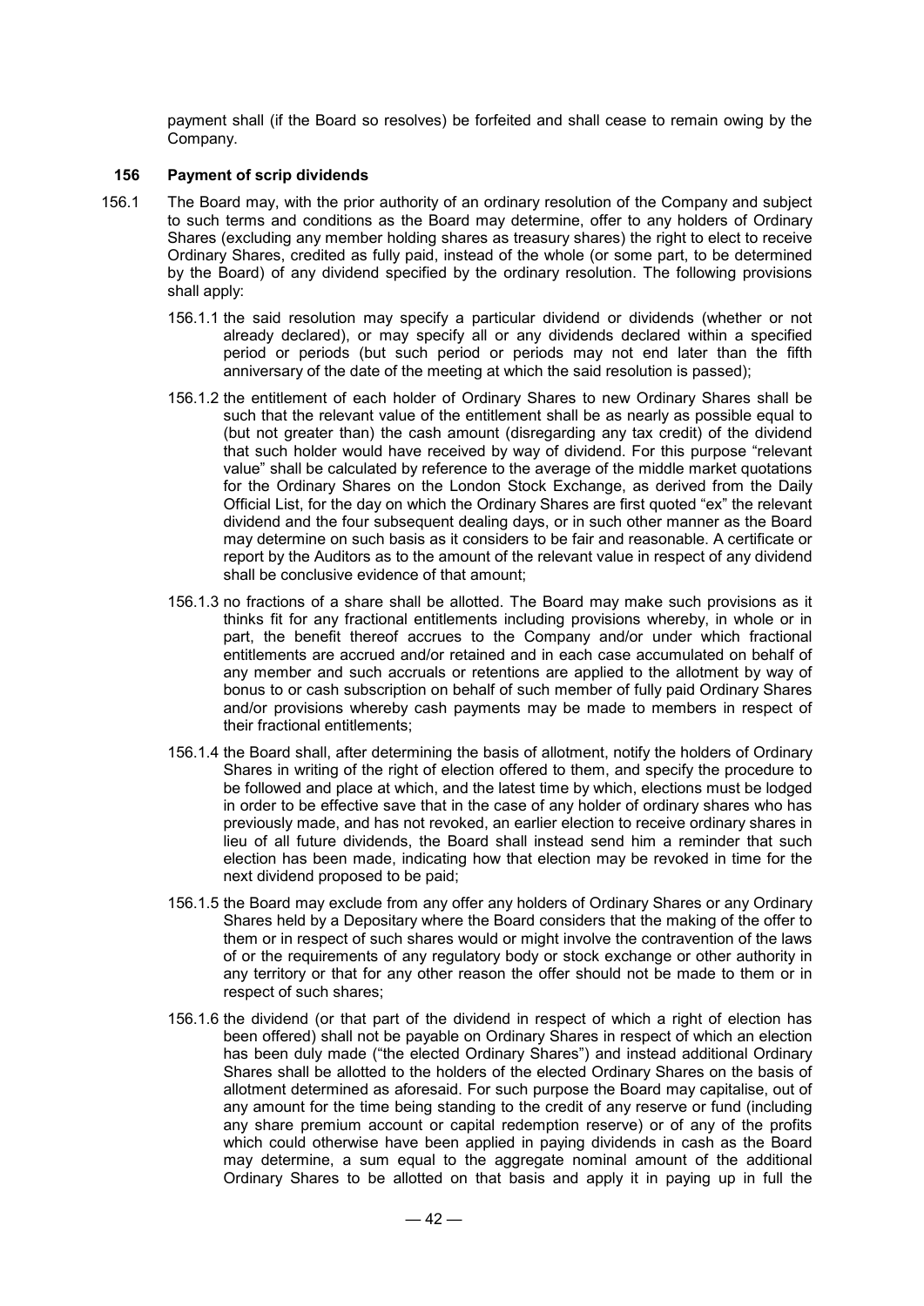payment shall (if the Board so resolves) be forfeited and shall cease to remain owing by the Company.

### 156 Payment of scrip dividends

156.1 The Board may, with the prior authority of an ordinary resolution of the Company and subject to such terms and conditions as the Board may determine, offer to any holders of Ordinary Shares (excluding any member holding shares as treasury shares) the right to elect to receive Ordinary Shares, credited as fully paid, instead of the whole (or some part, to be determined by the Board) of any dividend specified by the ordinary resolution. The following provisions shall apply:

156.1.1 the said resolution may specify a particular dividend or dividends (whether or not already declared), or may specify all or any dividends declared within a specified period or periods (but such period or periods may not end later than the fifth anniversary of the date of the meeting at which the said resolution is passed);

156.1.2 the entitlement of each holder of Ordinary Shares to new Ordinary Shares shall be such that the relevant value of the entitlement shall be as nearly as possible equal to (but not greater than) the cash amount (disregarding any tax credit) of the dividend that such holder would have received by way of dividend. For this purpose "relevant value" shall be calculated by reference to the average of the middle market quotations for the Ordinary Shares on the London Stock Exchange, as derived from the Daily Official List, for the day on which the Ordinary Shares are first quoted "ex" the relevant dividend and the four subsequent dealing days, or in such other manner as the Board may determine on such basis as it considers to be fair and reasonable. A certificate or report by the Auditors as to the amount of the relevant value in respect of any dividend shall be conclusive evidence of that amount;

156.1.3 no fractions of a share shall be allotted. The Board may make such provisions as it thinks fit for any fractional entitlements including provisions whereby, in whole or in part, the benefit thereof accrues to the Company and/or under which fractional entitlements are accrued and/or retained and in each case accumulated on behalf of any member and such accruals or retentions are applied to the allotment by way of bonus to or cash subscription on behalf of such member of fully paid Ordinary Shares and/or provisions whereby cash payments may be made to members in respect of their fractional entitlements;

156.1.4 the Board shall, after determining the basis of allotment, notify the holders of Ordinary Shares in writing of the right of election offered to them, and specify the procedure to be followed and place at which, and the latest time by which, elections must be lodged in order to be effective save that in the case of any holder of ordinary shares who has previously made, and has not revoked, an earlier election to receive ordinary shares in lieu of all future dividends, the Board shall instead send him a reminder that such election has been made, indicating how that election may be revoked in time for the next dividend proposed to be paid;

156.1.5 the Board may exclude from any offer any holders of Ordinary Shares or any Ordinary Shares held by a Depositary where the Board considers that the making of the offer to them or in respect of such shares would or might involve the contravention of the laws of or the requirements of any regulatory body or stock exchange or other authority in any territory or that for any other reason the offer should not be made to them or in respect of such shares;

156.1.6 the dividend (or that part of the dividend in respect of which a right of election has been offered) shall not be payable on Ordinary Shares in respect of which an election has been duly made ("the elected Ordinary Shares") and instead additional Ordinary Shares shall be allotted to the holders of the elected Ordinary Shares on the basis of allotment determined as aforesaid. For such purpose the Board may capitalise, out of any amount for the time being standing to the credit of any reserve or fund (including any share premium account or capital redemption reserve) or of any of the profits which could otherwise have been applied in paying dividends in cash as the Board may determine, a sum equal to the aggregate nominal amount of the additional Ordinary Shares to be allotted on that basis and apply it in paying up in full the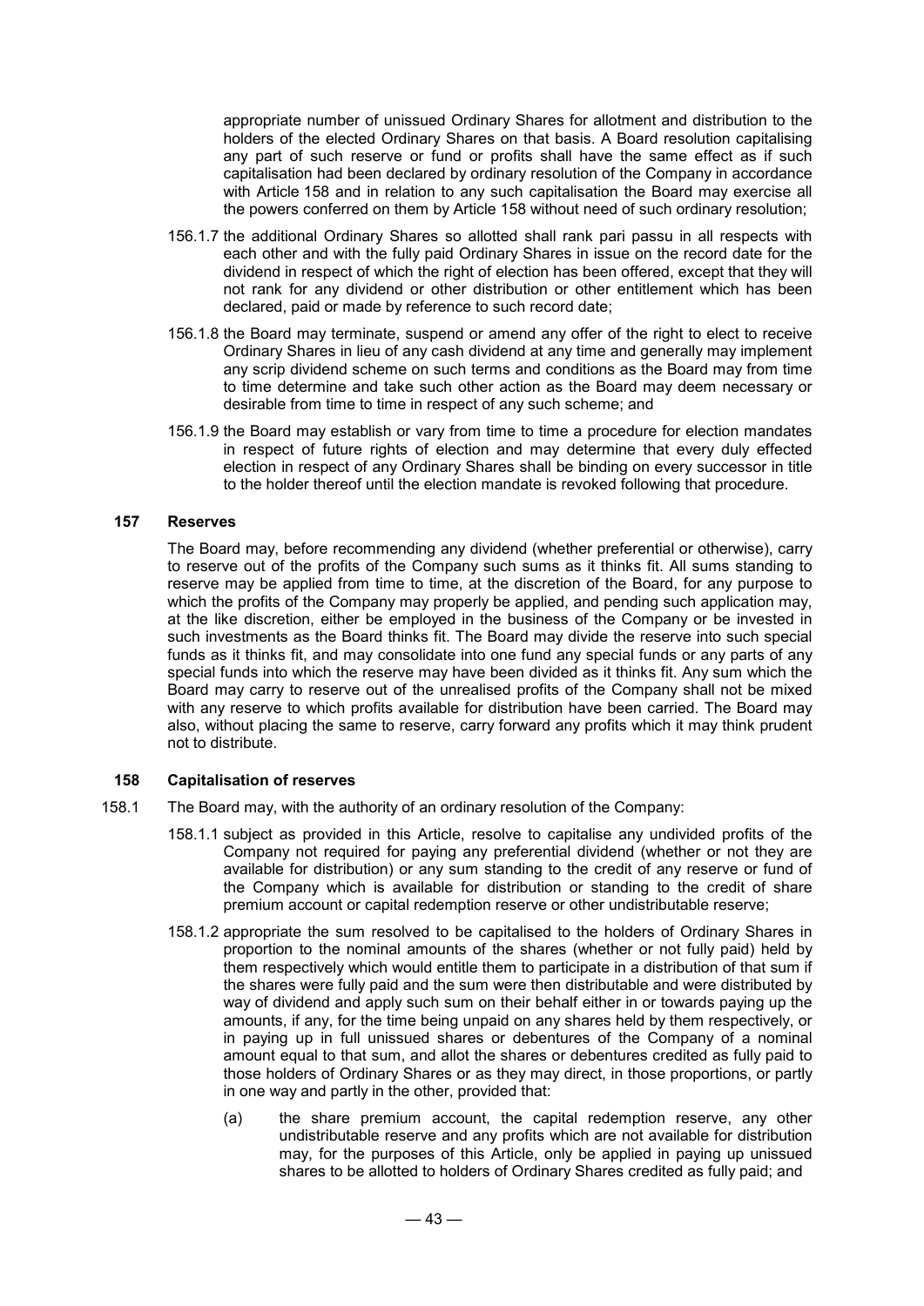appropriate number of unissued Ordinary Shares for allotment and distribution to the holders of the elected Ordinary Shares on that basis. A Board resolution capitalising any part of such reserve or fund or profits shall have the same effect as if such capitalisation had been declared by ordinary resolution of the Company in accordance with Article 158 and in relation to any such capitalisation the Board may exercise all the powers conferred on them by Article 158 without need of such ordinary resolution;

156.1.7 the additional Ordinary Shares so allotted shall rank pari passu in all respects with each other and with the fully paid Ordinary Shares in issue on the record date for the dividend in respect of which the right of election has been offered, except that they will not rank for any dividend or other distribution or other entitlement which has been declared, paid or made by reference to such record date;

156.1.8 the Board may terminate, suspend or amend any offer of the right to elect to receive Ordinary Shares in lieu of any cash dividend at any time and generally may implement any scrip dividend scheme on such terms and conditions as the Board may from time to time determine and take such other action as the Board may deem necessary or desirable from time to time in respect of any such scheme; and

156.1.9 the Board may establish or vary from time to time a procedure for election mandates in respect of future rights of election and may determine that every duly effected election in respect of any Ordinary Shares shall be binding on every successor in title to the holder thereof until the election mandate is revoked following that procedure.

### 157 Reserves

The Board may, before recommending any dividend (whether preferential or otherwise), carry to reserve out of the profits of the Company such sums as it thinks fit. All sums standing to reserve may be applied from time to time, at the discretion of the Board, for any purpose to which the profits of the Company may properly be applied, and pending such application may, at the like discretion, either be employed in the business of the Company or be invested in such investments as the Board thinks fit. The Board may divide the reserve into such special funds as it thinks fit, and may consolidate into one fund any special funds or any parts of any special funds into which the reserve may have been divided as it thinks fit. Any sum which the Board may carry to reserve out of the unrealised profits of the Company shall not be mixed with any reserve to which profits available for distribution have been carried. The Board may also, without placing the same to reserve, carry forward any profits which it may think prudent not to distribute.

### 158 Capitalisation of reserves

158.1 The Board may, with the authority of an ordinary resolution of the Company:

158.1.1 subject as provided in this Article, resolve to capitalise any undivided profits of the Company not required for paying any preferential dividend (whether or not they are available for distribution) or any sum standing to the credit of any reserve or fund of the Company which is available for distribution or standing to the credit of share premium account or capital redemption reserve or other undistributable reserve;

158.1.2 appropriate the sum resolved to be capitalised to the holders of Ordinary Shares in proportion to the nominal amounts of the shares (whether or not fully paid) held by them respectively which would entitle them to participate in a distribution of that sum if the shares were fully paid and the sum were then distributable and were distributed by way of dividend and apply such sum on their behalf either in or towards paying up the amounts, if any, for the time being unpaid on any shares held by them respectively, or in paying up in full unissued shares or debentures of the Company of a nominal amount equal to that sum, and allot the shares or debentures credited as fully paid to those holders of Ordinary Shares or as they may direct, in those proportions, or partly in one way and partly in the other, provided that:

(a) the share premium account, the capital redemption reserve, any other undistributable reserve and any profits which are not available for distribution may, for the purposes of this Article, only be applied in paying up unissued shares to be allotted to holders of Ordinary Shares credited as fully paid; and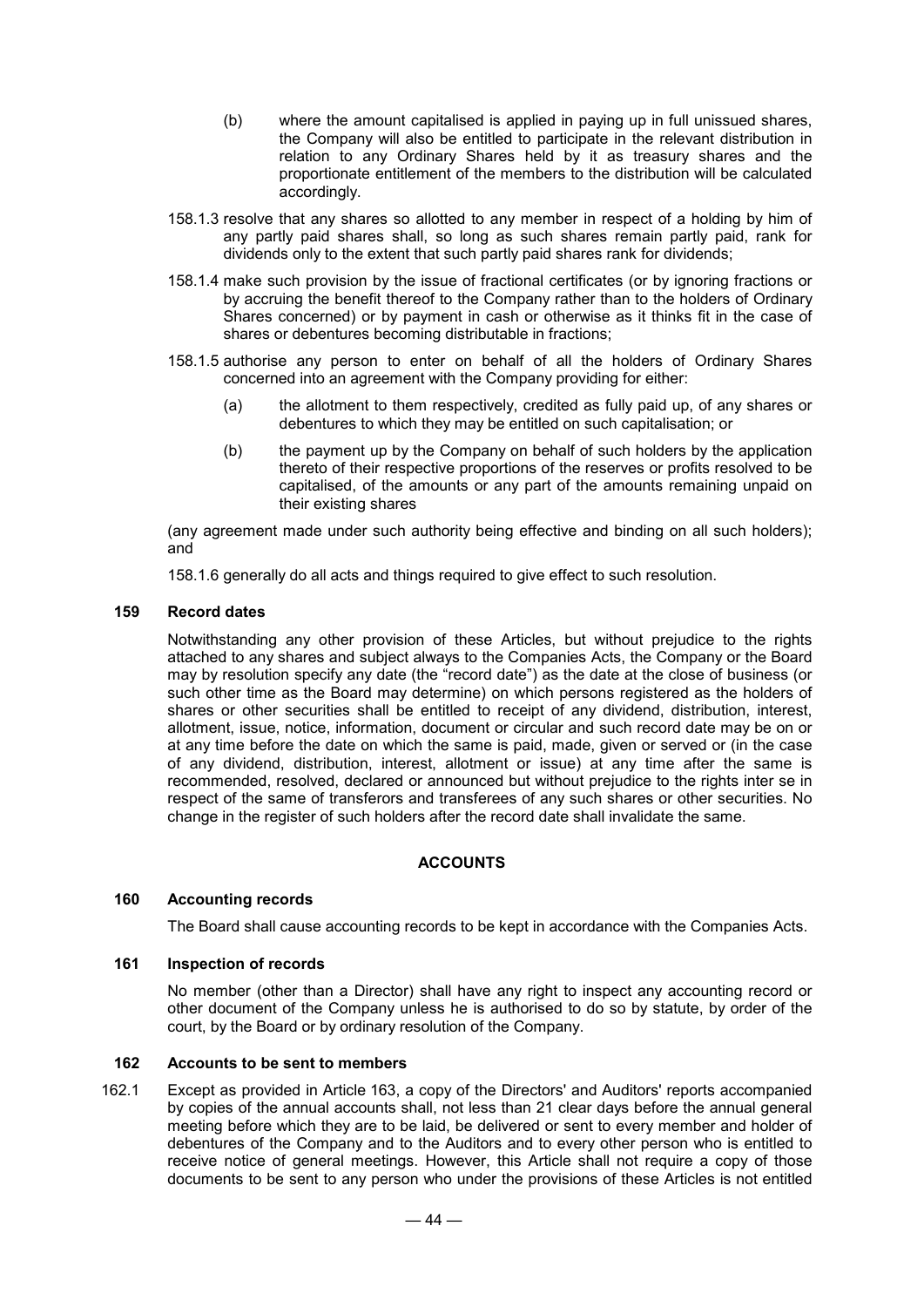(b) where the amount capitalised is applied in paying up in full unissued shares, the Company will also be entitled to participate in the relevant distribution in relation to any Ordinary Shares held by it as treasury shares and the proportionate entitlement of the members to the distribution will be calculated accordingly.

158.1.3 resolve that any shares so allotted to any member in respect of a holding by him of any partly paid shares shall, so long as such shares remain partly paid, rank for dividends only to the extent that such partly paid shares rank for dividends;

158.1.4 make such provision by the issue of fractional certificates (or by ignoring fractions or by accruing the benefit thereof to the Company rather than to the holders of Ordinary Shares concerned) or by payment in cash or otherwise as it thinks fit in the case of shares or debentures becoming distributable in fractions;

158.1.5 authorise any person to enter on behalf of all the holders of Ordinary Shares concerned into an agreement with the Company providing for either:

(a) the allotment to them respectively, credited as fully paid up, of any shares or debentures to which they may be entitled on such capitalisation; or

(b) the payment up by the Company on behalf of such holders by the application thereto of their respective proportions of the reserves or profits resolved to be capitalised, of the amounts or any part of the amounts remaining unpaid on their existing shares

(any agreement made under such authority being effective and binding on all such holders); and

158.1.6 generally do all acts and things required to give effect to such resolution.

### 159 Record dates

Notwithstanding any other provision of these Articles, but without prejudice to the rights attached to any shares and subject always to the Companies Acts, the Company or the Board may by resolution specify any date (the "record date") as the date at the close of business (or such other time as the Board may determine) on which persons registered as the holders of shares or other securities shall be entitled to receipt of any dividend, distribution, interest, allotment, issue, notice, information, document or circular and such record date may be on or at any time before the date on which the same is paid, made, given or served or (in the case of any dividend, distribution, interest, allotment or issue) at any time after the same is recommended, resolved, declared or announced but without prejudice to the rights inter se in respect of the same of transferors and transferees of any such shares or other securities. No change in the register of such holders after the record date shall invalidate the same.

## ACCOUNTS

### 160 Accounting records

The Board shall cause accounting records to be kept in accordance with the Companies Acts.

### 161 Inspection of records

No member (other than a Director) shall have any right to inspect any accounting record or other document of the Company unless he is authorised to do so by statute, by order of the court, by the Board or by ordinary resolution of the Company.

### 162 Accounts to be sent to members

162.1 Except as provided in Article 163, a copy of the Directors' and Auditors' reports accompanied by copies of the annual accounts shall, not less than 21 clear days before the annual general meeting before which they are to be laid, be delivered or sent to every member and holder of debentures of the Company and to the Auditors and to every other person who is entitled to receive notice of general meetings. However, this Article shall not require a copy of those documents to be sent to any person who under the provisions of these Articles is not entitled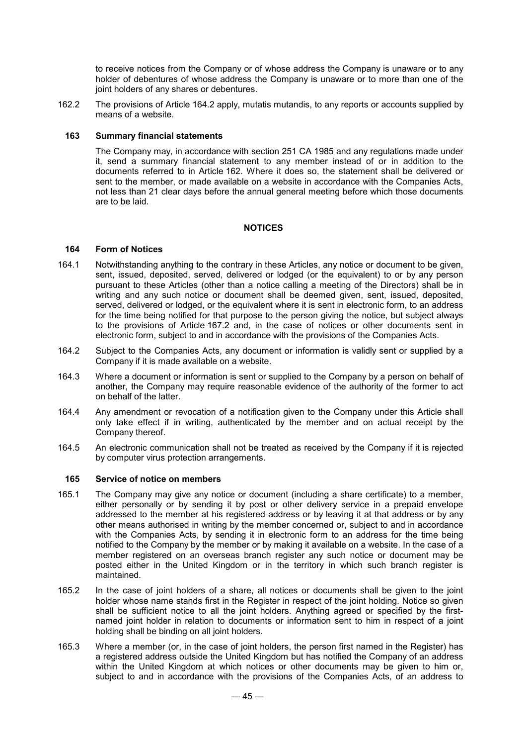to receive notices from the Company or of whose address the Company is unaware or to any holder of debentures of whose address the Company is unaware or to more than one of the joint holders of any shares or debentures.

162.2 The provisions of Article 164.2 apply, mutatis mutandis, to any reports or accounts supplied by means of a website.

### 163 Summary financial statements

The Company may, in accordance with section 251 CA 1985 and any regulations made under it, send a summary financial statement to any member instead of or in addition to the documents referred to in Article 162. Where it does so, the statement shall be delivered or sent to the member, or made available on a website in accordance with the Companies Acts, not less than 21 clear days before the annual general meeting before which those documents are to be laid.

## NOTICES

### 164 Form of Notices

164.1 Notwithstanding anything to the contrary in these Articles, any notice or document to be given, sent, issued, deposited, served, delivered or lodged (or the equivalent) to or by any person pursuant to these Articles (other than a notice calling a meeting of the Directors) shall be in writing and any such notice or document shall be deemed given, sent, issued, deposited, served, delivered or lodged, or the equivalent where it is sent in electronic form, to an address for the time being notified for that purpose to the person giving the notice, but subject always to the provisions of Article 167.2 and, in the case of notices or other documents sent in electronic form, subject to and in accordance with the provisions of the Companies Acts.

164.2 Subject to the Companies Acts, any document or information is validly sent or supplied by a Company if it is made available on a website.

164.3 Where a document or information is sent or supplied to the Company by a person on behalf of another, the Company may require reasonable evidence of the authority of the former to act on behalf of the latter.

164.4 Any amendment or revocation of a notification given to the Company under this Article shall only take effect if in writing, authenticated by the member and on actual receipt by the Company thereof.

164.5 An electronic communication shall not be treated as received by the Company if it is rejected by computer virus protection arrangements.

### 165 Service of notice on members

165.1 The Company may give any notice or document (including a share certificate) to a member, either personally or by sending it by post or other delivery service in a prepaid envelope addressed to the member at his registered address or by leaving it at that address or by any other means authorised in writing by the member concerned or, subject to and in accordance with the Companies Acts, by sending it in electronic form to an address for the time being notified to the Company by the member or by making it available on a website. In the case of a member registered on an overseas branch register any such notice or document may be posted either in the United Kingdom or in the territory in which such branch register is maintained.

165.2 In the case of joint holders of a share, all notices or documents shall be given to the joint holder whose name stands first in the Register in respect of the joint holding. Notice so given shall be sufficient notice to all the joint holders. Anything agreed or specified by the first-named joint holder in relation to documents or information sent to him in respect of a joint holding shall be binding on all joint holders.

165.3 Where a member (or, in the case of joint holders, the person first named in the Register) has a registered address outside the United Kingdom but has notified the Company of an address within the United Kingdom at which notices or other documents may be given to him or, subject to and in accordance with the provisions of the Companies Acts, of an address to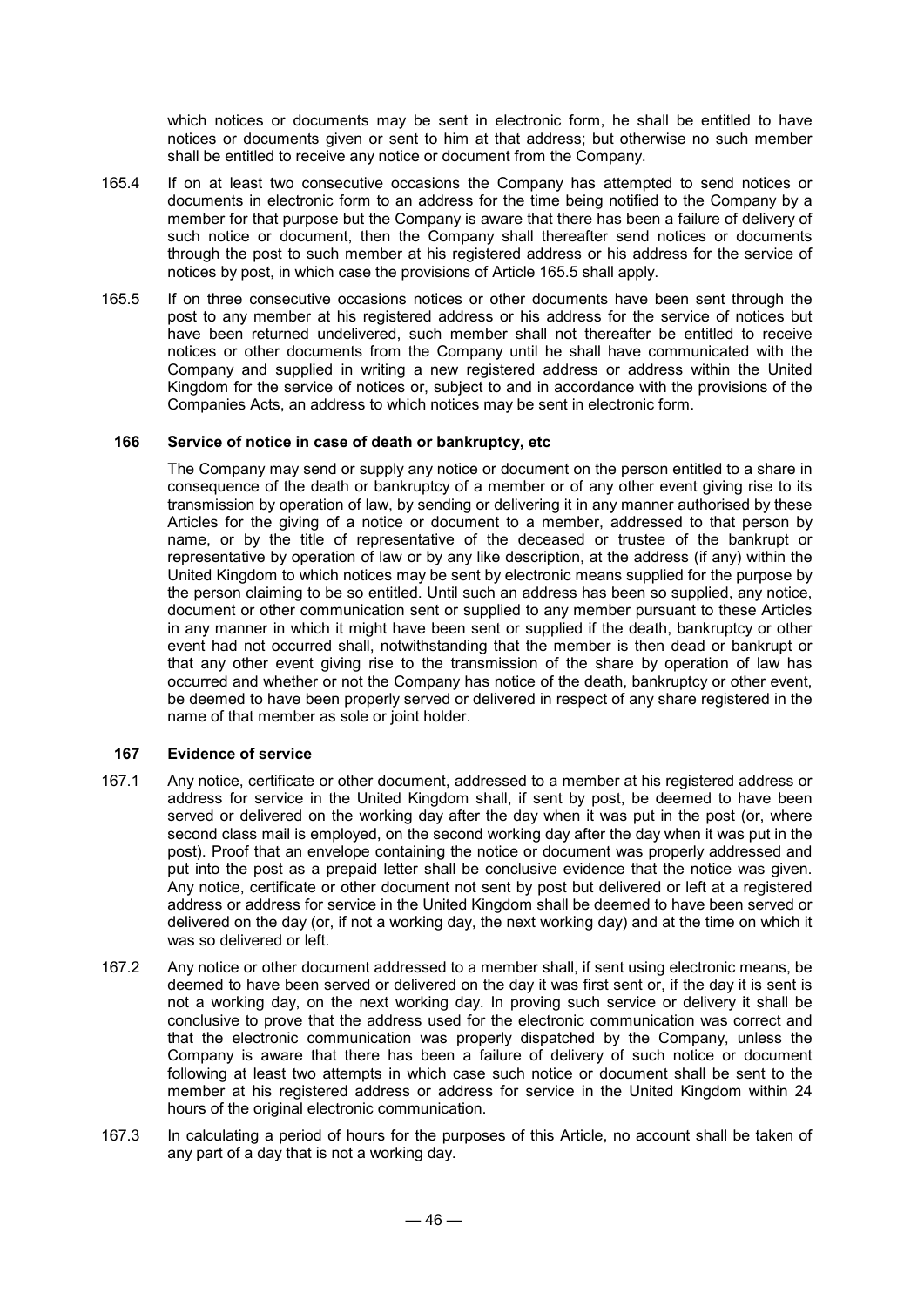which notices or documents may be sent in electronic form, he shall be entitled to have notices or documents given or sent to him at that address; but otherwise no such member shall be entitled to receive any notice or document from the Company.

165.4 If on at least two consecutive occasions the Company has attempted to send notices or documents in electronic form to an address for the time being notified to the Company by a member for that purpose but the Company is aware that there has been a failure of delivery of such notice or document, then the Company shall thereafter send notices or documents through the post to such member at his registered address or his address for the service of notices by post, in which case the provisions of Article 165.5 shall apply.

165.5 If on three consecutive occasions notices or other documents have been sent through the post to any member at his registered address or his address for the service of notices but have been returned undelivered, such member shall not thereafter be entitled to receive notices or other documents from the Company until he shall have communicated with the Company and supplied in writing a new registered address or address within the United Kingdom for the service of notices or, subject to and in accordance with the provisions of the Companies Acts, an address to which notices may be sent in electronic form.

### 166 Service of notice in case of death or bankruptcy, etc

The Company may send or supply any notice or document on the person entitled to a share in consequence of the death or bankruptcy of a member or of any other event giving rise to its transmission by operation of law, by sending or delivering it in any manner authorised by these Articles for the giving of a notice or document to a member, addressed to that person by name, or by the title of representative of the deceased or trustee of the bankrupt or representative by operation of law or by any like description, at the address (if any) within the United Kingdom to which notices may be sent by electronic means supplied for the purpose by the person claiming to be so entitled. Until such an address has been so supplied, any notice, document or other communication sent or supplied to any member pursuant to these Articles in any manner in which it might have been sent or supplied if the death, bankruptcy or other event had not occurred shall, notwithstanding that the member is then dead or bankrupt or that any other event giving rise to the transmission of the share by operation of law has occurred and whether or not the Company has notice of the death, bankruptcy or other event, be deemed to have been properly served or delivered in respect of any share registered in the name of that member as sole or joint holder.

### 167 Evidence of service

167.1 Any notice, certificate or other document, addressed to a member at his registered address or address for service in the United Kingdom shall, if sent by post, be deemed to have been served or delivered on the working day after the day when it was put in the post (or, where second class mail is employed, on the second working day after the day when it was put in the post). Proof that an envelope containing the notice or document was properly addressed and put into the post as a prepaid letter shall be conclusive evidence that the notice was given. Any notice, certificate or other document not sent by post but delivered or left at a registered address or address for service in the United Kingdom shall be deemed to have been served or delivered on the day (or, if not a working day, the next working day) and at the time on which it was so delivered or left.

167.2 Any notice or other document addressed to a member shall, if sent using electronic means, be deemed to have been served or delivered on the day it was first sent or, if the day it is sent is not a working day, on the next working day. In proving such service or delivery it shall be conclusive to prove that the address used for the electronic communication was correct and that the electronic communication was properly dispatched by the Company, unless the Company is aware that there has been a failure of delivery of such notice or document following at least two attempts in which case such notice or document shall be sent to the member at his registered address or address for service in the United Kingdom within 24 hours of the original electronic communication.

167.3 In calculating a period of hours for the purposes of this Article, no account shall be taken of any part of a day that is not a working day.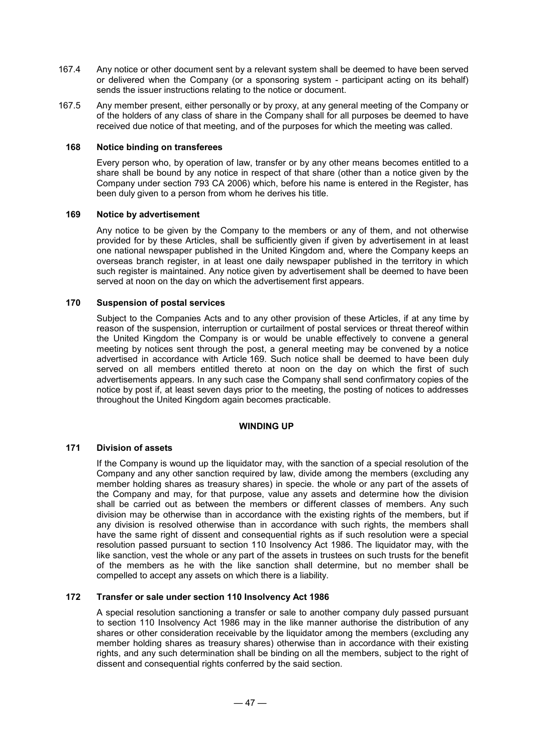167.4 Any notice or other document sent by a relevant system shall be deemed to have been served or delivered when the Company (or a sponsoring system - participant acting on its behalf) sends the issuer instructions relating to the notice or document.

167.5 Any member present, either personally or by proxy, at any general meeting of the Company or of the holders of any class of share in the Company shall for all purposes be deemed to have received due notice of that meeting, and of the purposes for which the meeting was called.

### 168 Notice binding on transferees

Every person who, by operation of law, transfer or by any other means becomes entitled to a share shall be bound by any notice in respect of that share (other than a notice given by the Company under section 793 CA 2006) which, before his name is entered in the Register, has been duly given to a person from whom he derives his title.

### 169 Notice by advertisement

Any notice to be given by the Company to the members or any of them, and not otherwise provided for by these Articles, shall be sufficiently given if given by advertisement in at least one national newspaper published in the United Kingdom and, where the Company keeps an overseas branch register, in at least one daily newspaper published in the territory in which such register is maintained. Any notice given by advertisement shall be deemed to have been served at noon on the day on which the advertisement first appears.

### 170 Suspension of postal services

Subject to the Companies Acts and to any other provision of these Articles, if at any time by reason of the suspension, interruption or curtailment of postal services or threat thereof within the United Kingdom the Company is or would be unable effectively to convene a general meeting by notices sent through the post, a general meeting may be convened by a notice advertised in accordance with Article 169. Such notice shall be deemed to have been duly served on all members entitled thereto at noon on the day on which the first of such advertisements appears. In any such case the Company shall send confirmatory copies of the notice by post if, at least seven days prior to the meeting, the posting of notices to addresses throughout the United Kingdom again becomes practicable.

## WINDING UP

### 171 Division of assets

If the Company is wound up the liquidator may, with the sanction of a special resolution of the Company and any other sanction required by law, divide among the members (excluding any member holding shares as treasury shares) in specie. the whole or any part of the assets of the Company and may, for that purpose, value any assets and determine how the division shall be carried out as between the members or different classes of members. Any such division may be otherwise than in accordance with the existing rights of the members, but if any division is resolved otherwise than in accordance with such rights, the members shall have the same right of dissent and consequential rights as if such resolution were a special resolution passed pursuant to section 110 Insolvency Act 1986. The liquidator may, with the like sanction, vest the whole or any part of the assets in trustees on such trusts for the benefit of the members as he with the like sanction shall determine, but no member shall be compelled to accept any assets on which there is a liability.

### 172 Transfer or sale under section 110 Insolvency Act 1986

A special resolution sanctioning a transfer or sale to another company duly passed pursuant to section 110 Insolvency Act 1986 may in the like manner authorise the distribution of any shares or other consideration receivable by the liquidator among the members (excluding any member holding shares as treasury shares) otherwise than in accordance with their existing rights, and any such determination shall be binding on all the members, subject to the right of dissent and consequential rights conferred by the said section.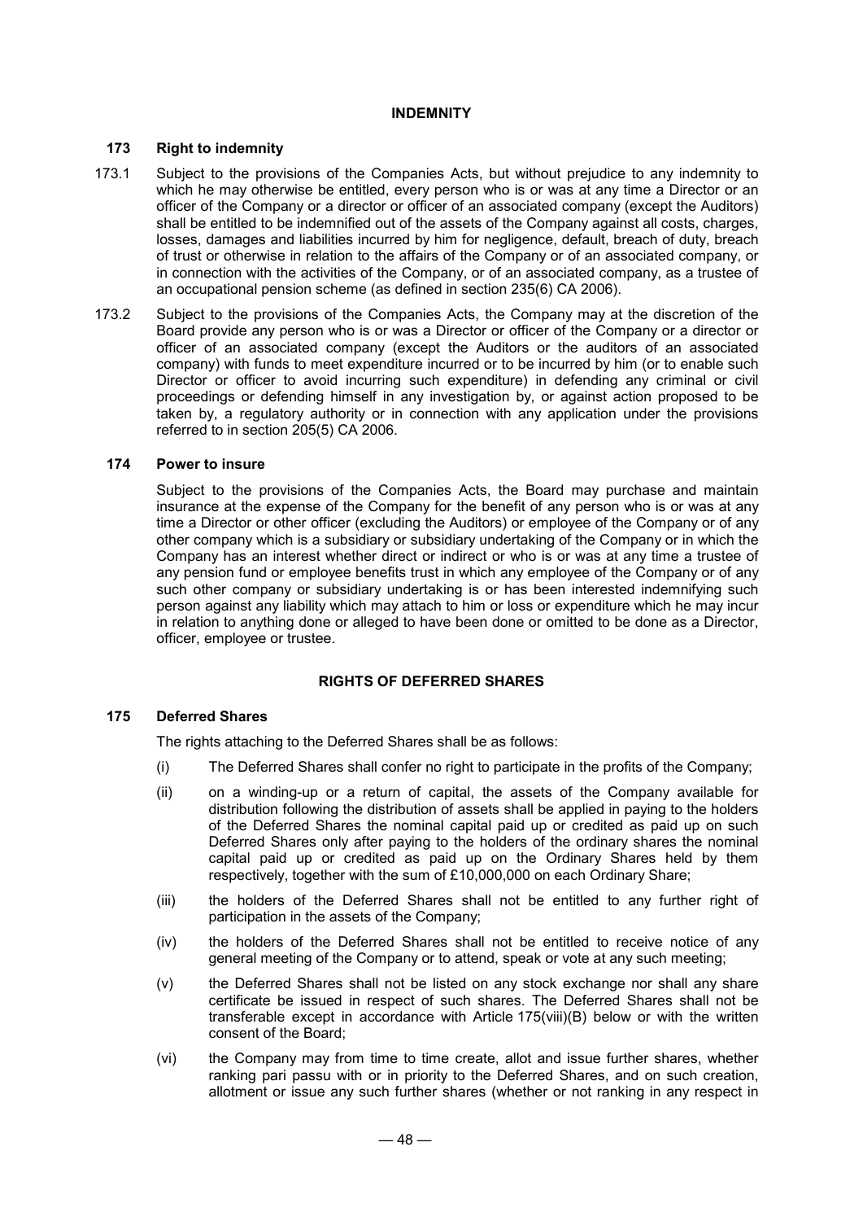## INDEMNITY

### 173 Right to indemnity

173.1 Subject to the provisions of the Companies Acts, but without prejudice to any indemnity to which he may otherwise be entitled, every person who is or was at any time a Director or an officer of the Company or a director or officer of an associated company (except the Auditors) shall be entitled to be indemnified out of the assets of the Company against all costs, charges, losses, damages and liabilities incurred by him for negligence, default, breach of duty, breach of trust or otherwise in relation to the affairs of the Company or of an associated company, or in connection with the activities of the Company, or of an associated company, as a trustee of an occupational pension scheme (as defined in section 235(6) CA 2006).

173.2 Subject to the provisions of the Companies Acts, the Company may at the discretion of the Board provide any person who is or was a Director or officer of the Company or a director or officer of an associated company (except the Auditors or the auditors of an associated company) with funds to meet expenditure incurred or to be incurred by him (or to enable such Director or officer to avoid incurring such expenditure) in defending any criminal or civil proceedings or defending himself in any investigation by, or against action proposed to be taken by, a regulatory authority or in connection with any application under the provisions referred to in section 205(5) CA 2006.

### 174 Power to insure

Subject to the provisions of the Companies Acts, the Board may purchase and maintain insurance at the expense of the Company for the benefit of any person who is or was at any time a Director or other officer (excluding the Auditors) or employee of the Company or of any other company which is a subsidiary or subsidiary undertaking of the Company or in which the Company has an interest whether direct or indirect or who is or was at any time a trustee of any pension fund or employee benefits trust in which any employee of the Company or of any such other company or subsidiary undertaking is or has been interested indemnifying such person against any liability which may attach to him or loss or expenditure which he may incur in relation to anything done or alleged to have been done or omitted to be done as a Director, officer, employee or trustee.

## RIGHTS OF DEFERRED SHARES

### 175 Deferred Shares

The rights attaching to the Deferred Shares shall be as follows:

(i) The Deferred Shares shall confer no right to participate in the profits of the Company;

(ii) on a winding-up or a return of capital, the assets of the Company available for distribution following the distribution of assets shall be applied in paying to the holders of the Deferred Shares the nominal capital paid up or credited as paid up on such Deferred Shares only after paying to the holders of the ordinary shares the nominal capital paid up or credited as paid up on the Ordinary Shares held by them respectively, together with the sum of £10,000,000 on each Ordinary Share;

(iii) the holders of the Deferred Shares shall not be entitled to any further right of participation in the assets of the Company;

(iv) the holders of the Deferred Shares shall not be entitled to receive notice of any general meeting of the Company or to attend, speak or vote at any such meeting;

(v) the Deferred Shares shall not be listed on any stock exchange nor shall any share certificate be issued in respect of such shares. The Deferred Shares shall not be transferable except in accordance with Article 175(viii)(B) below or with the written consent of the Board;

(vi) the Company may from time to time create, allot and issue further shares, whether ranking pari passu with or in priority to the Deferred Shares, and on such creation, allotment or issue any such further shares (whether or not ranking in any respect in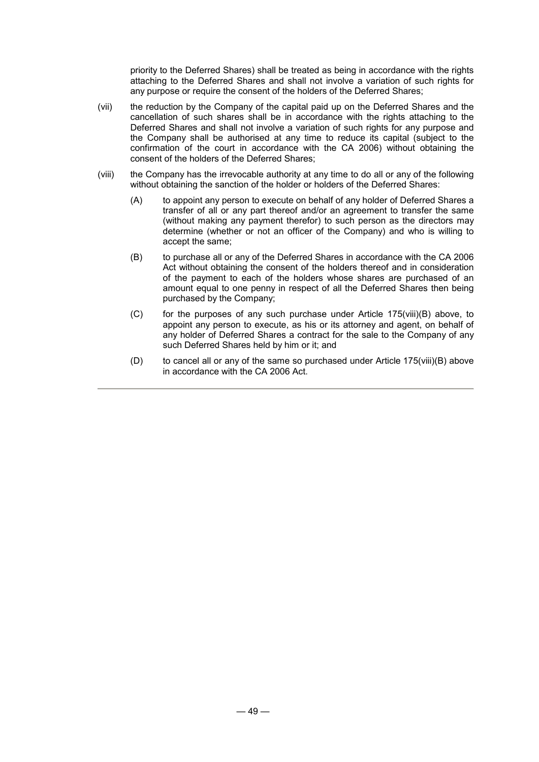priority to the Deferred Shares) shall be treated as being in accordance with the rights attaching to the Deferred Shares and shall not involve a variation of such rights for any purpose or require the consent of the holders of the Deferred Shares;

(vii) the reduction by the Company of the capital paid up on the Deferred Shares and the cancellation of such shares shall be in accordance with the rights attaching to the Deferred Shares and shall not involve a variation of such rights for any purpose and the Company shall be authorised at any time to reduce its capital (subject to the confirmation of the court in accordance with the CA 2006) without obtaining the consent of the holders of the Deferred Shares;

(viii) the Company has the irrevocable authority at any time to do all or any of the following without obtaining the sanction of the holder or holders of the Deferred Shares:

(A) to appoint any person to execute on behalf of any holder of Deferred Shares a transfer of all or any part thereof and/or an agreement to transfer the same (without making any payment therefor) to such person as the directors may determine (whether or not an officer of the Company) and who is willing to accept the same;

(B) to purchase all or any of the Deferred Shares in accordance with the CA 2006 Act without obtaining the consent of the holders thereof and in consideration of the payment to each of the holders whose shares are purchased of an amount equal to one penny in respect of all the Deferred Shares then being purchased by the Company;

(C) for the purposes of any such purchase under Article 175(viii)(B) above, to appoint any person to execute, as his or its attorney and agent, on behalf of any holder of Deferred Shares a contract for the sale to the Company of any such Deferred Shares held by him or it; and

(D) to cancel all or any of the same so purchased under Article 175(viii)(B) above in accordance with the CA 2006 Act.